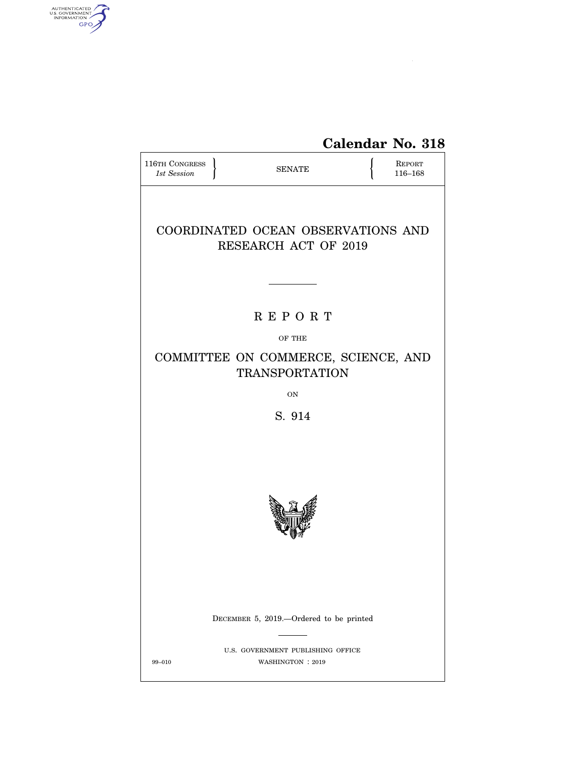Calendar No. 318

116TH CONGRESS
*1st Session*

SENATE

REPORT
116–168

# COORDINATED OCEAN OBSERVATIONS AND RESEARCH ACT OF 2019

## R E P O R T

OF THE

## COMMITTEE ON COMMERCE, SCIENCE, AND TRANSPORTATION

ON

## S. 914

DECEMBER 5, 2019.—Ordered to be printed

U.S. GOVERNMENT PUBLISHING OFFICE

99–010 WASHINGTON : 2019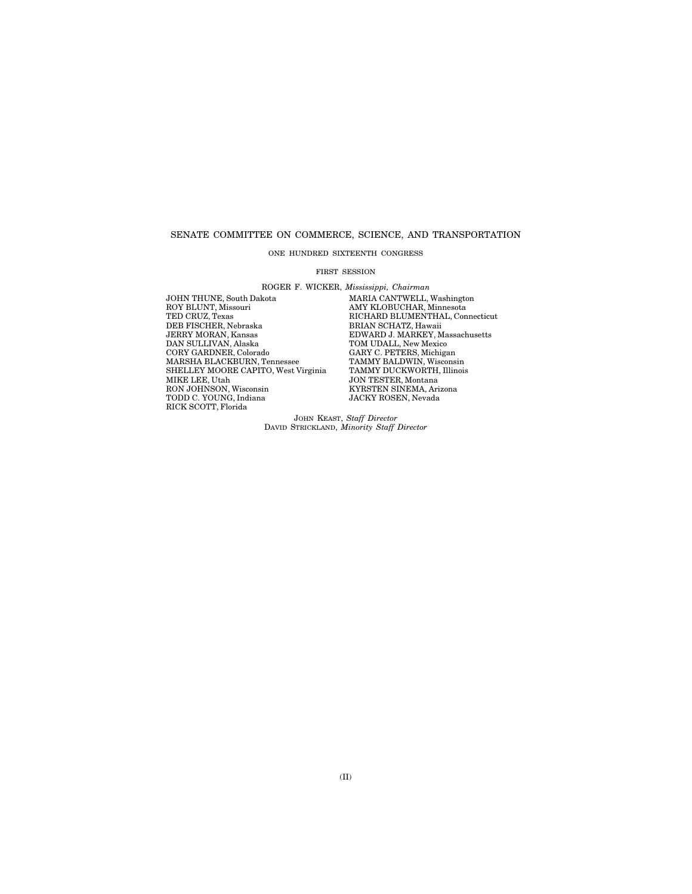## SENATE COMMITTEE ON COMMERCE, SCIENCE, AND TRANSPORTATION

ONE HUNDRED SIXTEENTH CONGRESS

FIRST SESSION

ROGER F. WICKER, *Mississippi, Chairman*

JOHN THUNE, South Dakota
ROY BLUNT, Missouri
TED CRUZ, Texas
DEB FISCHER, Nebraska
JERRY MORAN, Kansas
DAN SULLIVAN, Alaska
CORY GARDNER, Colorado
MARSHA BLACKBURN, Tennessee
SHELLEY MOORE CAPITO, West Virginia
MIKE LEE, Utah
RON JOHNSON, Wisconsin
TODD C. YOUNG, Indiana
RICK SCOTT, Florida

MARIA CANTWELL, Washington
AMY KLOBUCHAR, Minnesota
RICHARD BLUMENTHAL, Connecticut
BRIAN SCHATZ, Hawaii
EDWARD J. MARKEY, Massachusetts
TOM UDALL, New Mexico
GARY C. PETERS, Michigan
TAMMY BALDWIN, Wisconsin
TAMMY DUCKWORTH, Illinois
JON TESTER, Montana
KYRSTEN SINEMA, Arizona
JACKY ROSEN, Nevada

JOHN KEAST, *Staff Director*
DAVID STRICKLAND, *Minority Staff Director*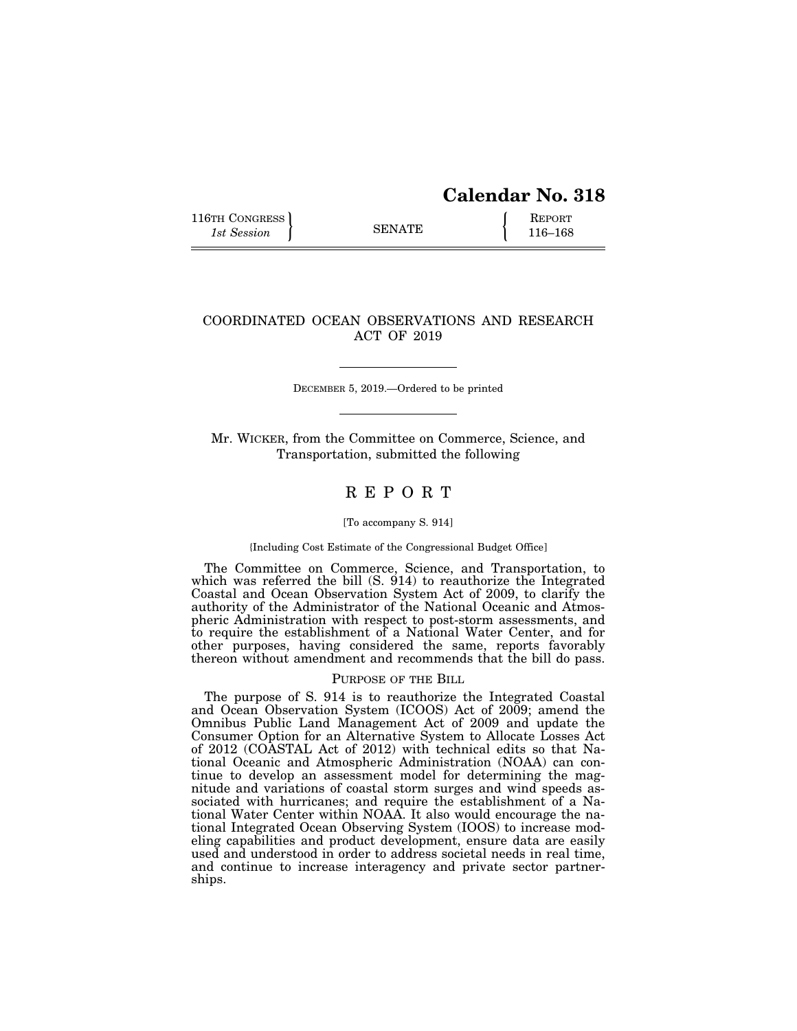# Calendar No. 318

116TH CONGRESS
*1st Session*

SENATE

REPORT
116–168

## COORDINATED OCEAN OBSERVATIONS AND RESEARCH ACT OF 2019

DECEMBER 5, 2019.—Ordered to be printed

Mr. WICKER, from the Committee on Commerce, Science, and Transportation, submitted the following

## R E P O R T

[To accompany S. 914]

[Including Cost Estimate of the Congressional Budget Office]

The Committee on Commerce, Science, and Transportation, to which was referred the bill (S. 914) to reauthorize the Integrated Coastal and Ocean Observation System Act of 2009, to clarify the authority of the Administrator of the National Oceanic and Atmospheric Administration with respect to post-storm assessments, and to require the establishment of a National Water Center, and for other purposes, having considered the same, reports favorably thereon without amendment and recommends that the bill do pass.

### PURPOSE OF THE BILL

The purpose of S. 914 is to reauthorize the Integrated Coastal and Ocean Observation System (ICOOS) Act of 2009; amend the Omnibus Public Land Management Act of 2009 and update the Consumer Option for an Alternative System to Allocate Losses Act of 2012 (COASTAL Act of 2012) with technical edits so that National Oceanic and Atmospheric Administration (NOAA) can continue to develop an assessment model for determining the magnitude and variations of coastal storm surges and wind speeds associated with hurricanes; and require the establishment of a National Water Center within NOAA. It also would encourage the national Integrated Ocean Observing System (IOOS) to increase modeling capabilities and product development, ensure data are easily used and understood in order to address societal needs in real time, and continue to increase interagency and private sector partnerships.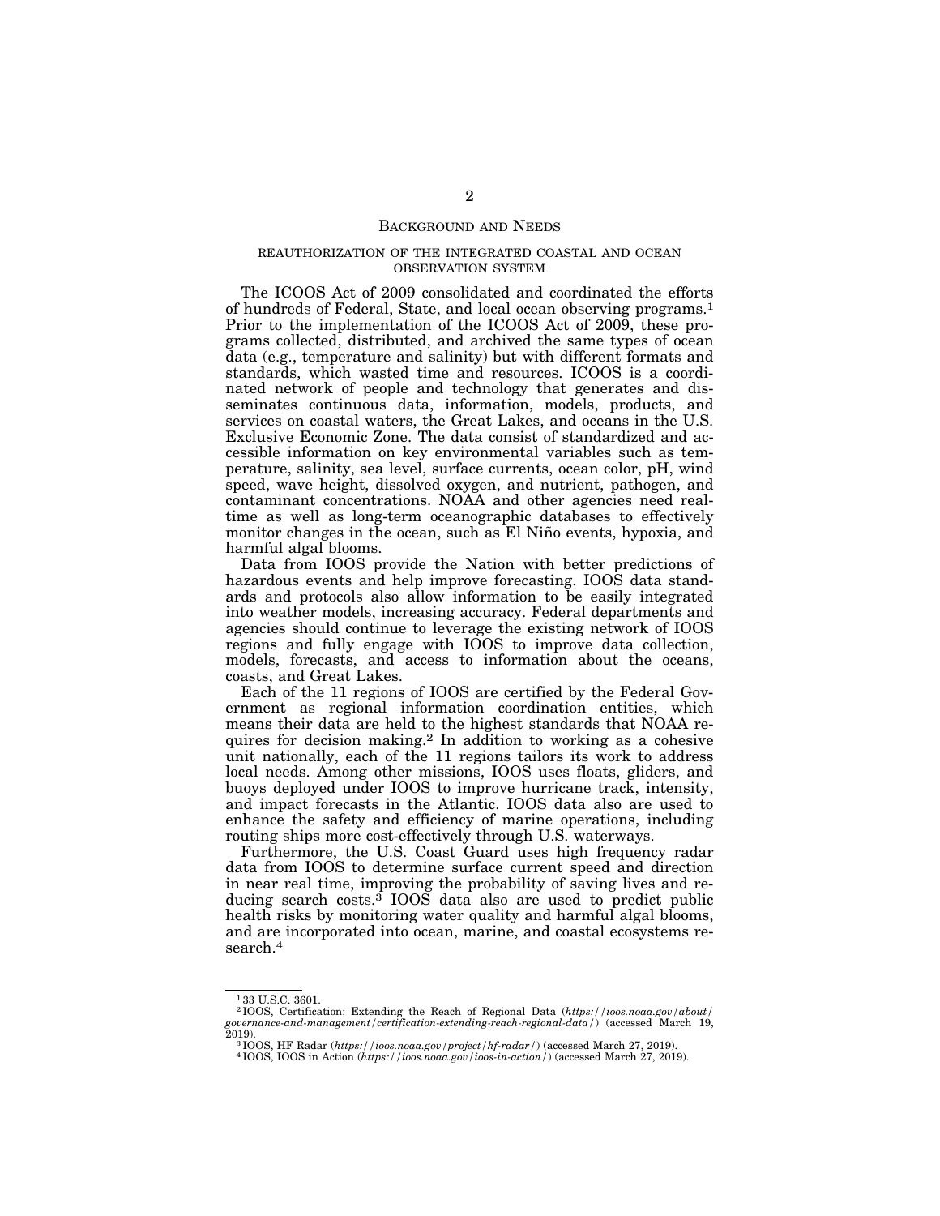## BACKGROUND AND NEEDS

### REAUTHORIZATION OF THE INTEGRATED COASTAL AND OCEAN OBSERVATION SYSTEM

The ICOOS Act of 2009 consolidated and coordinated the efforts of hundreds of Federal, State, and local ocean observing programs.[1] Prior to the implementation of the ICOOS Act of 2009, these programs collected, distributed, and archived the same types of ocean data (e.g., temperature and salinity) but with different formats and standards, which wasted time and resources. ICOOS is a coordinated network of people and technology that generates and disseminates continuous data, information, models, products, and services on coastal waters, the Great Lakes, and oceans in the U.S. Exclusive Economic Zone. The data consist of standardized and accessible information on key environmental variables such as temperature, salinity, sea level, surface currents, ocean color, pH, wind speed, wave height, dissolved oxygen, and nutrient, pathogen, and contaminant concentrations. NOAA and other agencies need real-time as well as long-term oceanographic databases to effectively monitor changes in the ocean, such as El Niño events, hypoxia, and harmful algal blooms.

Data from IOOS provide the Nation with better predictions of hazardous events and help improve forecasting. IOOS data standards and protocols also allow information to be easily integrated into weather models, increasing accuracy. Federal departments and agencies should continue to leverage the existing network of IOOS regions and fully engage with IOOS to improve data collection, models, forecasts, and access to information about the oceans, coasts, and Great Lakes.

Each of the 11 regions of IOOS are certified by the Federal Government as regional information coordination entities, which means their data are held to the highest standards that NOAA requires for decision making.[2] In addition to working as a cohesive unit nationally, each of the 11 regions tailors its work to address local needs. Among other missions, IOOS uses floats, gliders, and buoys deployed under IOOS to improve hurricane track, intensity, and impact forecasts in the Atlantic. IOOS data also are used to enhance the safety and efficiency of marine operations, including routing ships more cost-effectively through U.S. waterways.

Furthermore, the U.S. Coast Guard uses high frequency radar data from IOOS to determine surface current speed and direction in near real time, improving the probability of saving lives and reducing search costs.[3] IOOS data also are used to predict public health risks by monitoring water quality and harmful algal blooms, and are incorporated into ocean, marine, and coastal ecosystems research.[4]

---

[1] 33 U.S.C. 3601.

[2] IOOS, Certification: Extending the Reach of Regional Data (*https://ioos.noaa.gov/about/governance-and-management/certification-extending-reach-regional-data/*) (accessed March 19, 2019).

[3] IOOS, HF Radar (*https://ioos.noaa.gov/project/hf-radar/*) (accessed March 27, 2019).

[4] IOOS, IOOS in Action (*https://ioos.noaa.gov/ioos-in-action/*) (accessed March 27, 2019).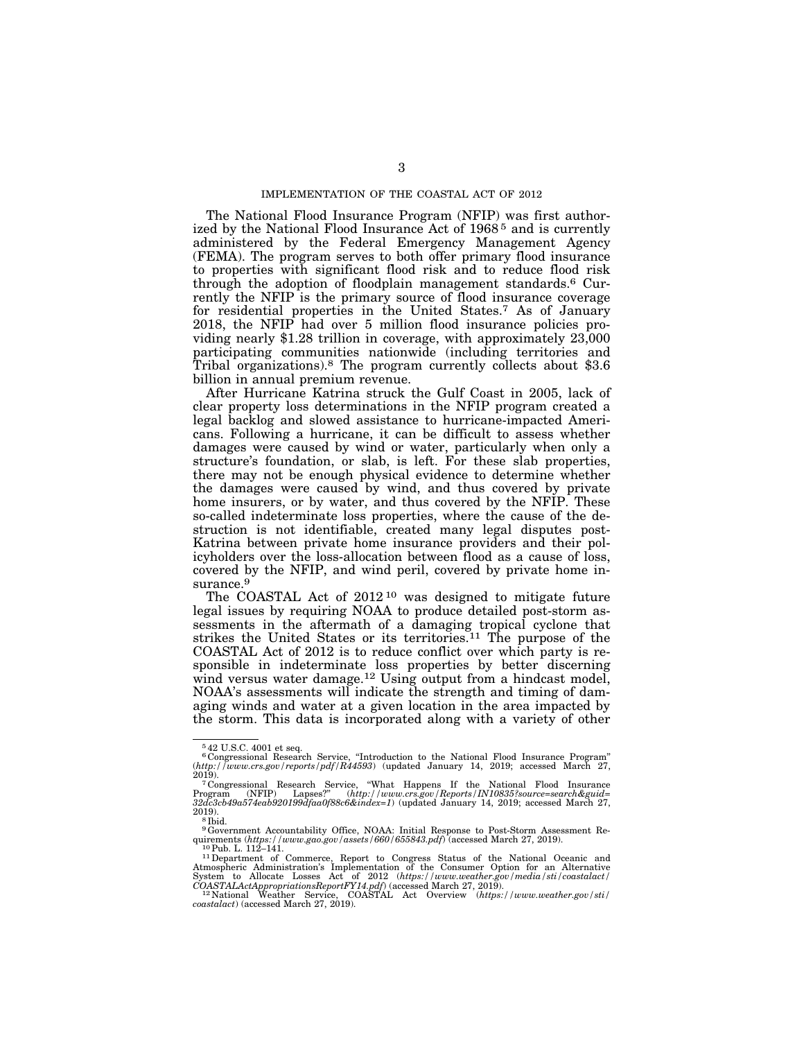## IMPLEMENTATION OF THE COASTAL ACT OF 2012

The National Flood Insurance Program (NFIP) was first authorized by the National Flood Insurance Act of 1968[5] and is currently administered by the Federal Emergency Management Agency (FEMA). The program serves to both offer primary flood insurance to properties with significant flood risk and to reduce flood risk through the adoption of floodplain management standards.[6] Currently the NFIP is the primary source of flood insurance coverage for residential properties in the United States.[7] As of January 2018, the NFIP had over 5 million flood insurance policies providing nearly $1.28 trillion in coverage, with approximately 23,000 participating communities nationwide (including territories and Tribal organizations).[8] The program currently collects about $3.6 billion in annual premium revenue.

After Hurricane Katrina struck the Gulf Coast in 2005, lack of clear property loss determinations in the NFIP program created a legal backlog and slowed assistance to hurricane-impacted Americans. Following a hurricane, it can be difficult to assess whether damages were caused by wind or water, particularly when only a structure's foundation, or slab, is left. For these slab properties, there may not be enough physical evidence to determine whether the damages were caused by wind, and thus covered by private home insurers, or by water, and thus covered by the NFIP. These so-called indeterminate loss properties, where the cause of the destruction is not identifiable, created many legal disputes post-Katrina between private home insurance providers and their policyholders over the loss-allocation between flood as a cause of loss, covered by the NFIP, and wind peril, covered by private home insurance.[9]

The COASTAL Act of 2012[10] was designed to mitigate future legal issues by requiring NOAA to produce detailed post-storm assessments in the aftermath of a damaging tropical cyclone that strikes the United States or its territories.[11] The purpose of the COASTAL Act of 2012 is to reduce conflict over which party is responsible in indeterminate loss properties by better discerning wind versus water damage.[12] Using output from a hindcast model, NOAA's assessments will indicate the strength and timing of damaging winds and water at a given location in the area impacted by the storm. This data is incorporated along with a variety of other

---

[5] 42 U.S.C. 4001 et seq.

[6] Congressional Research Service, "Introduction to the National Flood Insurance Program" (*http://www.crs.gov/reports/pdf/R44593*) (updated January 14, 2019; accessed March 27, 2019).

[7] Congressional Research Service, "What Happens If the National Flood Insurance Program (NFIP) Lapses?" (*http://www.crs.gov/Reports/IN10835?source=search&guid=32dc3cb49a574eab920199dfaa0f88c6&index=1*) (updated January 14, 2019; accessed March 27, 2019).

[8] Ibid.

[9] Government Accountability Office, NOAA: Initial Response to Post-Storm Assessment Requirements (*https://www.gao.gov/assets/660/655843.pdf*) (accessed March 27, 2019).

[10] Pub. L. 112–141.

[11] Department of Commerce, Report to Congress Status of the National Oceanic and Atmospheric Administration's Implementation of the Consumer Option for an Alternative System to Allocate Losses Act of 2012 (*https://www.weather.gov/media/sti/coastalact/COASTALActAppropriationsReportFY14.pdf*) (accessed March 27, 2019).

[12] National Weather Service, COASTAL Act Overview (*https://www.weather.gov/sti/coastalact*) (accessed March 27, 2019).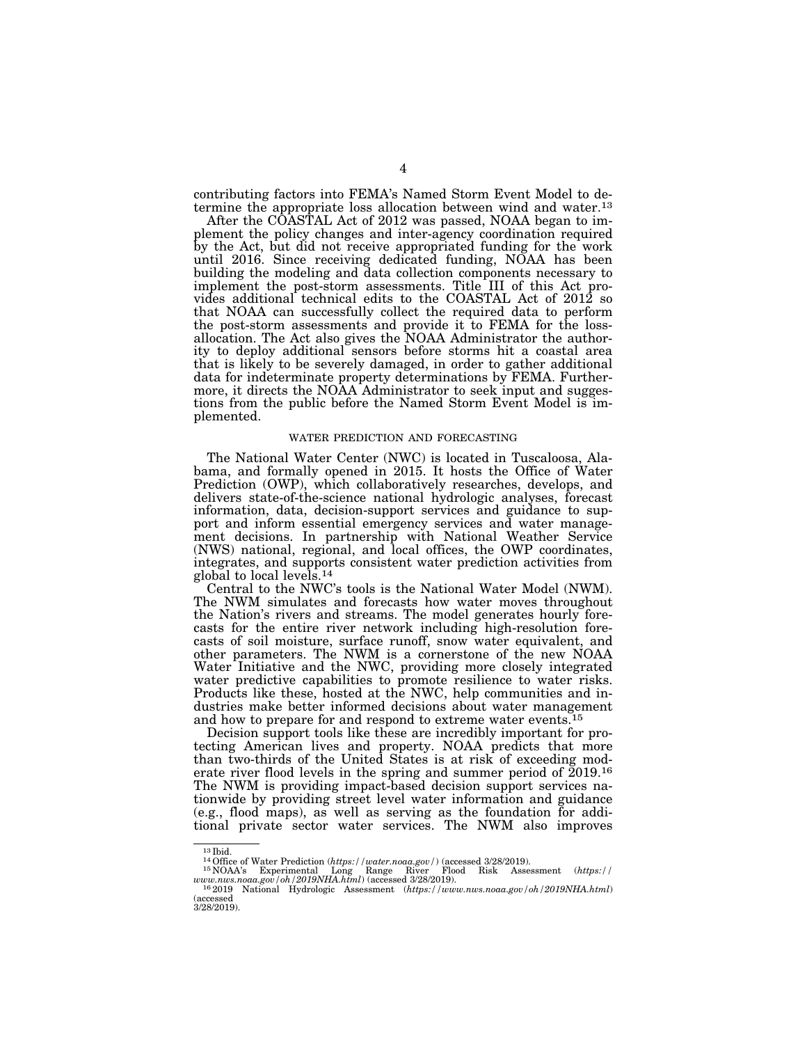contributing factors into FEMA's Named Storm Event Model to determine the appropriate loss allocation between wind and water.[13]

After the COASTAL Act of 2012 was passed, NOAA began to implement the policy changes and inter-agency coordination required by the Act, but did not receive appropriated funding for the work until 2016. Since receiving dedicated funding, NOAA has been building the modeling and data collection components necessary to implement the post-storm assessments. Title III of this Act provides additional technical edits to the COASTAL Act of 2012 so that NOAA can successfully collect the required data to perform the post-storm assessments and provide it to FEMA for the loss-allocation. The Act also gives the NOAA Administrator the authority to deploy additional sensors before storms hit a coastal area that is likely to be severely damaged, in order to gather additional data for indeterminate property determinations by FEMA. Furthermore, it directs the NOAA Administrator to seek input and suggestions from the public before the Named Storm Event Model is implemented.

## WATER PREDICTION AND FORECASTING

The National Water Center (NWC) is located in Tuscaloosa, Alabama, and formally opened in 2015. It hosts the Office of Water Prediction (OWP), which collaboratively researches, develops, and delivers state-of-the-science national hydrologic analyses, forecast information, data, decision-support services and guidance to support and inform essential emergency services and water management decisions. In partnership with National Weather Service (NWS) national, regional, and local offices, the OWP coordinates, integrates, and supports consistent water prediction activities from global to local levels.[14]

Central to the NWC's tools is the National Water Model (NWM). The NWM simulates and forecasts how water moves throughout the Nation's rivers and streams. The model generates hourly forecasts for the entire river network including high-resolution forecasts of soil moisture, surface runoff, snow water equivalent, and other parameters. The NWM is a cornerstone of the new NOAA Water Initiative and the NWC, providing more closely integrated water predictive capabilities to promote resilience to water risks. Products like these, hosted at the NWC, help communities and industries make better informed decisions about water management and how to prepare for and respond to extreme water events.[15]

Decision support tools like these are incredibly important for protecting American lives and property. NOAA predicts that more than two-thirds of the United States is at risk of exceeding moderate river flood levels in the spring and summer period of 2019.[16] The NWM is providing impact-based decision support services nationwide by providing street level water information and guidance (e.g., flood maps), as well as serving as the foundation for additional private sector water services. The NWM also improves

---

[13] Ibid.

[14] Office of Water Prediction (*https://water.noaa.gov/*) (accessed 3/28/2019).

[15] NOAA's Experimental Long Range River Flood Risk Assessment (*https://www.nws.noaa.gov/oh/2019NHA.html*) (accessed 3/28/2019).

[16] 2019 National Hydrologic Assessment (*https://www.nws.noaa.gov/oh/2019NHA.html*) (accessed 3/28/2019).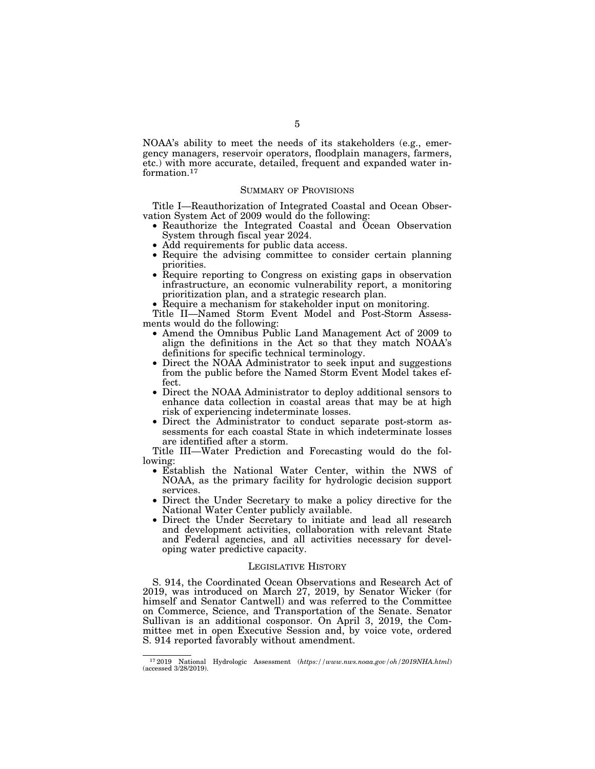NOAA's ability to meet the needs of its stakeholders (e.g., emergency managers, reservoir operators, floodplain managers, farmers, etc.) with more accurate, detailed, frequent and expanded water information.[17]

## SUMMARY OF PROVISIONS

Title I—Reauthorization of Integrated Coastal and Ocean Observation System Act of 2009 would do the following:

- Reauthorize the Integrated Coastal and Ocean Observation System through fiscal year 2024.
- Add requirements for public data access.
- Require the advising committee to consider certain planning priorities.
- Require reporting to Congress on existing gaps in observation infrastructure, an economic vulnerability report, a monitoring prioritization plan, and a strategic research plan.
- Require a mechanism for stakeholder input on monitoring.

Title II—Named Storm Event Model and Post-Storm Assessments would do the following:

- Amend the Omnibus Public Land Management Act of 2009 to align the definitions in the Act so that they match NOAA's definitions for specific technical terminology.
- Direct the NOAA Administrator to seek input and suggestions from the public before the Named Storm Event Model takes effect.
- Direct the NOAA Administrator to deploy additional sensors to enhance data collection in coastal areas that may be at high risk of experiencing indeterminate losses.
- Direct the Administrator to conduct separate post-storm assessments for each coastal State in which indeterminate losses are identified after a storm.

Title III—Water Prediction and Forecasting would do the following:

- Establish the National Water Center, within the NWS of NOAA, as the primary facility for hydrologic decision support services.
- Direct the Under Secretary to make a policy directive for the National Water Center publicly available.
- Direct the Under Secretary to initiate and lead all research and development activities, collaboration with relevant State and Federal agencies, and all activities necessary for developing water predictive capacity.

## LEGISLATIVE HISTORY

S. 914, the Coordinated Ocean Observations and Research Act of 2019, was introduced on March 27, 2019, by Senator Wicker (for himself and Senator Cantwell) and was referred to the Committee on Commerce, Science, and Transportation of the Senate. Senator Sullivan is an additional cosponsor. On April 3, 2019, the Committee met in open Executive Session and, by voice vote, ordered S. 914 reported favorably without amendment.

---

[17] 2019 National Hydrologic Assessment (*https://www.nws.noaa.gov/oh/2019NHA.html*) (accessed 3/28/2019).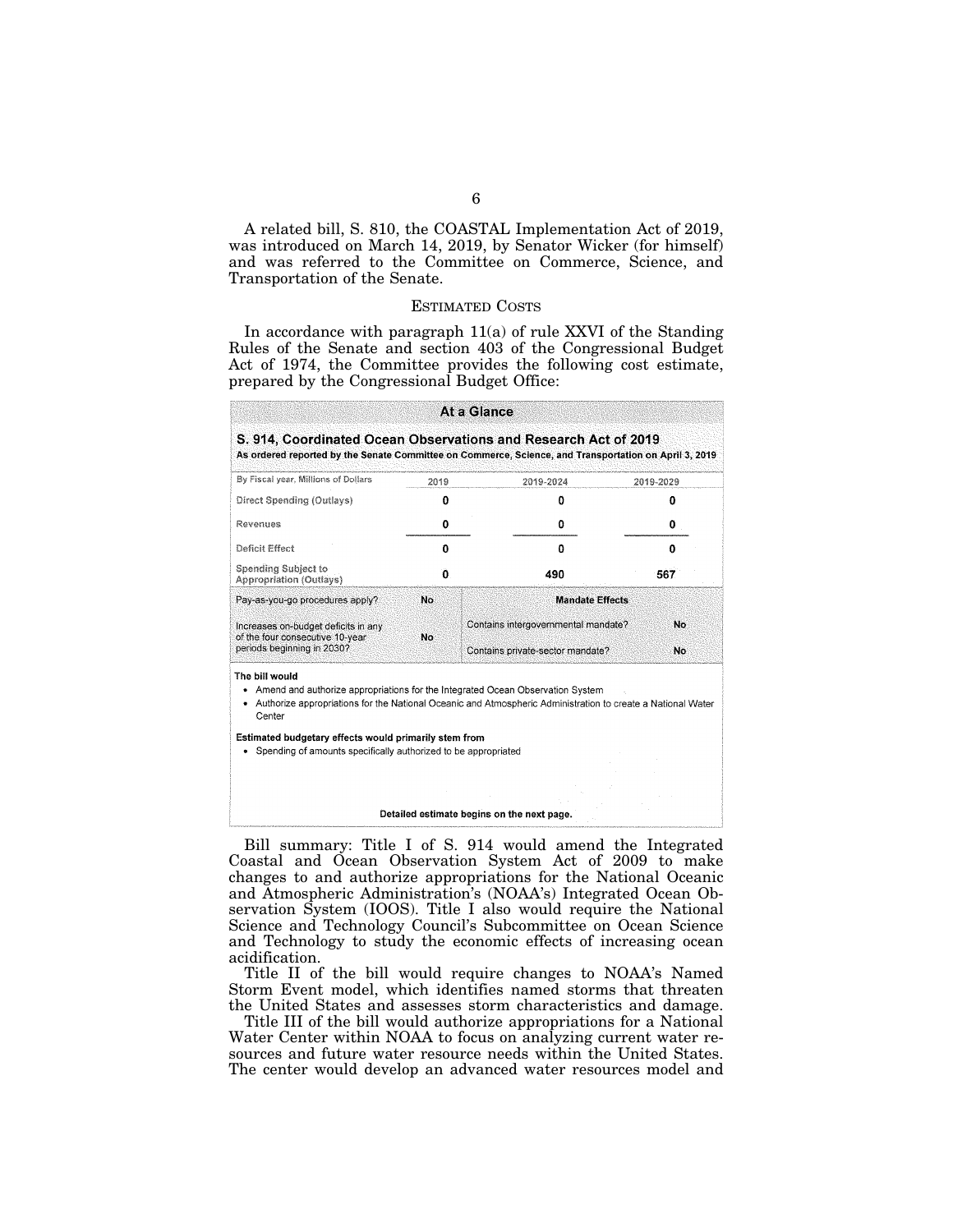A related bill, S. 810, the COASTAL Implementation Act of 2019, was introduced on March 14, 2019, by Senator Wicker (for himself) and was referred to the Committee on Commerce, Science, and Transportation of the Senate.

## ESTIMATED COSTS

In accordance with paragraph 11(a) of rule XXVI of the Standing Rules of the Senate and section 403 of the Congressional Budget Act of 1974, the Committee provides the following cost estimate, prepared by the Congressional Budget Office:

**At a Glance**

**S. 914, Coordinated Ocean Observations and Research Act of 2019**
**As ordered reported by the Senate Committee on Commerce, Science, and Transportation on April 3, 2019**

| By Fiscal year, Millions of Dollars | 2019 | 2019-2024 | 2019-2029 |
|---|---|---|---|
| Direct Spending (Outlays) | 0 | 0 | 0 |
| Revenues | 0 | 0 | 0 |
| Deficit Effect | 0 | 0 | 0 |
| Spending Subject to Appropriation (Outlays) | 0 | 490 | 567 |

| | | Mandate Effects | |
|---|---|---|---|
| Pay-as-you-go procedures apply? | No | | |
| Increases on-budget deficits in any of the four consecutive 10-year periods beginning in 2030? | No | Contains intergovernmental mandate? | No |
| | | Contains private-sector mandate? | No |

**The bill would**

- Amend and authorize appropriations for the Integrated Ocean Observation System
- Authorize appropriations for the National Oceanic and Atmospheric Administration to create a National Water Center

**Estimated budgetary effects would primarily stem from**

- Spending of amounts specifically authorized to be appropriated

**Detailed estimate begins on the next page.**

Bill summary: Title I of S. 914 would amend the Integrated Coastal and Ocean Observation System Act of 2009 to make changes to and authorize appropriations for the National Oceanic and Atmospheric Administration's (NOAA's) Integrated Ocean Observation System (IOOS). Title I also would require the National Science and Technology Council's Subcommittee on Ocean Science and Technology to study the economic effects of increasing ocean acidification.

Title II of the bill would require changes to NOAA's Named Storm Event model, which identifies named storms that threaten the United States and assesses storm characteristics and damage.

Title III of the bill would authorize appropriations for a National Water Center within NOAA to focus on analyzing current water resources and future water resource needs within the United States. The center would develop an advanced water resources model and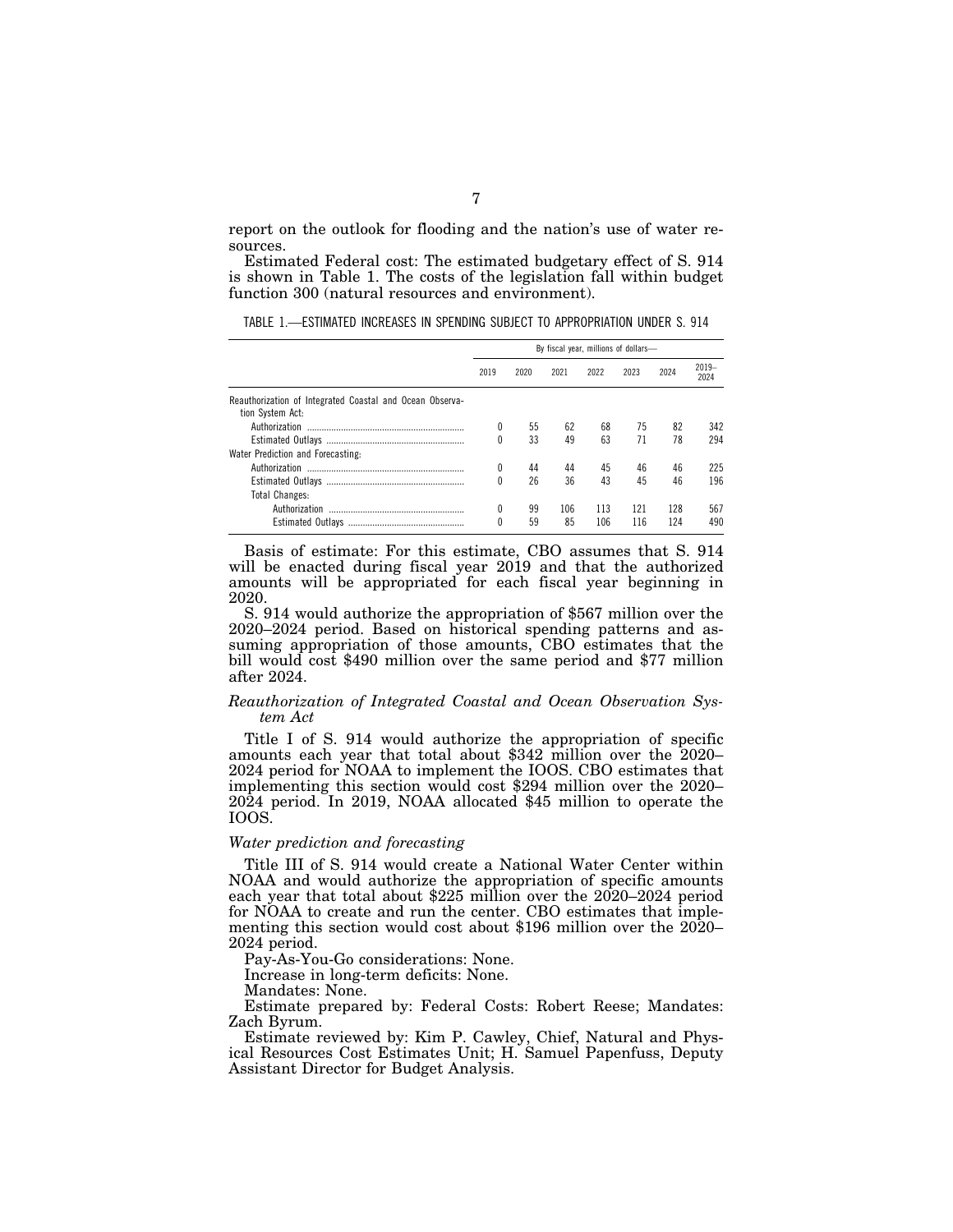report on the outlook for flooding and the nation's use of water resources.

Estimated Federal cost: The estimated budgetary effect of S. 914 is shown in Table 1. The costs of the legislation fall within budget function 300 (natural resources and environment).

TABLE 1.—ESTIMATED INCREASES IN SPENDING SUBJECT TO APPROPRIATION UNDER S. 914

| | By fiscal year, millions of dollars— | | | | | | |
|---|---|---|---|---|---|---|---|
| | 2019 | 2020 | 2021 | 2022 | 2023 | 2024 | 2019–2024 |
| Reauthorization of Integrated Coastal and Ocean Observation System Act: | | | | | | | |
| Authorization | 0 | 55 | 62 | 68 | 75 | 82 | 342 |
| Estimated Outlays | 0 | 33 | 49 | 63 | 71 | 78 | 294 |
| Water Prediction and Forecasting: | | | | | | | |
| Authorization | 0 | 44 | 44 | 45 | 46 | 46 | 225 |
| Estimated Outlays | 0 | 26 | 36 | 43 | 45 | 46 | 196 |
| Total Changes: | | | | | | | |
| Authorization | 0 | 99 | 106 | 113 | 121 | 128 | 567 |
| Estimated Outlays | 0 | 59 | 85 | 106 | 116 | 124 | 490 |

Basis of estimate: For this estimate, CBO assumes that S. 914 will be enacted during fiscal year 2019 and that the authorized amounts will be appropriated for each fiscal year beginning in 2020.

S. 914 would authorize the appropriation of $567 million over the 2020–2024 period. Based on historical spending patterns and assuming appropriation of those amounts, CBO estimates that the bill would cost $490 million over the same period and $77 million after 2024.

*Reauthorization of Integrated Coastal and Ocean Observation System Act*

Title I of S. 914 would authorize the appropriation of specific amounts each year that total about $342 million over the 2020–2024 period for NOAA to implement the IOOS. CBO estimates that implementing this section would cost $294 million over the 2020–2024 period. In 2019, NOAA allocated $45 million to operate the IOOS.

*Water prediction and forecasting*

Title III of S. 914 would create a National Water Center within NOAA and would authorize the appropriation of specific amounts each year that total about $225 million over the 2020–2024 period for NOAA to create and run the center. CBO estimates that implementing this section would cost about $196 million over the 2020–2024 period.

Pay-As-You-Go considerations: None.

Increase in long-term deficits: None.

Mandates: None.

Estimate prepared by: Federal Costs: Robert Reese; Mandates: Zach Byrum.

Estimate reviewed by: Kim P. Cawley, Chief, Natural and Physical Resources Cost Estimates Unit; H. Samuel Papenfuss, Deputy Assistant Director for Budget Analysis.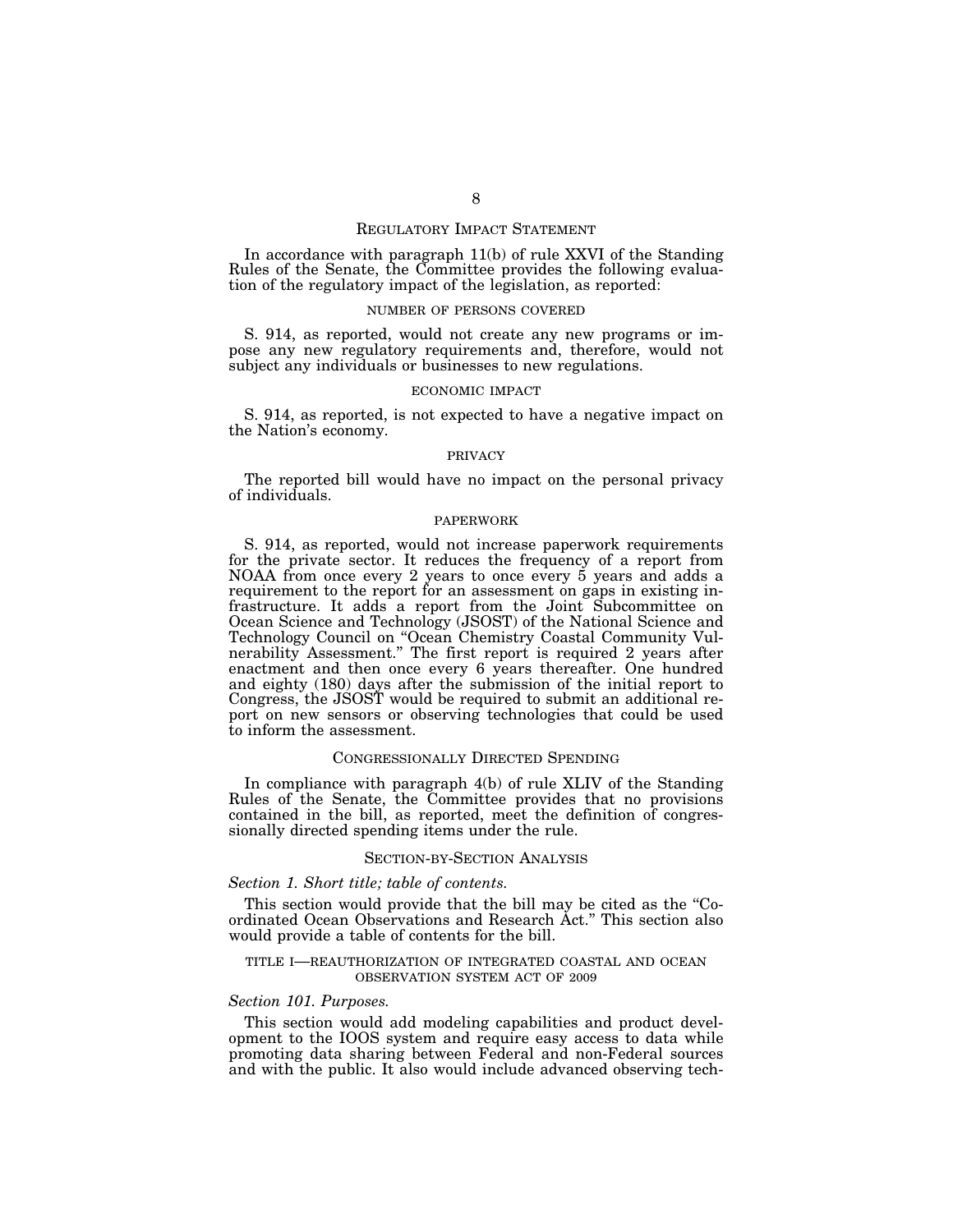## REGULATORY IMPACT STATEMENT

In accordance with paragraph 11(b) of rule XXVI of the Standing Rules of the Senate, the Committee provides the following evaluation of the regulatory impact of the legislation, as reported:

### NUMBER OF PERSONS COVERED

S. 914, as reported, would not create any new programs or impose any new regulatory requirements and, therefore, would not subject any individuals or businesses to new regulations.

### ECONOMIC IMPACT

S. 914, as reported, is not expected to have a negative impact on the Nation's economy.

### PRIVACY

The reported bill would have no impact on the personal privacy of individuals.

### PAPERWORK

S. 914, as reported, would not increase paperwork requirements for the private sector. It reduces the frequency of a report from NOAA from once every 2 years to once every 5 years and adds a requirement to the report for an assessment on gaps in existing infrastructure. It adds a report from the Joint Subcommittee on Ocean Science and Technology (JSOST) of the National Science and Technology Council on "Ocean Chemistry Coastal Community Vulnerability Assessment." The first report is required 2 years after enactment and then once every 6 years thereafter. One hundred and eighty (180) days after the submission of the initial report to Congress, the JSOST would be required to submit an additional report on new sensors or observing technologies that could be used to inform the assessment.

## CONGRESSIONALLY DIRECTED SPENDING

In compliance with paragraph 4(b) of rule XLIV of the Standing Rules of the Senate, the Committee provides that no provisions contained in the bill, as reported, meet the definition of congressionally directed spending items under the rule.

## SECTION-BY-SECTION ANALYSIS

*Section 1. Short title; table of contents.*

This section would provide that the bill may be cited as the "Coordinated Ocean Observations and Research Act." This section also would provide a table of contents for the bill.

### TITLE I—REAUTHORIZATION OF INTEGRATED COASTAL AND OCEAN OBSERVATION SYSTEM ACT OF 2009

*Section 101. Purposes.*

This section would add modeling capabilities and product development to the IOOS system and require easy access to data while promoting data sharing between Federal and non-Federal sources and with the public. It also would include advanced observing tech-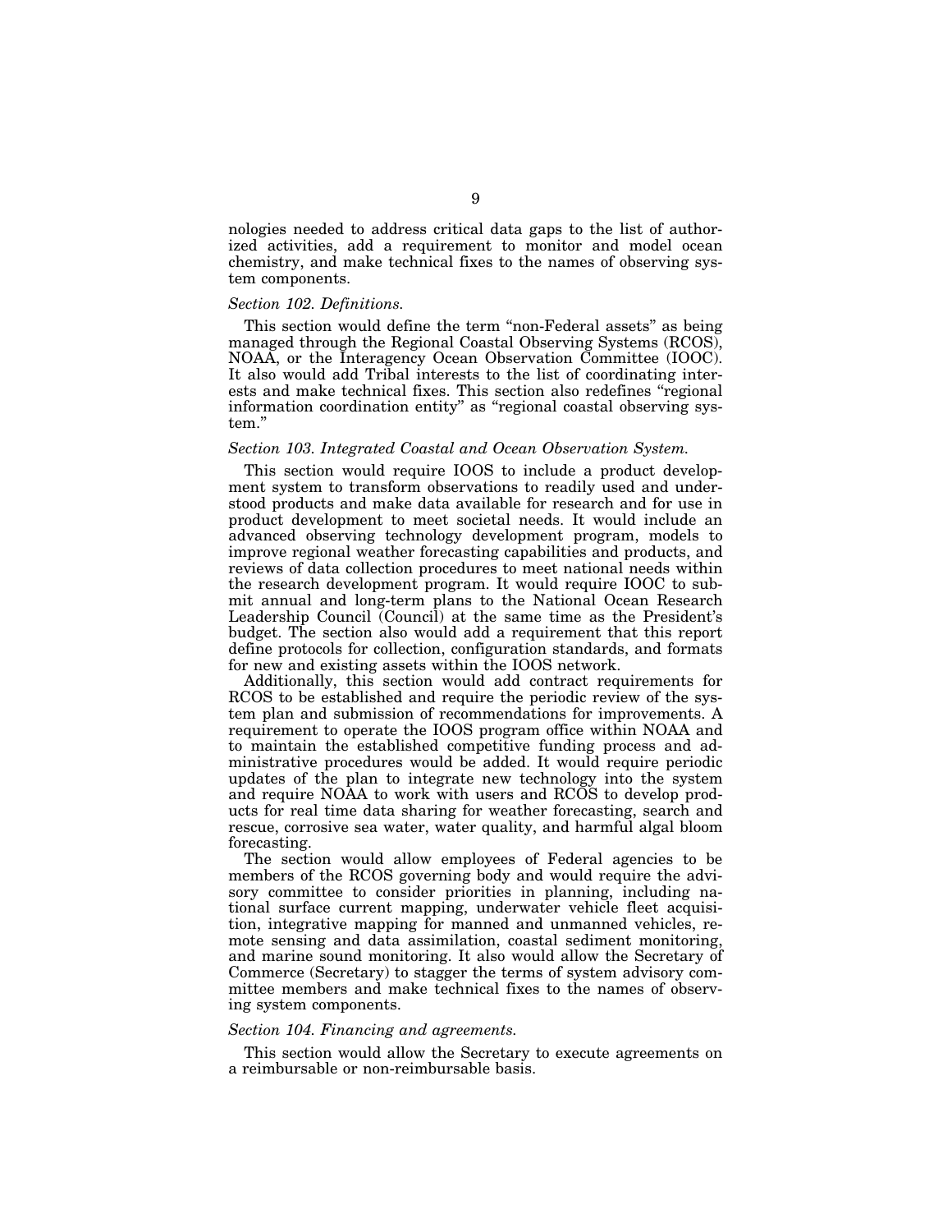nologies needed to address critical data gaps to the list of authorized activities, add a requirement to monitor and model ocean chemistry, and make technical fixes to the names of observing system components.

*Section 102. Definitions.*

This section would define the term "non-Federal assets" as being managed through the Regional Coastal Observing Systems (RCOS), NOAA, or the Interagency Ocean Observation Committee (IOOC). It also would add Tribal interests to the list of coordinating interests and make technical fixes. This section also redefines "regional information coordination entity" as "regional coastal observing system."

*Section 103. Integrated Coastal and Ocean Observation System.*

This section would require IOOS to include a product development system to transform observations to readily used and understood products and make data available for research and for use in product development to meet societal needs. It would include an advanced observing technology development program, models to improve regional weather forecasting capabilities and products, and reviews of data collection procedures to meet national needs within the research development program. It would require IOOC to submit annual and long-term plans to the National Ocean Research Leadership Council (Council) at the same time as the President's budget. The section also would add a requirement that this report define protocols for collection, configuration standards, and formats for new and existing assets within the IOOS network.

Additionally, this section would add contract requirements for RCOS to be established and require the periodic review of the system plan and submission of recommendations for improvements. A requirement to operate the IOOS program office within NOAA and to maintain the established competitive funding process and administrative procedures would be added. It would require periodic updates of the plan to integrate new technology into the system and require NOAA to work with users and RCOS to develop products for real time data sharing for weather forecasting, search and rescue, corrosive sea water, water quality, and harmful algal bloom forecasting.

The section would allow employees of Federal agencies to be members of the RCOS governing body and would require the advisory committee to consider priorities in planning, including national surface current mapping, underwater vehicle fleet acquisition, integrative mapping for manned and unmanned vehicles, remote sensing and data assimilation, coastal sediment monitoring, and marine sound monitoring. It also would allow the Secretary of Commerce (Secretary) to stagger the terms of system advisory committee members and make technical fixes to the names of observing system components.

*Section 104. Financing and agreements.*

This section would allow the Secretary to execute agreements on a reimbursable or non-reimbursable basis.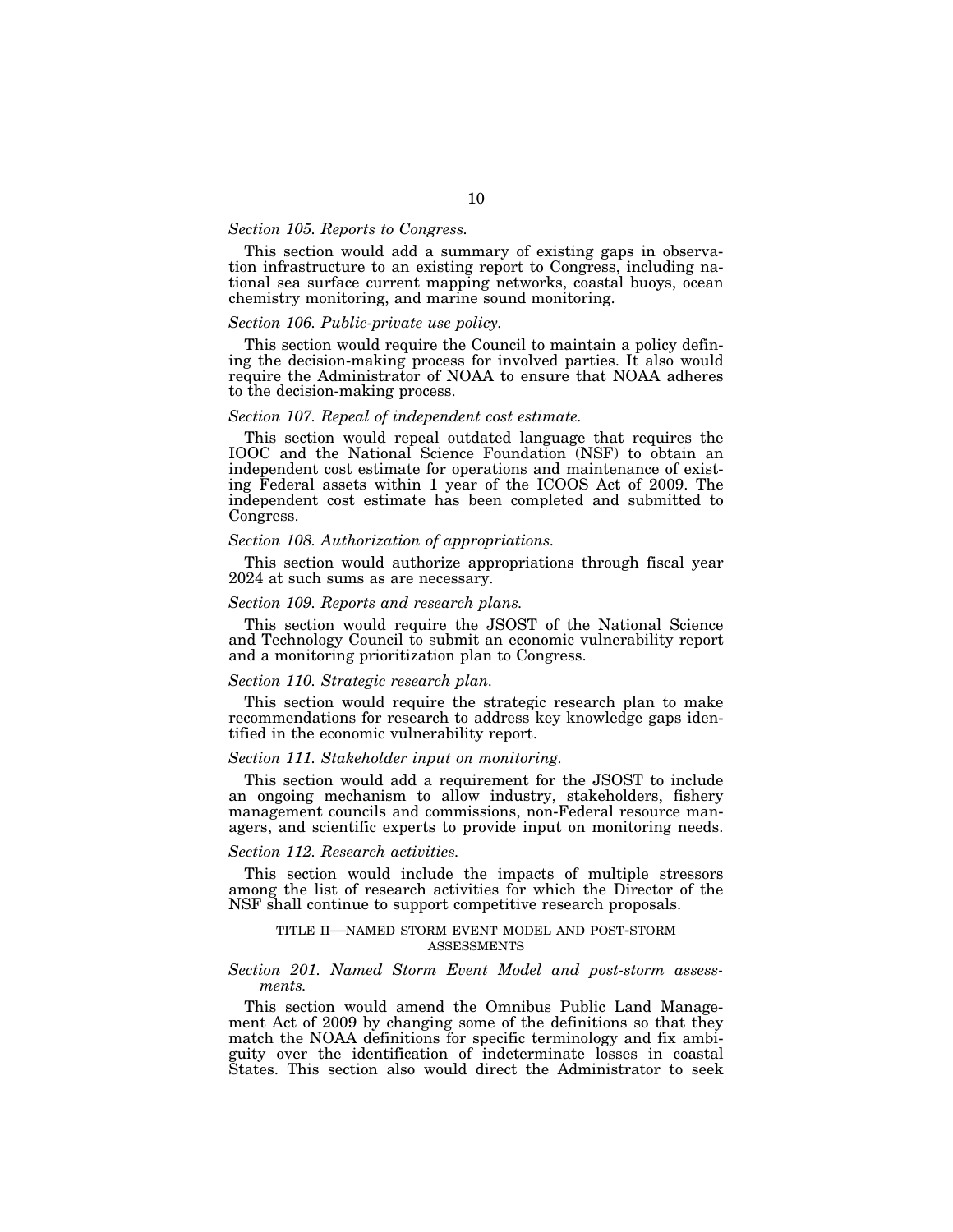*Section 105. Reports to Congress.*

This section would add a summary of existing gaps in observation infrastructure to an existing report to Congress, including national sea surface current mapping networks, coastal buoys, ocean chemistry monitoring, and marine sound monitoring.

*Section 106. Public-private use policy.*

This section would require the Council to maintain a policy defining the decision-making process for involved parties. It also would require the Administrator of NOAA to ensure that NOAA adheres to the decision-making process.

*Section 107. Repeal of independent cost estimate.*

This section would repeal outdated language that requires the IOOC and the National Science Foundation (NSF) to obtain an independent cost estimate for operations and maintenance of existing Federal assets within 1 year of the ICOOS Act of 2009. The independent cost estimate has been completed and submitted to Congress.

*Section 108. Authorization of appropriations.*

This section would authorize appropriations through fiscal year 2024 at such sums as are necessary.

*Section 109. Reports and research plans.*

This section would require the JSOST of the National Science and Technology Council to submit an economic vulnerability report and a monitoring prioritization plan to Congress.

*Section 110. Strategic research plan.*

This section would require the strategic research plan to make recommendations for research to address key knowledge gaps identified in the economic vulnerability report.

*Section 111. Stakeholder input on monitoring.*

This section would add a requirement for the JSOST to include an ongoing mechanism to allow industry, stakeholders, fishery management councils and commissions, non-Federal resource managers, and scientific experts to provide input on monitoring needs.

*Section 112. Research activities.*

This section would include the impacts of multiple stressors among the list of research activities for which the Director of the NSF shall continue to support competitive research proposals.

## TITLE II—NAMED STORM EVENT MODEL AND POST-STORM ASSESSMENTS

*Section 201. Named Storm Event Model and post-storm assessments.*

This section would amend the Omnibus Public Land Management Act of 2009 by changing some of the definitions so that they match the NOAA definitions for specific terminology and fix ambiguity over the identification of indeterminate losses in coastal States. This section also would direct the Administrator to seek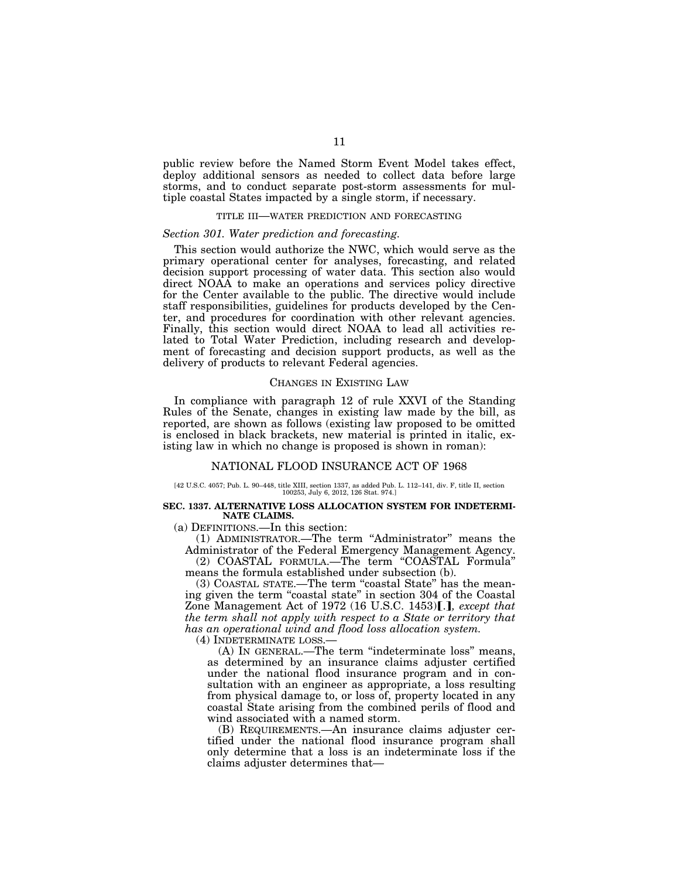public review before the Named Storm Event Model takes effect, deploy additional sensors as needed to collect data before large storms, and to conduct separate post-storm assessments for multiple coastal States impacted by a single storm, if necessary.

### TITLE III—WATER PREDICTION AND FORECASTING

*Section 301. Water prediction and forecasting.*

This section would authorize the NWC, which would serve as the primary operational center for analyses, forecasting, and related decision support processing of water data. This section also would direct NOAA to make an operations and services policy directive for the Center available to the public. The directive would include staff responsibilities, guidelines for products developed by the Center, and procedures for coordination with other relevant agencies. Finally, this section would direct NOAA to lead all activities related to Total Water Prediction, including research and development of forecasting and decision support products, as well as the delivery of products to relevant Federal agencies.

## CHANGES IN EXISTING LAW

In compliance with paragraph 12 of rule XXVI of the Standing Rules of the Senate, changes in existing law made by the bill, as reported, are shown as follows (existing law proposed to be omitted is enclosed in black brackets, new material is printed in italic, existing law in which no change is proposed is shown in roman):

## NATIONAL FLOOD INSURANCE ACT OF 1968

[42 U.S.C. 4057; Pub. L. 90–448, title XIII, section 1337, as added Pub. L. 112–141, div. F, title II, section 100253, July 6, 2012, 126 Stat. 974.]

**SEC. 1337. ALTERNATIVE LOSS ALLOCATION SYSTEM FOR INDETERMINATE CLAIMS.**

(a) DEFINITIONS.—In this section:

(1) ADMINISTRATOR.—The term "Administrator" means the Administrator of the Federal Emergency Management Agency.

(2) COASTAL FORMULA.—The term "COASTAL Formula" means the formula established under subsection (b).

(3) COASTAL STATE.—The term "coastal State" has the meaning given the term "coastal state" in section 304 of the Coastal Zone Management Act of 1972 (16 U.S.C. 1453)[.]*, except that the term shall not apply with respect to a State or territory that has an operational wind and flood loss allocation system.*

(4) INDETERMINATE LOSS.—

(A) IN GENERAL.—The term "indeterminate loss" means, as determined by an insurance claims adjuster certified under the national flood insurance program and in consultation with an engineer as appropriate, a loss resulting from physical damage to, or loss of, property located in any coastal State arising from the combined perils of flood and wind associated with a named storm.

(B) REQUIREMENTS.—An insurance claims adjuster certified under the national flood insurance program shall only determine that a loss is an indeterminate loss if the claims adjuster determines that—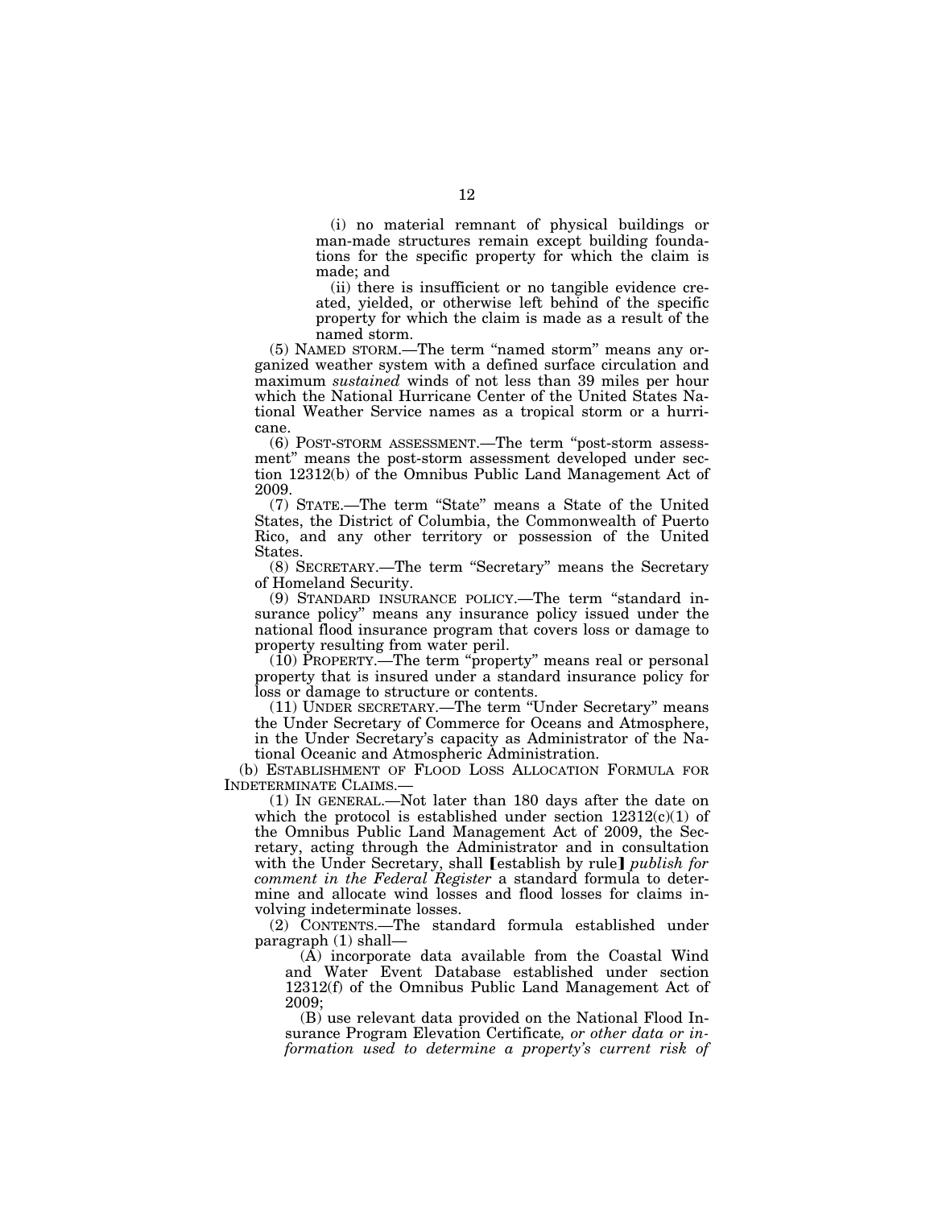(i) no material remnant of physical buildings or man-made structures remain except building foundations for the specific property for which the claim is made; and

(ii) there is insufficient or no tangible evidence created, yielded, or otherwise left behind of the specific property for which the claim is made as a result of the named storm.

(5) NAMED STORM.—The term "named storm" means any organized weather system with a defined surface circulation and maximum *sustained* winds of not less than 39 miles per hour which the National Hurricane Center of the United States National Weather Service names as a tropical storm or a hurricane.

(6) POST-STORM ASSESSMENT.—The term "post-storm assessment" means the post-storm assessment developed under section 12312(b) of the Omnibus Public Land Management Act of 2009.

(7) STATE.—The term "State" means a State of the United States, the District of Columbia, the Commonwealth of Puerto Rico, and any other territory or possession of the United States.

(8) SECRETARY.—The term "Secretary" means the Secretary of Homeland Security.

(9) STANDARD INSURANCE POLICY.—The term "standard insurance policy" means any insurance policy issued under the national flood insurance program that covers loss or damage to property resulting from water peril.

(10) PROPERTY.—The term "property" means real or personal property that is insured under a standard insurance policy for loss or damage to structure or contents.

(11) UNDER SECRETARY.—The term "Under Secretary" means the Under Secretary of Commerce for Oceans and Atmosphere, in the Under Secretary's capacity as Administrator of the National Oceanic and Atmospheric Administration.

(b) ESTABLISHMENT OF FLOOD LOSS ALLOCATION FORMULA FOR INDETERMINATE CLAIMS.—

(1) IN GENERAL.—Not later than 180 days after the date on which the protocol is established under section 12312(c)(1) of the Omnibus Public Land Management Act of 2009, the Secretary, acting through the Administrator and in consultation with the Under Secretary, shall 【establish by rule】 *publish for comment in the Federal Register* a standard formula to determine and allocate wind losses and flood losses for claims involving indeterminate losses.

(2) CONTENTS.—The standard formula established under paragraph (1) shall—

(A) incorporate data available from the Coastal Wind and Water Event Database established under section 12312(f) of the Omnibus Public Land Management Act of 2009;

(B) use relevant data provided on the National Flood Insurance Program Elevation Certificate*, or other data or information used to determine a property's current risk of*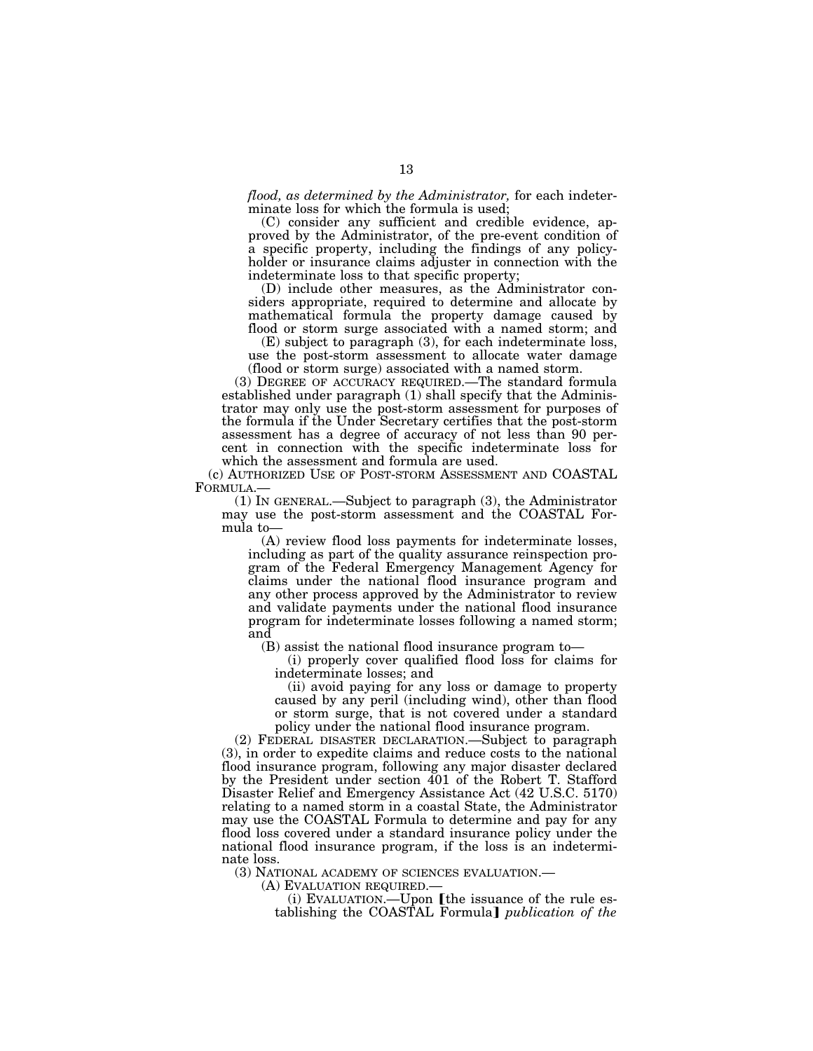*flood, as determined by the Administrator,* for each indeterminate loss for which the formula is used;

(C) consider any sufficient and credible evidence, approved by the Administrator, of the pre-event condition of a specific property, including the findings of any policyholder or insurance claims adjuster in connection with the indeterminate loss to that specific property;

(D) include other measures, as the Administrator considers appropriate, required to determine and allocate by mathematical formula the property damage caused by flood or storm surge associated with a named storm; and

(E) subject to paragraph (3), for each indeterminate loss, use the post-storm assessment to allocate water damage (flood or storm surge) associated with a named storm.

(3) DEGREE OF ACCURACY REQUIRED.—The standard formula established under paragraph (1) shall specify that the Administrator may only use the post-storm assessment for purposes of the formula if the Under Secretary certifies that the post-storm assessment has a degree of accuracy of not less than 90 percent in connection with the specific indeterminate loss for which the assessment and formula are used.

(c) AUTHORIZED USE OF POST-STORM ASSESSMENT AND COASTAL FORMULA.—

(1) IN GENERAL.—Subject to paragraph (3), the Administrator may use the post-storm assessment and the COASTAL Formula to—

(A) review flood loss payments for indeterminate losses, including as part of the quality assurance reinspection program of the Federal Emergency Management Agency for claims under the national flood insurance program and any other process approved by the Administrator to review and validate payments under the national flood insurance program for indeterminate losses following a named storm; and

(B) assist the national flood insurance program to—

(i) properly cover qualified flood loss for claims for indeterminate losses; and

(ii) avoid paying for any loss or damage to property caused by any peril (including wind), other than flood or storm surge, that is not covered under a standard policy under the national flood insurance program.

(2) FEDERAL DISASTER DECLARATION.—Subject to paragraph (3), in order to expedite claims and reduce costs to the national flood insurance program, following any major disaster declared by the President under section 401 of the Robert T. Stafford Disaster Relief and Emergency Assistance Act (42 U.S.C. 5170) relating to a named storm in a coastal State, the Administrator may use the COASTAL Formula to determine and pay for any flood loss covered under a standard insurance policy under the national flood insurance program, if the loss is an indeterminate loss.

(3) NATIONAL ACADEMY OF SCIENCES EVALUATION.—

(A) EVALUATION REQUIRED.—

(i) EVALUATION.—Upon ⟦the issuance of the rule establishing the COASTAL Formula⟧ *publication of the*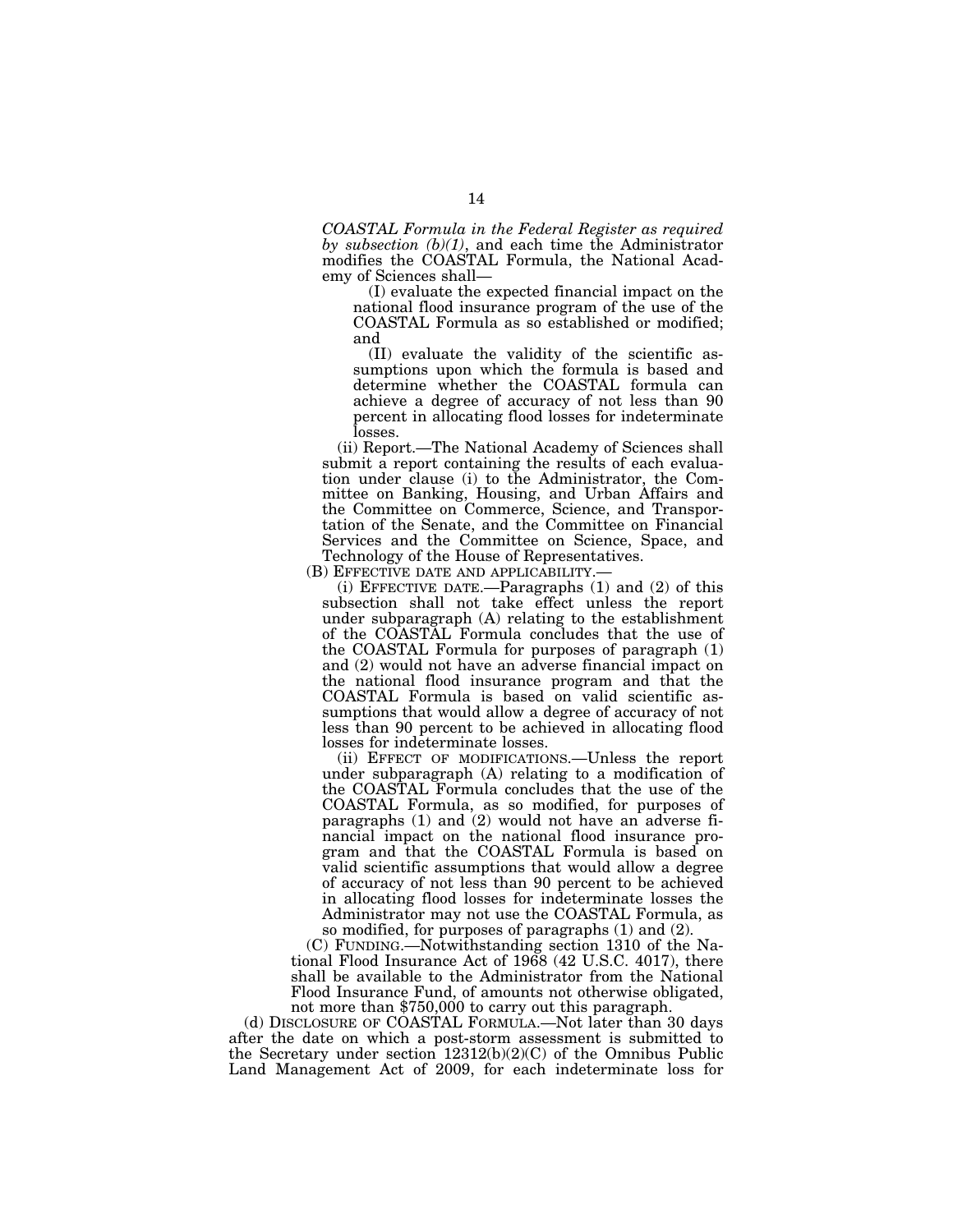*COASTAL Formula in the Federal Register as required by subsection (b)(1)*, and each time the Administrator modifies the COASTAL Formula, the National Academy of Sciences shall—

(I) evaluate the expected financial impact on the national flood insurance program of the use of the COASTAL Formula as so established or modified; and

(II) evaluate the validity of the scientific assumptions upon which the formula is based and determine whether the COASTAL formula can achieve a degree of accuracy of not less than 90 percent in allocating flood losses for indeterminate losses.

(ii) Report.—The National Academy of Sciences shall submit a report containing the results of each evaluation under clause (i) to the Administrator, the Committee on Banking, Housing, and Urban Affairs and the Committee on Commerce, Science, and Transportation of the Senate, and the Committee on Financial Services and the Committee on Science, Space, and Technology of the House of Representatives.

(B) EFFECTIVE DATE AND APPLICABILITY.—

(i) EFFECTIVE DATE.—Paragraphs (1) and (2) of this subsection shall not take effect unless the report under subparagraph (A) relating to the establishment of the COASTAL Formula concludes that the use of the COASTAL Formula for purposes of paragraph (1) and (2) would not have an adverse financial impact on the national flood insurance program and that the COASTAL Formula is based on valid scientific assumptions that would allow a degree of accuracy of not less than 90 percent to be achieved in allocating flood losses for indeterminate losses.

(ii) EFFECT OF MODIFICATIONS.—Unless the report under subparagraph (A) relating to a modification of the COASTAL Formula concludes that the use of the COASTAL Formula, as so modified, for purposes of paragraphs (1) and (2) would not have an adverse financial impact on the national flood insurance program and that the COASTAL Formula is based on valid scientific assumptions that would allow a degree of accuracy of not less than 90 percent to be achieved in allocating flood losses for indeterminate losses the Administrator may not use the COASTAL Formula, as so modified, for purposes of paragraphs (1) and (2).

(C) FUNDING.—Notwithstanding section 1310 of the National Flood Insurance Act of 1968 (42 U.S.C. 4017), there shall be available to the Administrator from the National Flood Insurance Fund, of amounts not otherwise obligated, not more than $750,000 to carry out this paragraph.

(d) DISCLOSURE OF COASTAL FORMULA.—Not later than 30 days after the date on which a post-storm assessment is submitted to the Secretary under section 12312(b)(2)(C) of the Omnibus Public Land Management Act of 2009, for each indeterminate loss for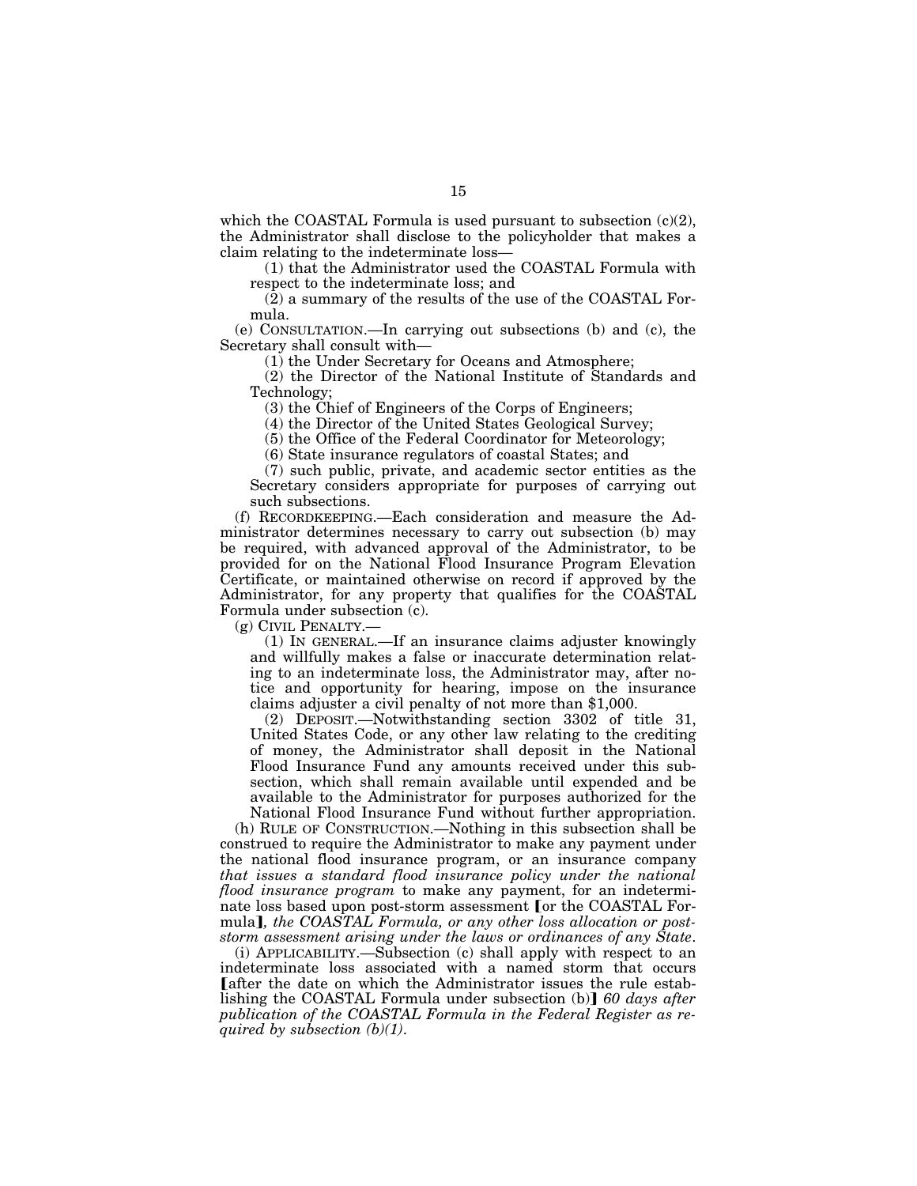which the COASTAL Formula is used pursuant to subsection (c)(2), the Administrator shall disclose to the policyholder that makes a claim relating to the indeterminate loss—

(1) that the Administrator used the COASTAL Formula with respect to the indeterminate loss; and

(2) a summary of the results of the use of the COASTAL Formula.

(e) CONSULTATION.—In carrying out subsections (b) and (c), the Secretary shall consult with—

(1) the Under Secretary for Oceans and Atmosphere;

(2) the Director of the National Institute of Standards and Technology;

(3) the Chief of Engineers of the Corps of Engineers;

(4) the Director of the United States Geological Survey;

(5) the Office of the Federal Coordinator for Meteorology;

(6) State insurance regulators of coastal States; and

(7) such public, private, and academic sector entities as the Secretary considers appropriate for purposes of carrying out such subsections.

(f) RECORDKEEPING.—Each consideration and measure the Administrator determines necessary to carry out subsection (b) may be required, with advanced approval of the Administrator, to be provided for on the National Flood Insurance Program Elevation Certificate, or maintained otherwise on record if approved by the Administrator, for any property that qualifies for the COASTAL Formula under subsection (c).

(g) CIVIL PENALTY.—

(1) IN GENERAL.—If an insurance claims adjuster knowingly and willfully makes a false or inaccurate determination relating to an indeterminate loss, the Administrator may, after notice and opportunity for hearing, impose on the insurance claims adjuster a civil penalty of not more than $1,000.

(2) DEPOSIT.—Notwithstanding section 3302 of title 31, United States Code, or any other law relating to the crediting of money, the Administrator shall deposit in the National Flood Insurance Fund any amounts received under this subsection, which shall remain available until expended and be available to the Administrator for purposes authorized for the National Flood Insurance Fund without further appropriation.

(h) RULE OF CONSTRUCTION.—Nothing in this subsection shall be construed to require the Administrator to make any payment under the national flood insurance program, or an insurance company *that issues a standard flood insurance policy under the national flood insurance program* to make any payment, for an indeterminate loss based upon post-storm assessment [or the COASTAL Formula]*, the COASTAL Formula, or any other loss allocation or post-storm assessment arising under the laws or ordinances of any State*.

(i) APPLICABILITY.—Subsection (c) shall apply with respect to an indeterminate loss associated with a named storm that occurs [after the date on which the Administrator issues the rule establishing the COASTAL Formula under subsection (b)] *60 days after publication of the COASTAL Formula in the Federal Register as required by subsection (b)(1).*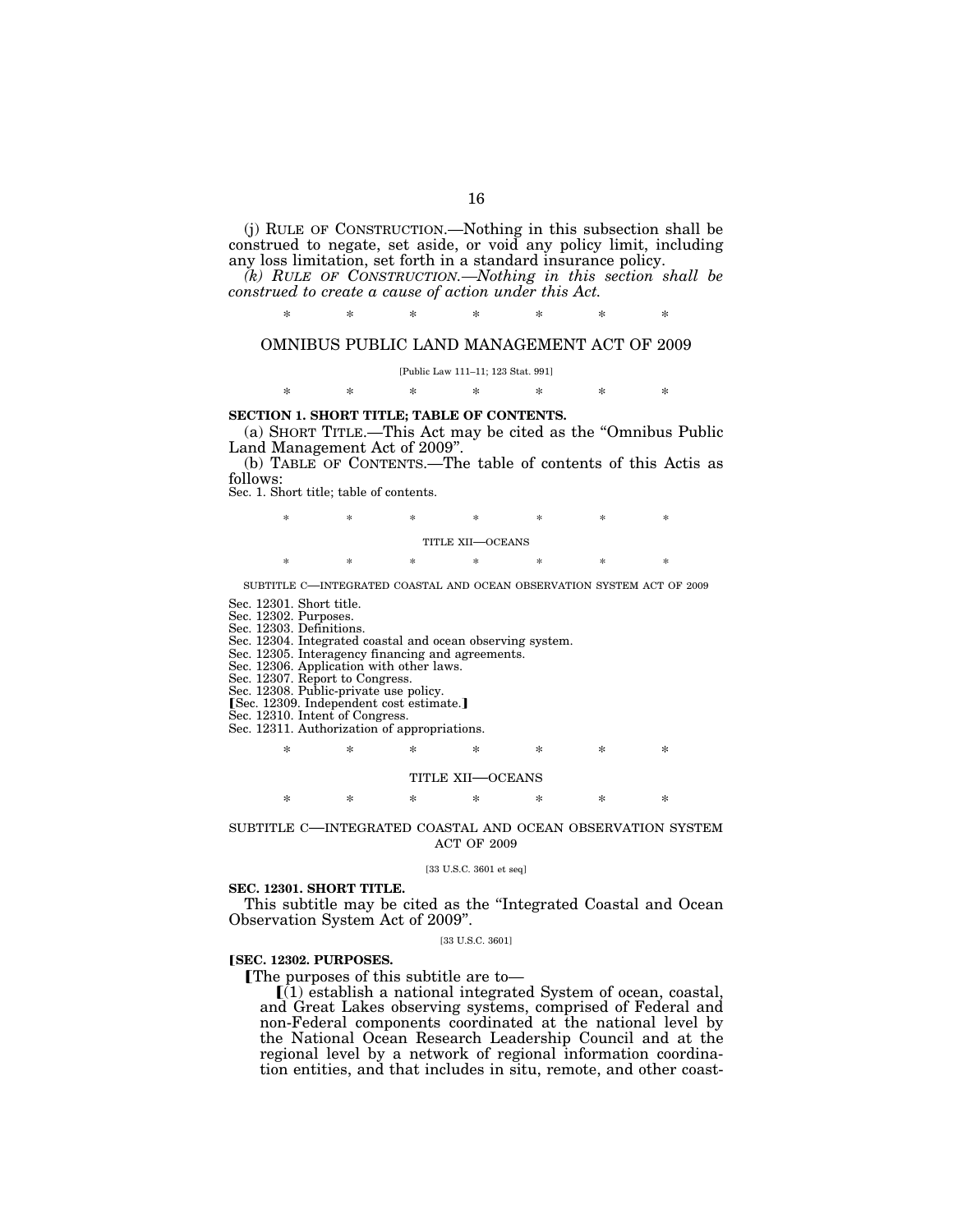(j) RULE OF CONSTRUCTION.—Nothing in this subsection shall be construed to negate, set aside, or void any policy limit, including any loss limitation, set forth in a standard insurance policy.

*(k) RULE OF CONSTRUCTION.—Nothing in this section shall be construed to create a cause of action under this Act.*

\* \* \* \* \* \* \*

## OMNIBUS PUBLIC LAND MANAGEMENT ACT OF 2009

[Public Law 111–11; 123 Stat. 991]

\* \* \* \* \* \* \*

**SECTION 1. SHORT TITLE; TABLE OF CONTENTS.**

(a) SHORT TITLE.—This Act may be cited as the "Omnibus Public Land Management Act of 2009".

(b) TABLE OF CONTENTS.—The table of contents of this Actis as follows:

Sec. 1. Short title; table of contents.

\* \* \* \* \* \* \*

TITLE XII—OCEANS

\* \* \* \* \* \* \*

SUBTITLE C—INTEGRATED COASTAL AND OCEAN OBSERVATION SYSTEM ACT OF 2009

Sec. 12301. Short title.
Sec. 12302. Purposes.
Sec. 12303. Definitions.
Sec. 12304. Integrated coastal and ocean observing system.
Sec. 12305. Interagency financing and agreements.
Sec. 12306. Application with other laws.
Sec. 12307. Report to Congress.
Sec. 12308. Public-private use policy.
[Sec. 12309. Independent cost estimate.]
Sec. 12310. Intent of Congress.
Sec. 12311. Authorization of appropriations.

\* \* \* \* \* \* \*

### TITLE XII—OCEANS

\* \* \* \* \* \* \*

### SUBTITLE C—INTEGRATED COASTAL AND OCEAN OBSERVATION SYSTEM ACT OF 2009

[33 U.S.C. 3601 et seq]

**SEC. 12301. SHORT TITLE.**

This subtitle may be cited as the "Integrated Coastal and Ocean Observation System Act of 2009".

[33 U.S.C. 3601]

**[SEC. 12302. PURPOSES.**

[The purposes of this subtitle are to—

[(1) establish a national integrated System of ocean, coastal, and Great Lakes observing systems, comprised of Federal and non-Federal components coordinated at the national level by the National Ocean Research Leadership Council and at the regional level by a network of regional information coordination entities, and that includes in situ, remote, and other coast-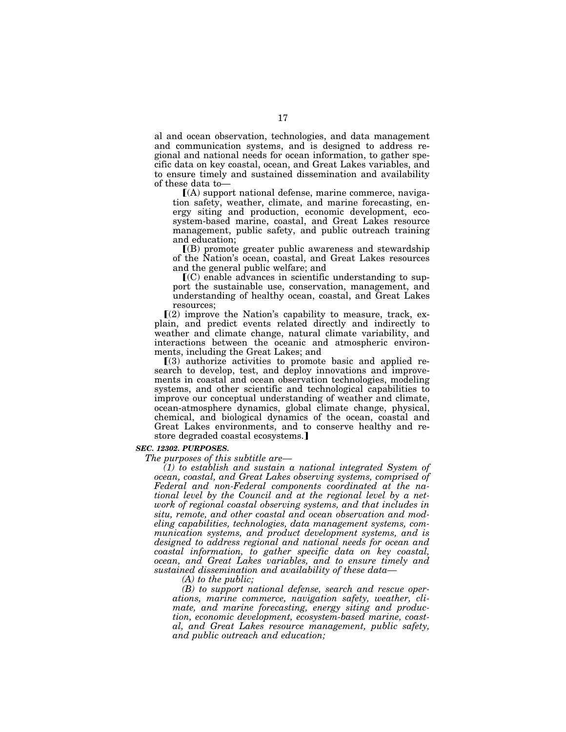al and ocean observation, technologies, and data management and communication systems, and is designed to address regional and national needs for ocean information, to gather specific data on key coastal, ocean, and Great Lakes variables, and to ensure timely and sustained dissemination and availability of these data to—

【(A) support national defense, marine commerce, navigation safety, weather, climate, and marine forecasting, energy siting and production, economic development, ecosystem-based marine, coastal, and Great Lakes resource management, public safety, and public outreach training and education;

【(B) promote greater public awareness and stewardship of the Nation's ocean, coastal, and Great Lakes resources and the general public welfare; and

【(C) enable advances in scientific understanding to support the sustainable use, conservation, management, and understanding of healthy ocean, coastal, and Great Lakes resources;

【(2) improve the Nation's capability to measure, track, explain, and predict events related directly and indirectly to weather and climate change, natural climate variability, and interactions between the oceanic and atmospheric environments, including the Great Lakes; and

【(3) authorize activities to promote basic and applied research to develop, test, and deploy innovations and improvements in coastal and ocean observation technologies, modeling systems, and other scientific and technological capabilities to improve our conceptual understanding of weather and climate, ocean-atmosphere dynamics, global climate change, physical, chemical, and biological dynamics of the ocean, coastal and Great Lakes environments, and to conserve healthy and restore degraded coastal ecosystems.】

***SEC. 12302. PURPOSES.***

*The purposes of this subtitle are—*

*(1) to establish and sustain a national integrated System of ocean, coastal, and Great Lakes observing systems, comprised of Federal and non-Federal components coordinated at the national level by the Council and at the regional level by a network of regional coastal observing systems, and that includes in situ, remote, and other coastal and ocean observation and modeling capabilities, technologies, data management systems, communication systems, and product development systems, and is designed to address regional and national needs for ocean and coastal information, to gather specific data on key coastal, ocean, and Great Lakes variables, and to ensure timely and sustained dissemination and availability of these data—*

*(A) to the public;*

*(B) to support national defense, search and rescue operations, marine commerce, navigation safety, weather, climate, and marine forecasting, energy siting and production, economic development, ecosystem-based marine, coastal, and Great Lakes resource management, public safety, and public outreach and education;*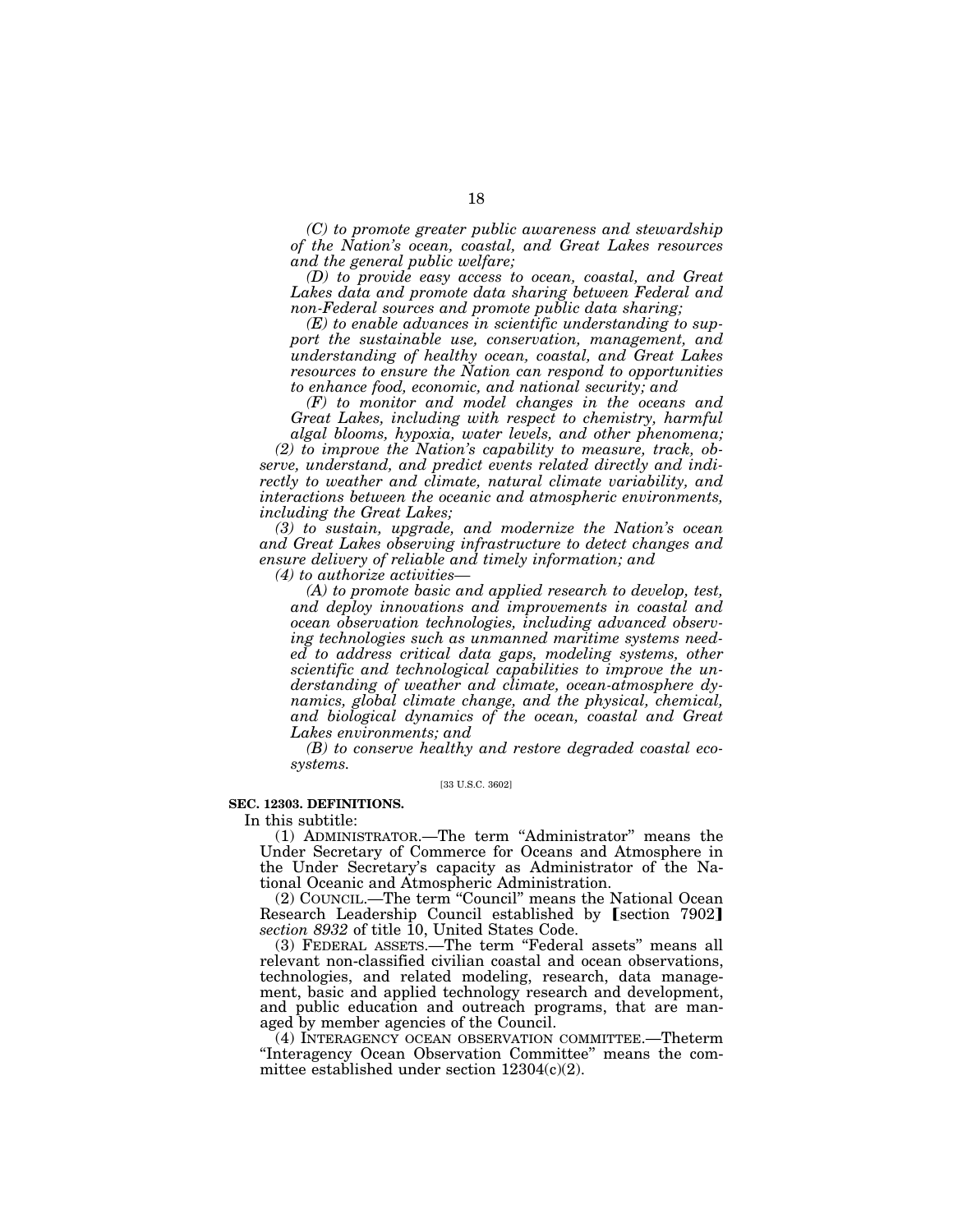*(C) to promote greater public awareness and stewardship of the Nation's ocean, coastal, and Great Lakes resources and the general public welfare;*

*(D) to provide easy access to ocean, coastal, and Great Lakes data and promote data sharing between Federal and non-Federal sources and promote public data sharing;*

*(E) to enable advances in scientific understanding to support the sustainable use, conservation, management, and understanding of healthy ocean, coastal, and Great Lakes resources to ensure the Nation can respond to opportunities to enhance food, economic, and national security; and*

*(F) to monitor and model changes in the oceans and Great Lakes, including with respect to chemistry, harmful algal blooms, hypoxia, water levels, and other phenomena;*

*(2) to improve the Nation's capability to measure, track, observe, understand, and predict events related directly and indirectly to weather and climate, natural climate variability, and interactions between the oceanic and atmospheric environments, including the Great Lakes;*

*(3) to sustain, upgrade, and modernize the Nation's ocean and Great Lakes observing infrastructure to detect changes and ensure delivery of reliable and timely information; and*

*(4) to authorize activities—*

*(A) to promote basic and applied research to develop, test, and deploy innovations and improvements in coastal and ocean observation technologies, including advanced observing technologies such as unmanned maritime systems needed to address critical data gaps, modeling systems, other scientific and technological capabilities to improve the understanding of weather and climate, ocean-atmosphere dynamics, global climate change, and the physical, chemical, and biological dynamics of the ocean, coastal and Great Lakes environments; and*

*(B) to conserve healthy and restore degraded coastal ecosystems.*

[33 U.S.C. 3602]

**SEC. 12303. DEFINITIONS.**

In this subtitle:

(1) ADMINISTRATOR.—The term "Administrator" means the Under Secretary of Commerce for Oceans and Atmosphere in the Under Secretary's capacity as Administrator of the National Oceanic and Atmospheric Administration.

(2) COUNCIL.—The term "Council" means the National Ocean Research Leadership Council established by 【section 7902】 *section 8932* of title 10, United States Code.

(3) FEDERAL ASSETS.—The term "Federal assets" means all relevant non-classified civilian coastal and ocean observations, technologies, and related modeling, research, data management, basic and applied technology research and development, and public education and outreach programs, that are managed by member agencies of the Council.

(4) INTERAGENCY OCEAN OBSERVATION COMMITTEE.—Theterm "Interagency Ocean Observation Committee" means the committee established under section 12304(c)(2).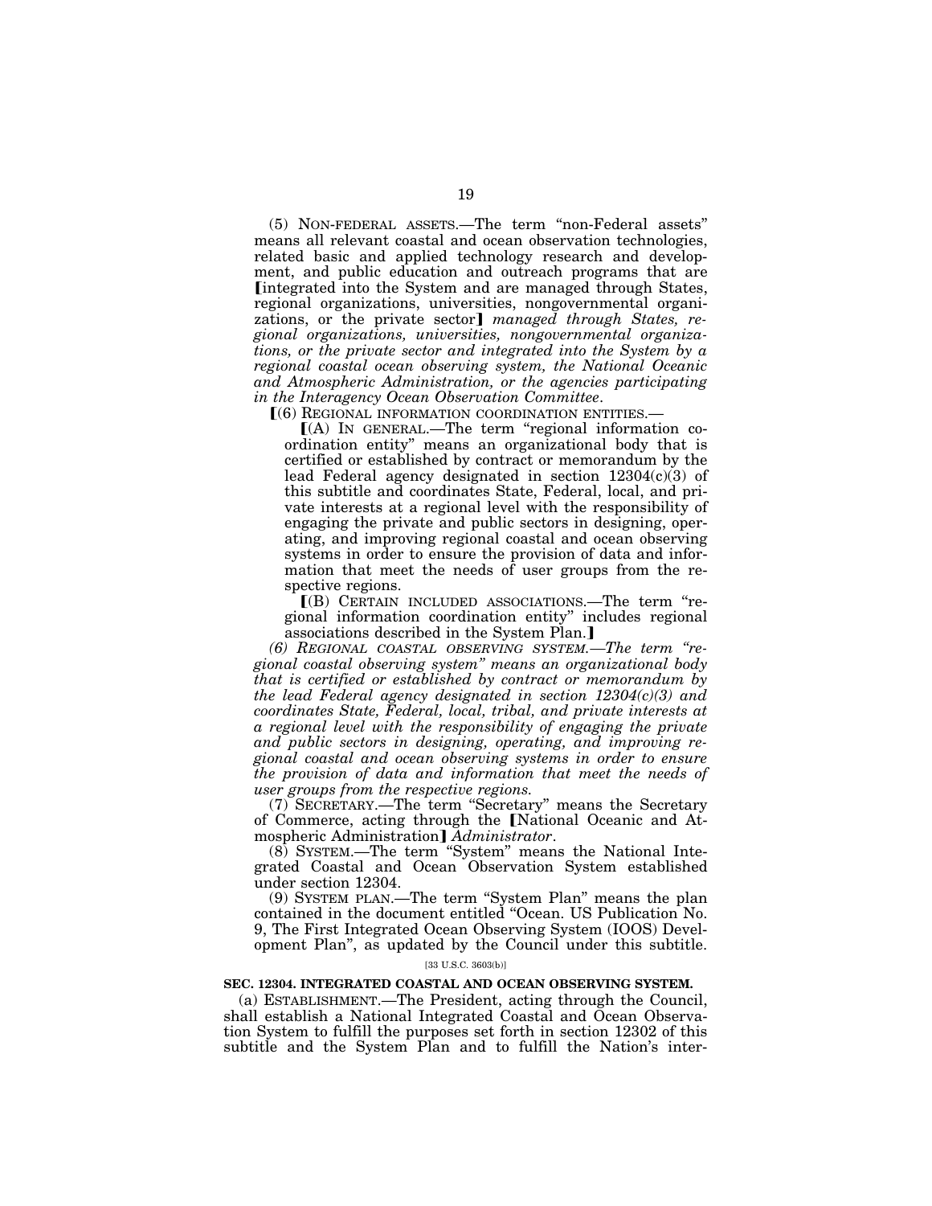(5) NON-FEDERAL ASSETS.—The term "non-Federal assets" means all relevant coastal and ocean observation technologies, related basic and applied technology research and development, and public education and outreach programs that are [integrated into the System and are managed through States, regional organizations, universities, nongovernmental organizations, or the private sector] *managed through States, regional organizations, universities, nongovernmental organizations, or the private sector and integrated into the System by a regional coastal ocean observing system, the National Oceanic and Atmospheric Administration, or the agencies participating in the Interagency Ocean Observation Committee*.

[(6) REGIONAL INFORMATION COORDINATION ENTITIES.—

[(A) IN GENERAL.—The term "regional information coordination entity" means an organizational body that is certified or established by contract or memorandum by the lead Federal agency designated in section 12304(c)(3) of this subtitle and coordinates State, Federal, local, and private interests at a regional level with the responsibility of engaging the private and public sectors in designing, operating, and improving regional coastal and ocean observing systems in order to ensure the provision of data and information that meet the needs of user groups from the respective regions.

[(B) CERTAIN INCLUDED ASSOCIATIONS.—The term "regional information coordination entity" includes regional associations described in the System Plan.]

*(6) REGIONAL COASTAL OBSERVING SYSTEM.—The term "regional coastal observing system" means an organizational body that is certified or established by contract or memorandum by the lead Federal agency designated in section 12304(c)(3) and coordinates State, Federal, local, tribal, and private interests at a regional level with the responsibility of engaging the private and public sectors in designing, operating, and improving regional coastal and ocean observing systems in order to ensure the provision of data and information that meet the needs of user groups from the respective regions.*

(7) SECRETARY.—The term "Secretary" means the Secretary of Commerce, acting through the [National Oceanic and Atmospheric Administration] *Administrator*.

(8) SYSTEM.—The term "System" means the National Integrated Coastal and Ocean Observation System established under section 12304.

(9) SYSTEM PLAN.—The term "System Plan" means the plan contained in the document entitled "Ocean. US Publication No. 9, The First Integrated Ocean Observing System (IOOS) Development Plan", as updated by the Council under this subtitle.

[33 U.S.C. 3603(b)]

**SEC. 12304. INTEGRATED COASTAL AND OCEAN OBSERVING SYSTEM.**

(a) ESTABLISHMENT.—The President, acting through the Council, shall establish a National Integrated Coastal and Ocean Observation System to fulfill the purposes set forth in section 12302 of this subtitle and the System Plan and to fulfill the Nation's inter-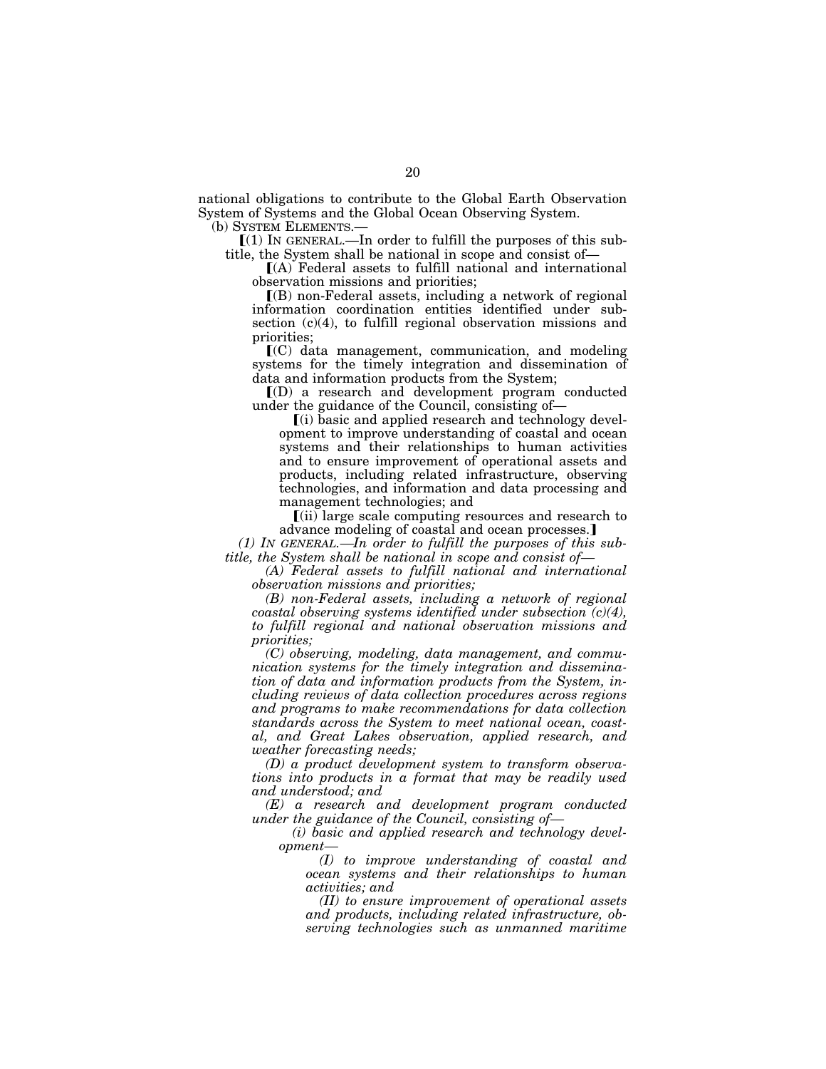national obligations to contribute to the Global Earth Observation System of Systems and the Global Ocean Observing System.

(b) SYSTEM ELEMENTS.—

⟦(1) IN GENERAL.—In order to fulfill the purposes of this subtitle, the System shall be national in scope and consist of—

⟦(A) Federal assets to fulfill national and international observation missions and priorities;

⟦(B) non-Federal assets, including a network of regional information coordination entities identified under subsection (c)(4), to fulfill regional observation missions and priorities;

⟦(C) data management, communication, and modeling systems for the timely integration and dissemination of data and information products from the System;

⟦(D) a research and development program conducted under the guidance of the Council, consisting of—

⟦(i) basic and applied research and technology development to improve understanding of coastal and ocean systems and their relationships to human activities and to ensure improvement of operational assets and products, including related infrastructure, observing technologies, and information and data processing and management technologies; and

⟦(ii) large scale computing resources and research to advance modeling of coastal and ocean processes.⟧

*(1) IN GENERAL.—In order to fulfill the purposes of this subtitle, the System shall be national in scope and consist of—*

*(A) Federal assets to fulfill national and international observation missions and priorities;*

*(B) non-Federal assets, including a network of regional coastal observing systems identified under subsection (c)(4), to fulfill regional and national observation missions and priorities;*

*(C) observing, modeling, data management, and communication systems for the timely integration and dissemination of data and information products from the System, including reviews of data collection procedures across regions and programs to make recommendations for data collection standards across the System to meet national ocean, coastal, and Great Lakes observation, applied research, and weather forecasting needs;*

*(D) a product development system to transform observations into products in a format that may be readily used and understood; and*

*(E) a research and development program conducted under the guidance of the Council, consisting of—*

*(i) basic and applied research and technology development—*

*(I) to improve understanding of coastal and ocean systems and their relationships to human activities; and*

*(II) to ensure improvement of operational assets and products, including related infrastructure, observing technologies such as unmanned maritime*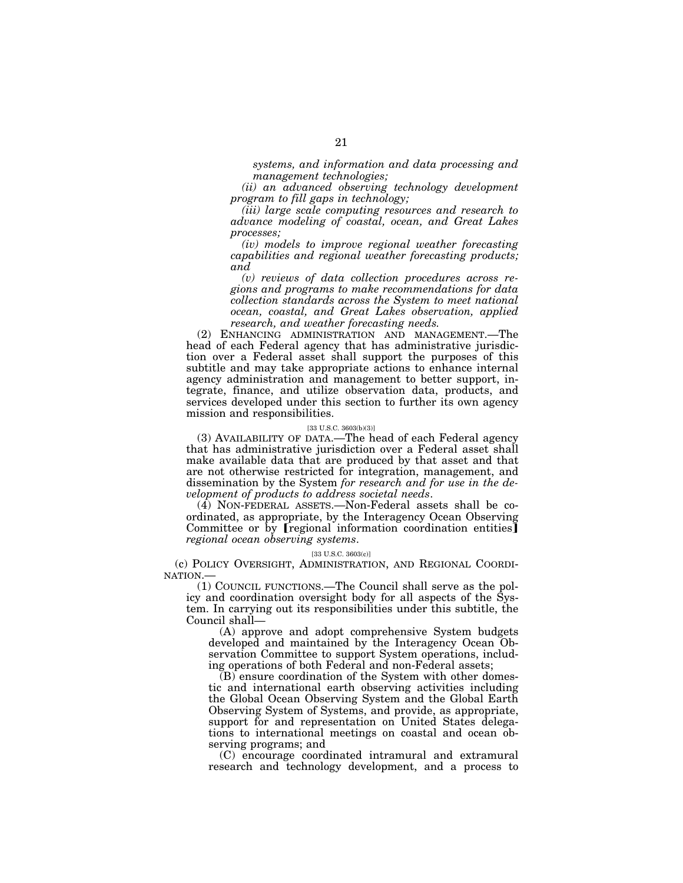*systems, and information and data processing and management technologies;*

*(ii) an advanced observing technology development program to fill gaps in technology;*

*(iii) large scale computing resources and research to advance modeling of coastal, ocean, and Great Lakes processes;*

*(iv) models to improve regional weather forecasting capabilities and regional weather forecasting products; and*

*(v) reviews of data collection procedures across regions and programs to make recommendations for data collection standards across the System to meet national ocean, coastal, and Great Lakes observation, applied research, and weather forecasting needs.*

(2) ENHANCING ADMINISTRATION AND MANAGEMENT.—The head of each Federal agency that has administrative jurisdiction over a Federal asset shall support the purposes of this subtitle and may take appropriate actions to enhance internal agency administration and management to better support, integrate, finance, and utilize observation data, products, and services developed under this section to further its own agency mission and responsibilities.

[33 U.S.C. 3603(b)(3)]

(3) AVAILABILITY OF DATA.—The head of each Federal agency that has administrative jurisdiction over a Federal asset shall make available data that are produced by that asset and that are not otherwise restricted for integration, management, and dissemination by the System *for research and for use in the development of products to address societal needs*.

(4) NON-FEDERAL ASSETS.—Non-Federal assets shall be coordinated, as appropriate, by the Interagency Ocean Observing Committee or by [regional information coordination entities] *regional ocean observing systems*.

[33 U.S.C. 3603(c)]

(c) POLICY OVERSIGHT, ADMINISTRATION, AND REGIONAL COORDINATION.—

(1) COUNCIL FUNCTIONS.—The Council shall serve as the policy and coordination oversight body for all aspects of the System. In carrying out its responsibilities under this subtitle, the Council shall—

(A) approve and adopt comprehensive System budgets developed and maintained by the Interagency Ocean Observation Committee to support System operations, including operations of both Federal and non-Federal assets;

(B) ensure coordination of the System with other domestic and international earth observing activities including the Global Ocean Observing System and the Global Earth Observing System of Systems, and provide, as appropriate, support for and representation on United States delegations to international meetings on coastal and ocean observing programs; and

(C) encourage coordinated intramural and extramural research and technology development, and a process to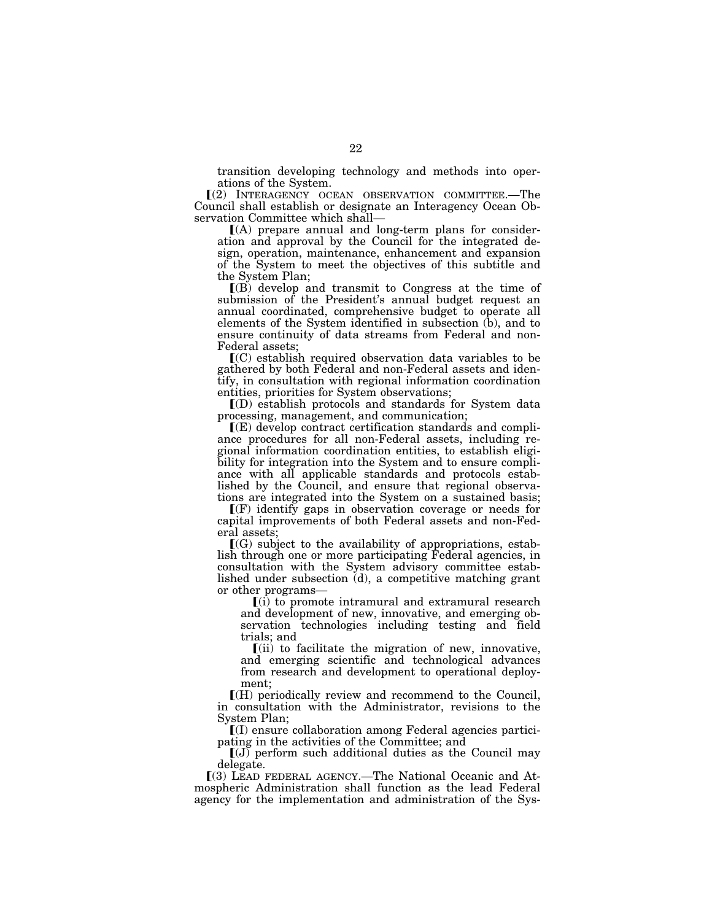transition developing technology and methods into operations of the System.

⟦(2) INTERAGENCY OCEAN OBSERVATION COMMITTEE.—The Council shall establish or designate an Interagency Ocean Observation Committee which shall—

⟦(A) prepare annual and long-term plans for consideration and approval by the Council for the integrated design, operation, maintenance, enhancement and expansion of the System to meet the objectives of this subtitle and the System Plan;

⟦(B) develop and transmit to Congress at the time of submission of the President's annual budget request an annual coordinated, comprehensive budget to operate all elements of the System identified in subsection (b), and to ensure continuity of data streams from Federal and non-Federal assets;

⟦(C) establish required observation data variables to be gathered by both Federal and non-Federal assets and identify, in consultation with regional information coordination entities, priorities for System observations;

⟦(D) establish protocols and standards for System data processing, management, and communication;

⟦(E) develop contract certification standards and compliance procedures for all non-Federal assets, including regional information coordination entities, to establish eligibility for integration into the System and to ensure compliance with all applicable standards and protocols established by the Council, and ensure that regional observations are integrated into the System on a sustained basis;

⟦(F) identify gaps in observation coverage or needs for capital improvements of both Federal assets and non-Federal assets;

⟦(G) subject to the availability of appropriations, establish through one or more participating Federal agencies, in consultation with the System advisory committee established under subsection (d), a competitive matching grant or other programs—

⟦(i) to promote intramural and extramural research and development of new, innovative, and emerging observation technologies including testing and field trials; and

⟦(ii) to facilitate the migration of new, innovative, and emerging scientific and technological advances from research and development to operational deployment;

⟦(H) periodically review and recommend to the Council, in consultation with the Administrator, revisions to the System Plan;

⟦(I) ensure collaboration among Federal agencies participating in the activities of the Committee; and

⟦(J) perform such additional duties as the Council may delegate.

⟦(3) LEAD FEDERAL AGENCY.—The National Oceanic and Atmospheric Administration shall function as the lead Federal agency for the implementation and administration of the Sys-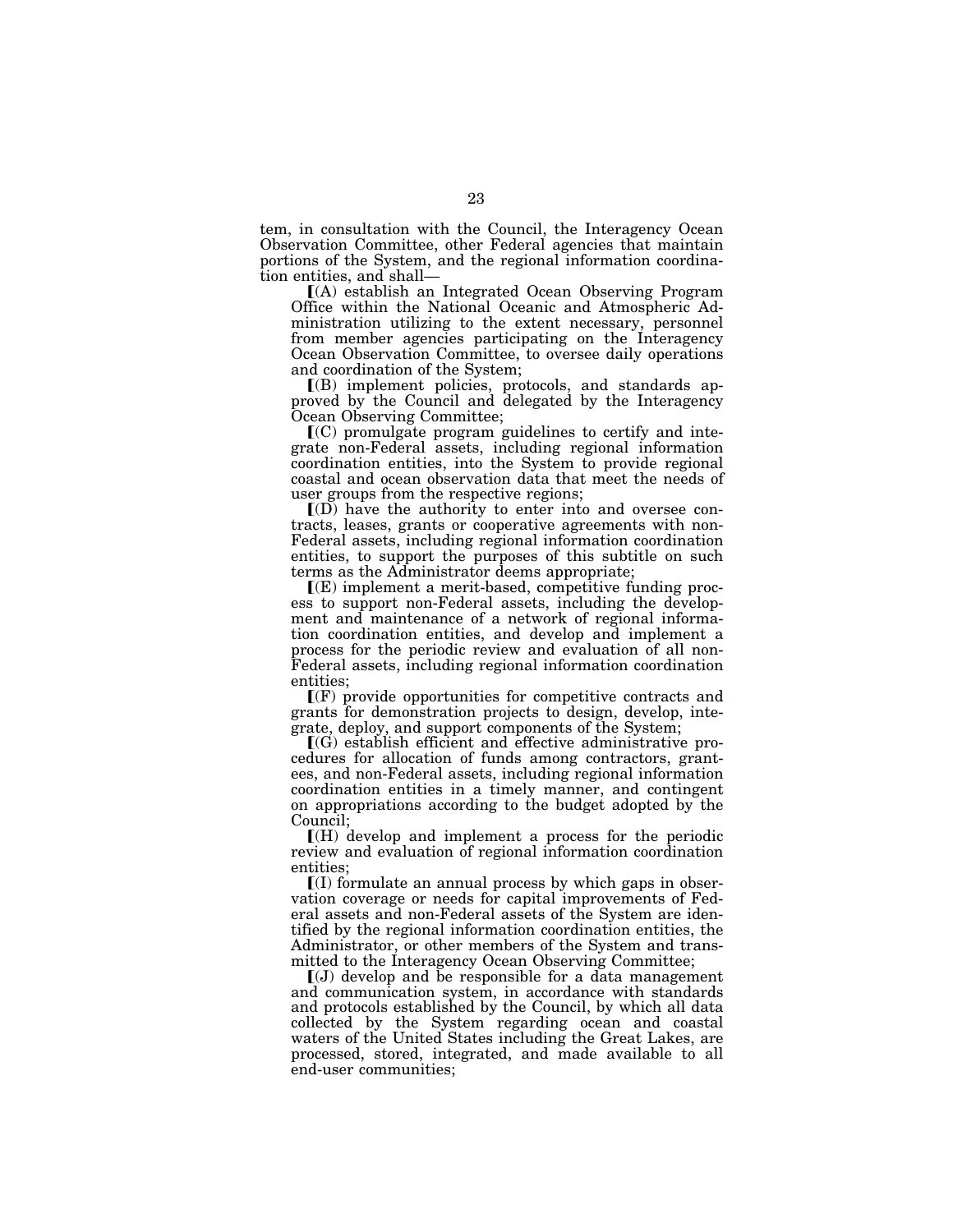tem, in consultation with the Council, the Interagency Ocean Observation Committee, other Federal agencies that maintain portions of the System, and the regional information coordination entities, and shall—

⟦(A) establish an Integrated Ocean Observing Program Office within the National Oceanic and Atmospheric Administration utilizing to the extent necessary, personnel from member agencies participating on the Interagency Ocean Observation Committee, to oversee daily operations and coordination of the System;

⟦(B) implement policies, protocols, and standards approved by the Council and delegated by the Interagency Ocean Observing Committee;

⟦(C) promulgate program guidelines to certify and integrate non-Federal assets, including regional information coordination entities, into the System to provide regional coastal and ocean observation data that meet the needs of user groups from the respective regions;

⟦(D) have the authority to enter into and oversee contracts, leases, grants or cooperative agreements with non-Federal assets, including regional information coordination entities, to support the purposes of this subtitle on such terms as the Administrator deems appropriate;

⟦(E) implement a merit-based, competitive funding process to support non-Federal assets, including the development and maintenance of a network of regional information coordination entities, and develop and implement a process for the periodic review and evaluation of all non-Federal assets, including regional information coordination entities;

⟦(F) provide opportunities for competitive contracts and grants for demonstration projects to design, develop, integrate, deploy, and support components of the System;

⟦(G) establish efficient and effective administrative procedures for allocation of funds among contractors, grantees, and non-Federal assets, including regional information coordination entities in a timely manner, and contingent on appropriations according to the budget adopted by the Council;

⟦(H) develop and implement a process for the periodic review and evaluation of regional information coordination entities;

⟦(I) formulate an annual process by which gaps in observation coverage or needs for capital improvements of Federal assets and non-Federal assets of the System are identified by the regional information coordination entities, the Administrator, or other members of the System and transmitted to the Interagency Ocean Observing Committee;

⟦(J) develop and be responsible for a data management and communication system, in accordance with standards and protocols established by the Council, by which all data collected by the System regarding ocean and coastal waters of the United States including the Great Lakes, are processed, stored, integrated, and made available to all end-user communities;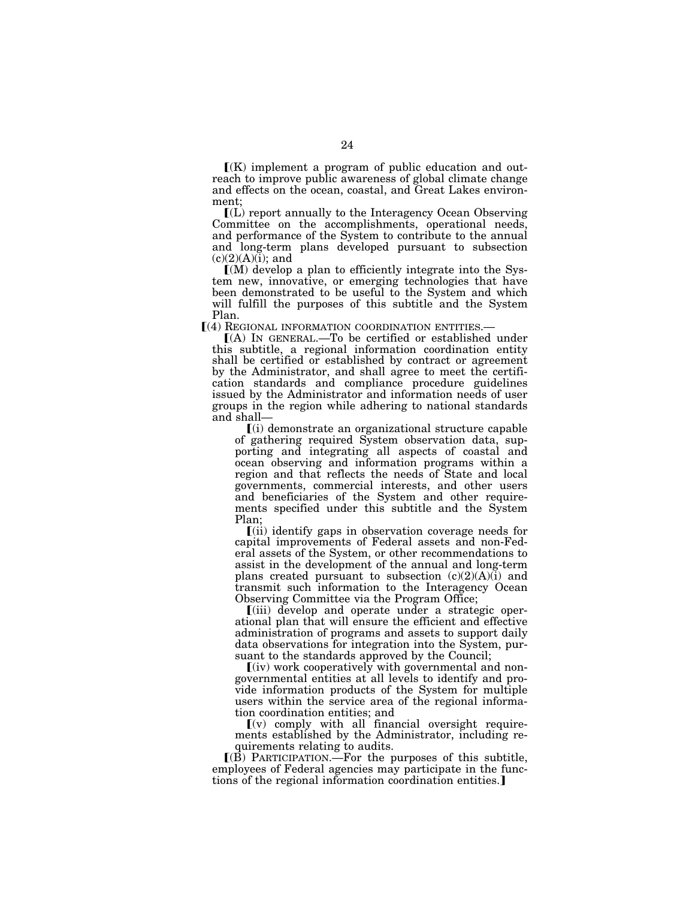⟦(K) implement a program of public education and outreach to improve public awareness of global climate change and effects on the ocean, coastal, and Great Lakes environment;

⟦(L) report annually to the Interagency Ocean Observing Committee on the accomplishments, operational needs, and performance of the System to contribute to the annual and long-term plans developed pursuant to subsection (c)(2)(A)(i); and

⟦(M) develop a plan to efficiently integrate into the System new, innovative, or emerging technologies that have been demonstrated to be useful to the System and which will fulfill the purposes of this subtitle and the System Plan.

⟦(4) REGIONAL INFORMATION COORDINATION ENTITIES.—

⟦(A) IN GENERAL.—To be certified or established under this subtitle, a regional information coordination entity shall be certified or established by contract or agreement by the Administrator, and shall agree to meet the certification standards and compliance procedure guidelines issued by the Administrator and information needs of user groups in the region while adhering to national standards and shall—

⟦(i) demonstrate an organizational structure capable of gathering required System observation data, supporting and integrating all aspects of coastal and ocean observing and information programs within a region and that reflects the needs of State and local governments, commercial interests, and other users and beneficiaries of the System and other requirements specified under this subtitle and the System Plan;

⟦(ii) identify gaps in observation coverage needs for capital improvements of Federal assets and non-Federal assets of the System, or other recommendations to assist in the development of the annual and long-term plans created pursuant to subsection (c)(2)(A)(i) and transmit such information to the Interagency Ocean Observing Committee via the Program Office;

⟦(iii) develop and operate under a strategic operational plan that will ensure the efficient and effective administration of programs and assets to support daily data observations for integration into the System, pursuant to the standards approved by the Council;

⟦(iv) work cooperatively with governmental and nongovernmental entities at all levels to identify and provide information products of the System for multiple users within the service area of the regional information coordination entities; and

⟦(v) comply with all financial oversight requirements established by the Administrator, including requirements relating to audits.

⟦(B) PARTICIPATION.—For the purposes of this subtitle, employees of Federal agencies may participate in the functions of the regional information coordination entities.⟧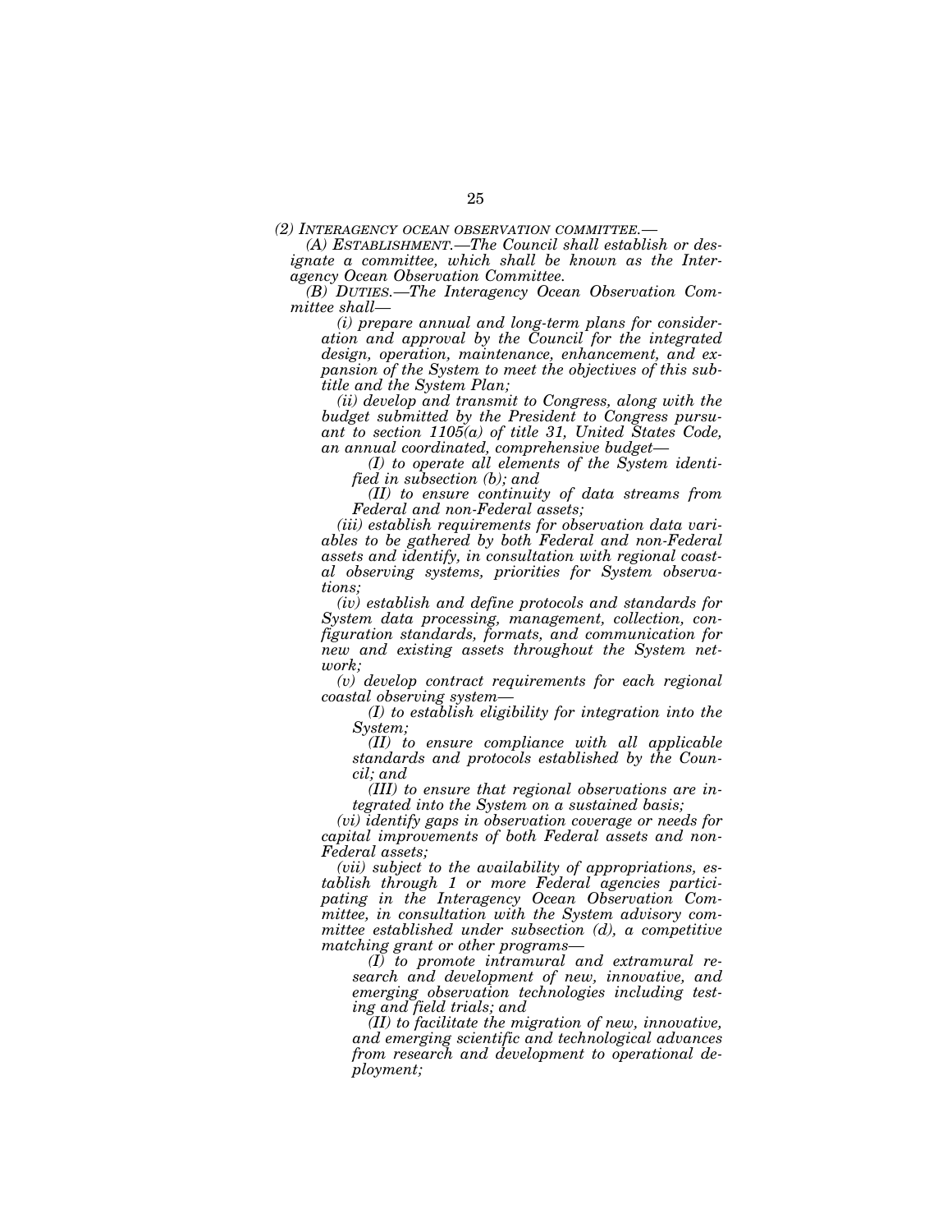*(2) INTERAGENCY OCEAN OBSERVATION COMMITTEE.—*

*(A) ESTABLISHMENT.—The Council shall establish or designate a committee, which shall be known as the Interagency Ocean Observation Committee.*

*(B) DUTIES.—The Interagency Ocean Observation Committee shall—*

*(i) prepare annual and long-term plans for consideration and approval by the Council for the integrated design, operation, maintenance, enhancement, and expansion of the System to meet the objectives of this subtitle and the System Plan;*

*(ii) develop and transmit to Congress, along with the budget submitted by the President to Congress pursuant to section 1105(a) of title 31, United States Code, an annual coordinated, comprehensive budget—*

*(I) to operate all elements of the System identified in subsection (b); and*

*(II) to ensure continuity of data streams from Federal and non-Federal assets;*

*(iii) establish requirements for observation data variables to be gathered by both Federal and non-Federal assets and identify, in consultation with regional coastal observing systems, priorities for System observations;*

*(iv) establish and define protocols and standards for System data processing, management, collection, configuration standards, formats, and communication for new and existing assets throughout the System network;*

*(v) develop contract requirements for each regional coastal observing system—*

*(I) to establish eligibility for integration into the System;*

*(II) to ensure compliance with all applicable standards and protocols established by the Council; and*

*(III) to ensure that regional observations are integrated into the System on a sustained basis;*

*(vi) identify gaps in observation coverage or needs for capital improvements of both Federal assets and non-Federal assets;*

*(vii) subject to the availability of appropriations, establish through 1 or more Federal agencies participating in the Interagency Ocean Observation Committee, in consultation with the System advisory committee established under subsection (d), a competitive matching grant or other programs—*

*(I) to promote intramural and extramural research and development of new, innovative, and emerging observation technologies including testing and field trials; and*

*(II) to facilitate the migration of new, innovative, and emerging scientific and technological advances from research and development to operational deployment;*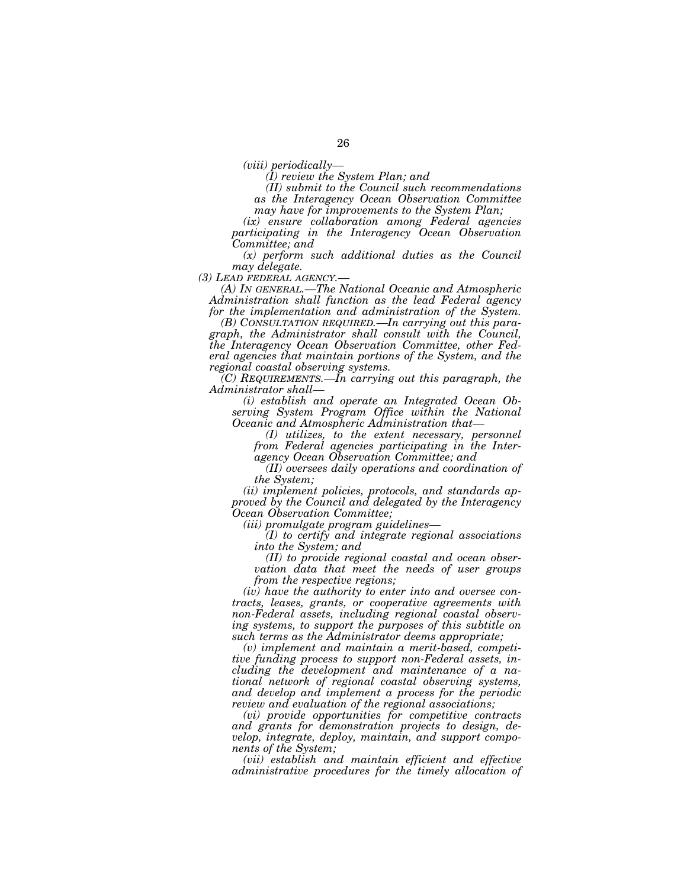*(viii) periodically—*

*(I) review the System Plan; and*

*(II) submit to the Council such recommendations as the Interagency Ocean Observation Committee may have for improvements to the System Plan;*

*(ix) ensure collaboration among Federal agencies participating in the Interagency Ocean Observation Committee; and*

*(x) perform such additional duties as the Council may delegate.*

*(3) LEAD FEDERAL AGENCY.—*

*(A) IN GENERAL.—The National Oceanic and Atmospheric Administration shall function as the lead Federal agency for the implementation and administration of the System.*

*(B) CONSULTATION REQUIRED.—In carrying out this paragraph, the Administrator shall consult with the Council, the Interagency Ocean Observation Committee, other Federal agencies that maintain portions of the System, and the regional coastal observing systems.*

*(C) REQUIREMENTS.—In carrying out this paragraph, the Administrator shall—*

*(i) establish and operate an Integrated Ocean Observing System Program Office within the National Oceanic and Atmospheric Administration that—*

*(I) utilizes, to the extent necessary, personnel from Federal agencies participating in the Interagency Ocean Observation Committee; and*

*(II) oversees daily operations and coordination of the System;*

*(ii) implement policies, protocols, and standards approved by the Council and delegated by the Interagency Ocean Observation Committee;*

*(iii) promulgate program guidelines—*

*(I) to certify and integrate regional associations into the System; and*

*(II) to provide regional coastal and ocean observation data that meet the needs of user groups from the respective regions;*

*(iv) have the authority to enter into and oversee contracts, leases, grants, or cooperative agreements with non-Federal assets, including regional coastal observing systems, to support the purposes of this subtitle on such terms as the Administrator deems appropriate;*

*(v) implement and maintain a merit-based, competitive funding process to support non-Federal assets, including the development and maintenance of a national network of regional coastal observing systems, and develop and implement a process for the periodic review and evaluation of the regional associations;*

*(vi) provide opportunities for competitive contracts and grants for demonstration projects to design, develop, integrate, deploy, maintain, and support components of the System;*

*(vii) establish and maintain efficient and effective administrative procedures for the timely allocation of*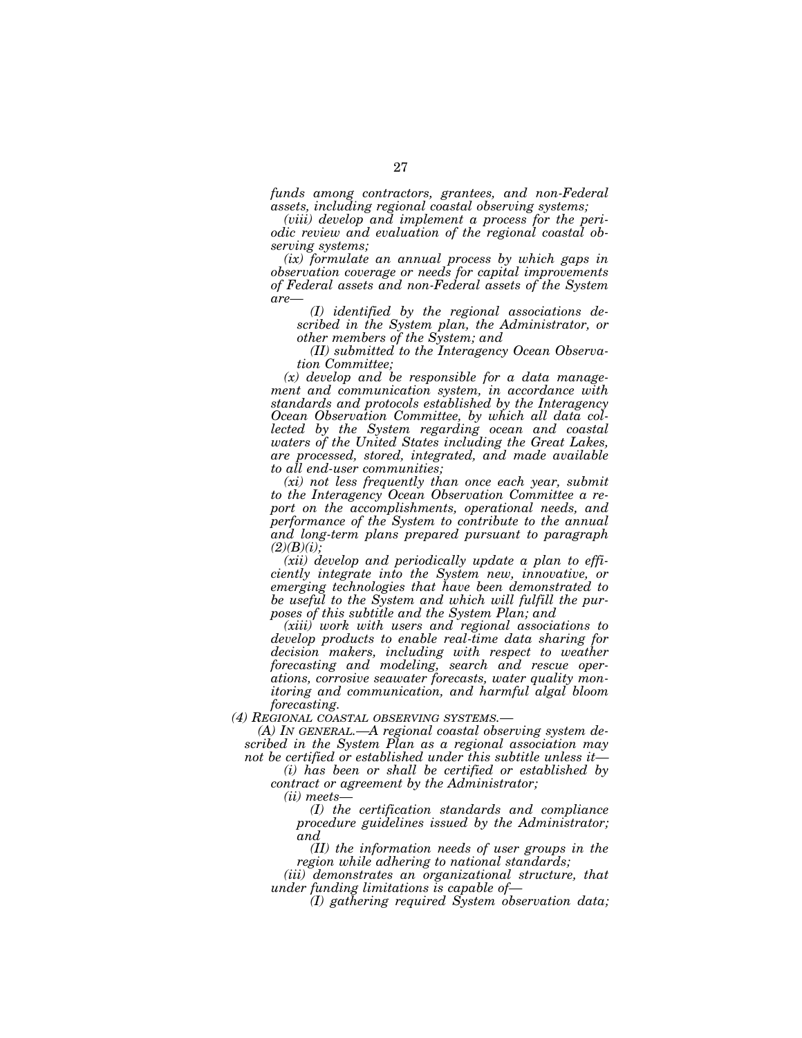*funds among contractors, grantees, and non-Federal assets, including regional coastal observing systems;*

*(viii) develop and implement a process for the periodic review and evaluation of the regional coastal observing systems;*

*(ix) formulate an annual process by which gaps in observation coverage or needs for capital improvements of Federal assets and non-Federal assets of the System are—*

*(I) identified by the regional associations described in the System plan, the Administrator, or other members of the System; and*

*(II) submitted to the Interagency Ocean Observation Committee;*

*(x) develop and be responsible for a data management and communication system, in accordance with standards and protocols established by the Interagency Ocean Observation Committee, by which all data collected by the System regarding ocean and coastal waters of the United States including the Great Lakes, are processed, stored, integrated, and made available to all end-user communities;*

*(xi) not less frequently than once each year, submit to the Interagency Ocean Observation Committee a report on the accomplishments, operational needs, and performance of the System to contribute to the annual and long-term plans prepared pursuant to paragraph (2)(B)(i);*

*(xii) develop and periodically update a plan to efficiently integrate into the System new, innovative, or emerging technologies that have been demonstrated to be useful to the System and which will fulfill the purposes of this subtitle and the System Plan; and*

*(xiii) work with users and regional associations to develop products to enable real-time data sharing for decision makers, including with respect to weather forecasting and modeling, search and rescue operations, corrosive seawater forecasts, water quality monitoring and communication, and harmful algal bloom forecasting.*

*(4) REGIONAL COASTAL OBSERVING SYSTEMS.—*

*(A) IN GENERAL.—A regional coastal observing system described in the System Plan as a regional association may not be certified or established under this subtitle unless it—*

*(i) has been or shall be certified or established by contract or agreement by the Administrator;*

*(ii) meets—*

*(I) the certification standards and compliance procedure guidelines issued by the Administrator; and*

*(II) the information needs of user groups in the region while adhering to national standards;*

*(iii) demonstrates an organizational structure, that under funding limitations is capable of—*

*(I) gathering required System observation data;*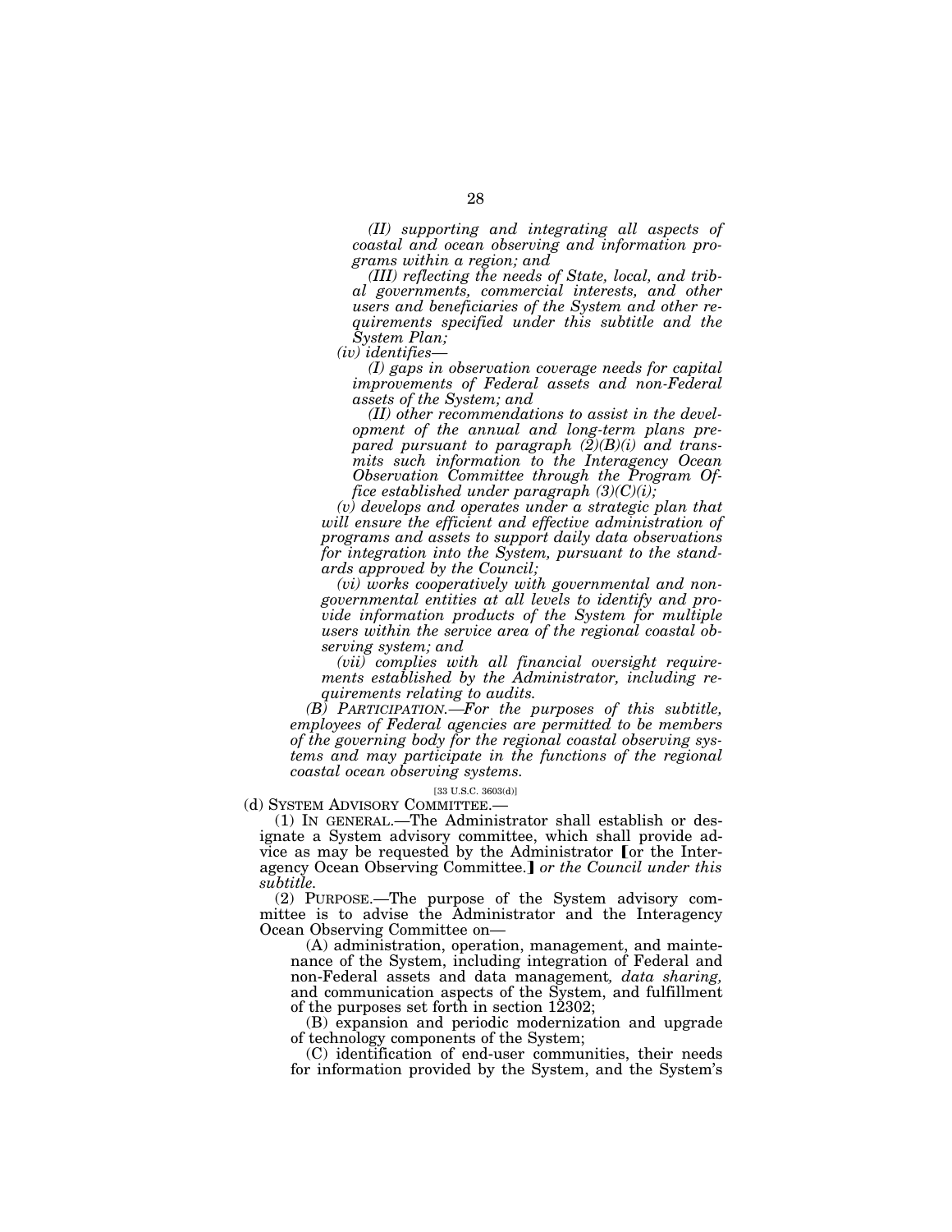*(II) supporting and integrating all aspects of coastal and ocean observing and information programs within a region; and*

*(III) reflecting the needs of State, local, and tribal governments, commercial interests, and other users and beneficiaries of the System and other requirements specified under this subtitle and the System Plan;*

*(iv) identifies—*

*(I) gaps in observation coverage needs for capital improvements of Federal assets and non-Federal assets of the System; and*

*(II) other recommendations to assist in the development of the annual and long-term plans prepared pursuant to paragraph (2)(B)(i) and transmits such information to the Interagency Ocean Observation Committee through the Program Office established under paragraph (3)(C)(i);*

*(v) develops and operates under a strategic plan that will ensure the efficient and effective administration of programs and assets to support daily data observations for integration into the System, pursuant to the standards approved by the Council;*

*(vi) works cooperatively with governmental and nongovernmental entities at all levels to identify and provide information products of the System for multiple users within the service area of the regional coastal observing system; and*

*(vii) complies with all financial oversight requirements established by the Administrator, including requirements relating to audits.*

*(B) PARTICIPATION.—For the purposes of this subtitle, employees of Federal agencies are permitted to be members of the governing body for the regional coastal observing systems and may participate in the functions of the regional coastal ocean observing systems.*

[33 U.S.C. 3603(d)]

(d) SYSTEM ADVISORY COMMITTEE.—

(1) IN GENERAL.—The Administrator shall establish or designate a System advisory committee, which shall provide advice as may be requested by the Administrator [or the Interagency Ocean Observing Committee.] *or the Council under this subtitle.*

(2) PURPOSE.—The purpose of the System advisory committee is to advise the Administrator and the Interagency Ocean Observing Committee on—

(A) administration, operation, management, and maintenance of the System, including integration of Federal and non-Federal assets and data management*, data sharing,* and communication aspects of the System, and fulfillment of the purposes set forth in section 12302;

(B) expansion and periodic modernization and upgrade of technology components of the System;

(C) identification of end-user communities, their needs for information provided by the System, and the System's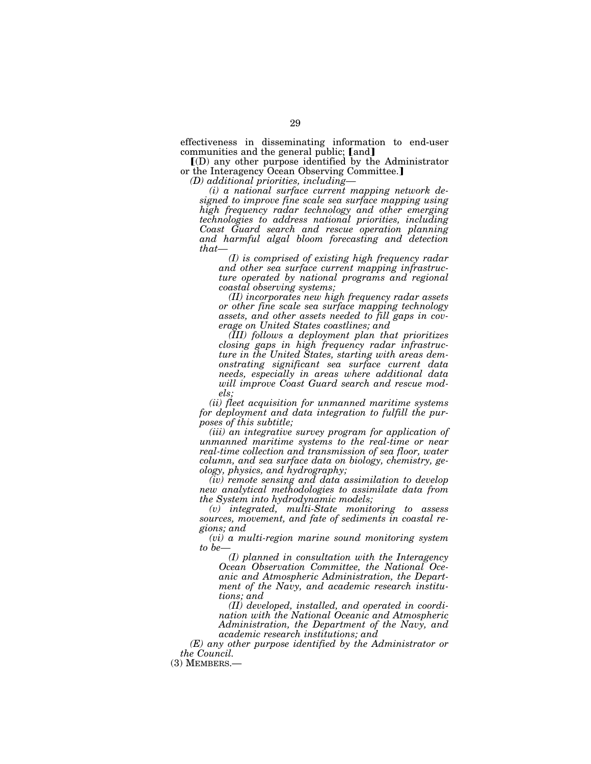effectiveness in disseminating information to end-user communities and the general public; [and]

[(D) any other purpose identified by the Administrator or the Interagency Ocean Observing Committee.]

*(D) additional priorities, including—*

*(i) a national surface current mapping network designed to improve fine scale sea surface mapping using high frequency radar technology and other emerging technologies to address national priorities, including Coast Guard search and rescue operation planning and harmful algal bloom forecasting and detection that—*

*(I) is comprised of existing high frequency radar and other sea surface current mapping infrastructure operated by national programs and regional coastal observing systems;*

*(II) incorporates new high frequency radar assets or other fine scale sea surface mapping technology assets, and other assets needed to fill gaps in coverage on United States coastlines; and*

*(III) follows a deployment plan that prioritizes closing gaps in high frequency radar infrastructure in the United States, starting with areas demonstrating significant sea surface current data needs, especially in areas where additional data will improve Coast Guard search and rescue models;*

*(ii) fleet acquisition for unmanned maritime systems for deployment and data integration to fulfill the purposes of this subtitle;*

*(iii) an integrative survey program for application of unmanned maritime systems to the real-time or near real-time collection and transmission of sea floor, water column, and sea surface data on biology, chemistry, geology, physics, and hydrography;*

*(iv) remote sensing and data assimilation to develop new analytical methodologies to assimilate data from the System into hydrodynamic models;*

*(v) integrated, multi-State monitoring to assess sources, movement, and fate of sediments in coastal regions; and*

*(vi) a multi-region marine sound monitoring system to be—*

*(I) planned in consultation with the Interagency Ocean Observation Committee, the National Oceanic and Atmospheric Administration, the Department of the Navy, and academic research institutions; and*

*(II) developed, installed, and operated in coordination with the National Oceanic and Atmospheric Administration, the Department of the Navy, and academic research institutions; and*

*(E) any other purpose identified by the Administrator or the Council.*

(3) MEMBERS.—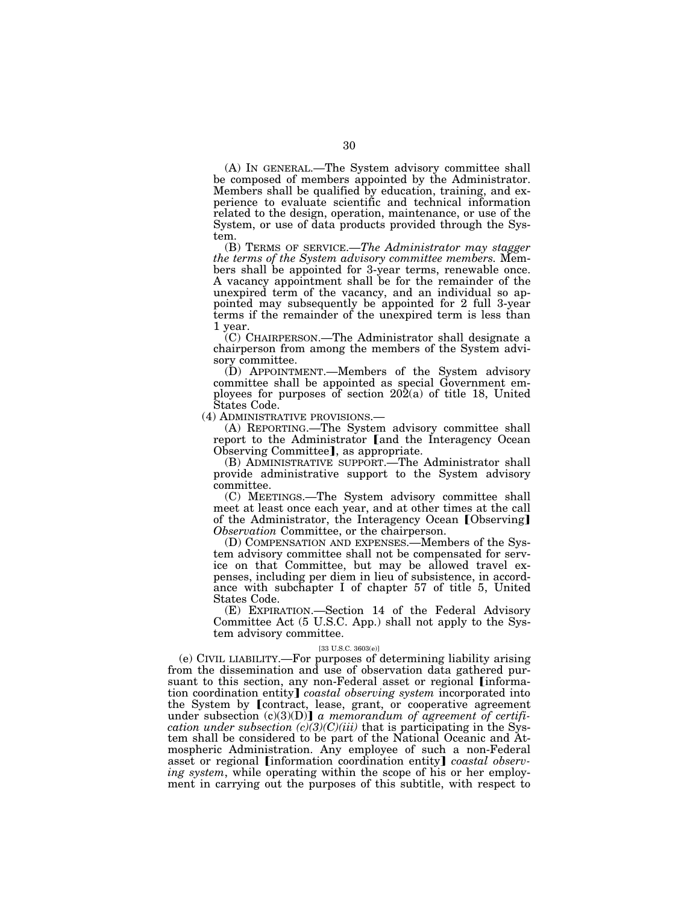(A) IN GENERAL.—The System advisory committee shall be composed of members appointed by the Administrator. Members shall be qualified by education, training, and experience to evaluate scientific and technical information related to the design, operation, maintenance, or use of the System, or use of data products provided through the System.

(B) TERMS OF SERVICE.—*The Administrator may stagger the terms of the System advisory committee members.* Members shall be appointed for 3-year terms, renewable once. A vacancy appointment shall be for the remainder of the unexpired term of the vacancy, and an individual so appointed may subsequently be appointed for 2 full 3-year terms if the remainder of the unexpired term is less than 1 year.

(C) CHAIRPERSON.—The Administrator shall designate a chairperson from among the members of the System advisory committee.

(D) APPOINTMENT.—Members of the System advisory committee shall be appointed as special Government employees for purposes of section 202(a) of title 18, United States Code.

(4) ADMINISTRATIVE PROVISIONS.—

(A) REPORTING.—The System advisory committee shall report to the Administrator ⟦and the Interagency Ocean Observing Committee⟧, as appropriate.

(B) ADMINISTRATIVE SUPPORT.—The Administrator shall provide administrative support to the System advisory committee.

(C) MEETINGS.—The System advisory committee shall meet at least once each year, and at other times at the call of the Administrator, the Interagency Ocean ⟦Observing⟧ *Observation* Committee, or the chairperson.

(D) COMPENSATION AND EXPENSES.—Members of the System advisory committee shall not be compensated for service on that Committee, but may be allowed travel expenses, including per diem in lieu of subsistence, in accordance with subchapter I of chapter 57 of title 5, United States Code.

(E) EXPIRATION.—Section 14 of the Federal Advisory Committee Act (5 U.S.C. App.) shall not apply to the System advisory committee.

[33 U.S.C. 3603(e)]

(e) CIVIL LIABILITY.—For purposes of determining liability arising from the dissemination and use of observation data gathered pursuant to this section, any non-Federal asset or regional ⟦information coordination entity⟧ *coastal observing system* incorporated into the System by ⟦contract, lease, grant, or cooperative agreement under subsection (c)(3)(D)⟧ *a memorandum of agreement of certification under subsection (c)(3)(C)(iii)* that is participating in the System shall be considered to be part of the National Oceanic and Atmospheric Administration. Any employee of such a non-Federal asset or regional ⟦information coordination entity⟧ *coastal observing system*, while operating within the scope of his or her employment in carrying out the purposes of this subtitle, with respect to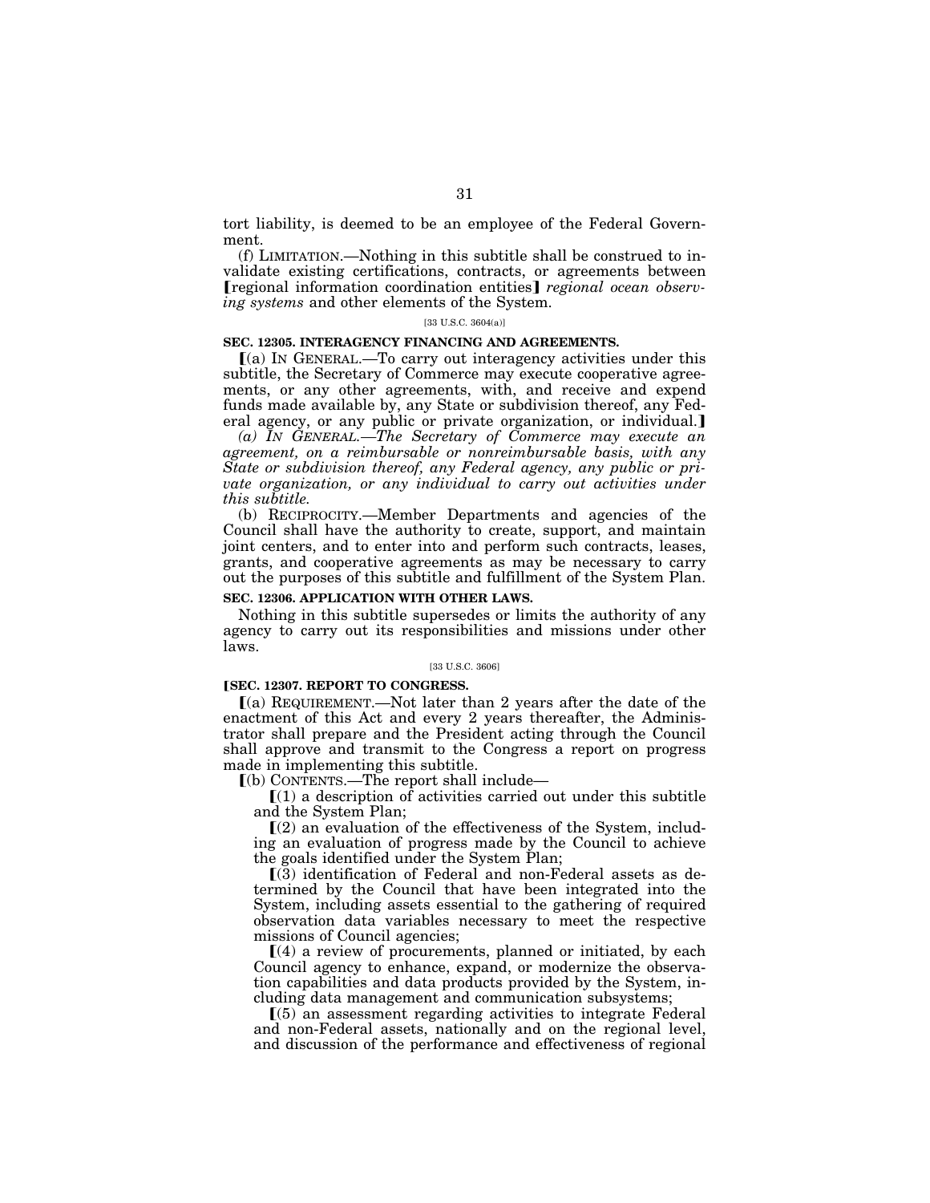tort liability, is deemed to be an employee of the Federal Government.

(f) LIMITATION.—Nothing in this subtitle shall be construed to invalidate existing certifications, contracts, or agreements between ⟦regional information coordination entities⟧ *regional ocean observing systems* and other elements of the System.

[33 U.S.C. 3604(a)]

**SEC. 12305. INTERAGENCY FINANCING AND AGREEMENTS.**

⟦(a) IN GENERAL.—To carry out interagency activities under this subtitle, the Secretary of Commerce may execute cooperative agreements, or any other agreements, with, and receive and expend funds made available by, any State or subdivision thereof, any Federal agency, or any public or private organization, or individual.⟧

*(a) IN GENERAL.—The Secretary of Commerce may execute an agreement, on a reimbursable or nonreimbursable basis, with any State or subdivision thereof, any Federal agency, any public or private organization, or any individual to carry out activities under this subtitle.*

(b) RECIPROCITY.—Member Departments and agencies of the Council shall have the authority to create, support, and maintain joint centers, and to enter into and perform such contracts, leases, grants, and cooperative agreements as may be necessary to carry out the purposes of this subtitle and fulfillment of the System Plan.

**SEC. 12306. APPLICATION WITH OTHER LAWS.**

Nothing in this subtitle supersedes or limits the authority of any agency to carry out its responsibilities and missions under other laws.

[33 U.S.C. 3606]

**⟦SEC. 12307. REPORT TO CONGRESS.**

⟦(a) REQUIREMENT.—Not later than 2 years after the date of the enactment of this Act and every 2 years thereafter, the Administrator shall prepare and the President acting through the Council shall approve and transmit to the Congress a report on progress made in implementing this subtitle.

⟦(b) CONTENTS.—The report shall include—

⟦(1) a description of activities carried out under this subtitle and the System Plan;

⟦(2) an evaluation of the effectiveness of the System, including an evaluation of progress made by the Council to achieve the goals identified under the System Plan;

⟦(3) identification of Federal and non-Federal assets as determined by the Council that have been integrated into the System, including assets essential to the gathering of required observation data variables necessary to meet the respective missions of Council agencies;

⟦(4) a review of procurements, planned or initiated, by each Council agency to enhance, expand, or modernize the observation capabilities and data products provided by the System, including data management and communication subsystems;

⟦(5) an assessment regarding activities to integrate Federal and non-Federal assets, nationally and on the regional level, and discussion of the performance and effectiveness of regional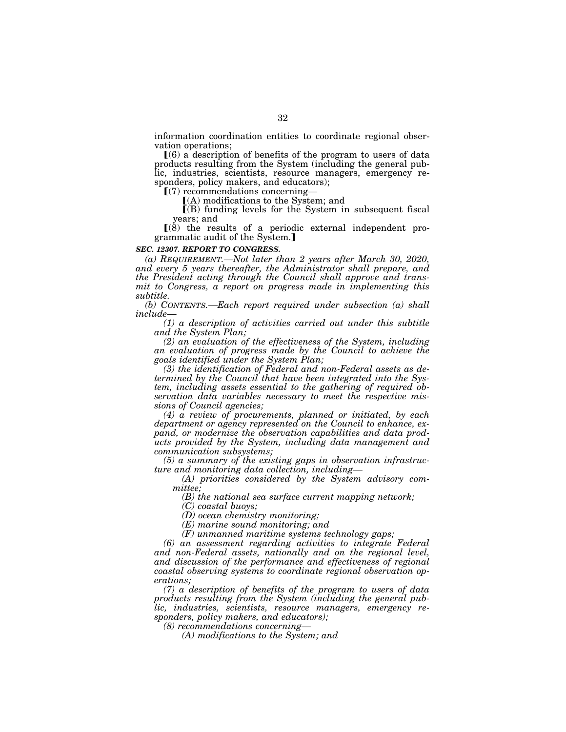information coordination entities to coordinate regional observation operations;

【(6) a description of benefits of the program to users of data products resulting from the System (including the general public, industries, scientists, resource managers, emergency responders, policy makers, and educators);

【(7) recommendations concerning—

【(A) modifications to the System; and

【(B) funding levels for the System in subsequent fiscal years; and

【(8) the results of a periodic external independent programmatic audit of the System.】

***SEC. 12307. REPORT TO CONGRESS.***

*(a) REQUIREMENT.—Not later than 2 years after March 30, 2020, and every 5 years thereafter, the Administrator shall prepare, and the President acting through the Council shall approve and transmit to Congress, a report on progress made in implementing this subtitle.*

*(b) CONTENTS.—Each report required under subsection (a) shall include—*

*(1) a description of activities carried out under this subtitle and the System Plan;*

*(2) an evaluation of the effectiveness of the System, including an evaluation of progress made by the Council to achieve the goals identified under the System Plan;*

*(3) the identification of Federal and non-Federal assets as determined by the Council that have been integrated into the System, including assets essential to the gathering of required observation data variables necessary to meet the respective missions of Council agencies;*

*(4) a review of procurements, planned or initiated, by each department or agency represented on the Council to enhance, expand, or modernize the observation capabilities and data products provided by the System, including data management and communication subsystems;*

*(5) a summary of the existing gaps in observation infrastructure and monitoring data collection, including—*

*(A) priorities considered by the System advisory committee;*

*(B) the national sea surface current mapping network;*

*(C) coastal buoys;*

*(D) ocean chemistry monitoring;*

*(E) marine sound monitoring; and*

*(F) unmanned maritime systems technology gaps;*

*(6) an assessment regarding activities to integrate Federal and non-Federal assets, nationally and on the regional level, and discussion of the performance and effectiveness of regional coastal observing systems to coordinate regional observation operations;*

*(7) a description of benefits of the program to users of data products resulting from the System (including the general public, industries, scientists, resource managers, emergency responders, policy makers, and educators);*

*(8) recommendations concerning—*

*(A) modifications to the System; and*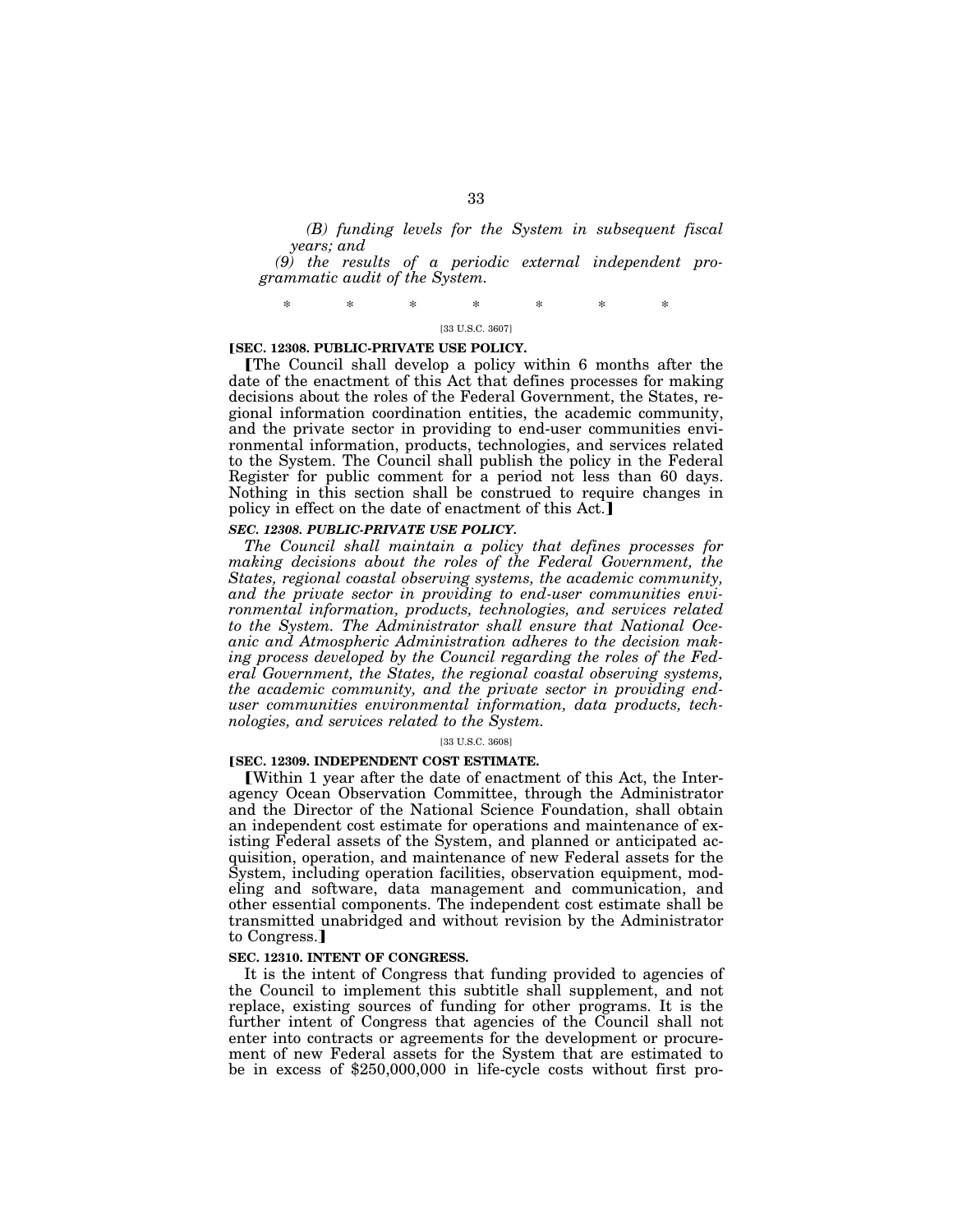*(B) funding levels for the System in subsequent fiscal years; and*

*(9) the results of a periodic external independent programmatic audit of the System.*

\* \* \* \* \* \* \*

[33 U.S.C. 3607]

**⟦SEC. 12308. PUBLIC-PRIVATE USE POLICY.**

⟦The Council shall develop a policy within 6 months after the date of the enactment of this Act that defines processes for making decisions about the roles of the Federal Government, the States, regional information coordination entities, the academic community, and the private sector in providing to end-user communities environmental information, products, technologies, and services related to the System. The Council shall publish the policy in the Federal Register for public comment for a period not less than 60 days. Nothing in this section shall be construed to require changes in policy in effect on the date of enactment of this Act.⟧

***SEC. 12308. PUBLIC-PRIVATE USE POLICY.***

*The Council shall maintain a policy that defines processes for making decisions about the roles of the Federal Government, the States, regional coastal observing systems, the academic community, and the private sector in providing to end-user communities environmental information, products, technologies, and services related to the System. The Administrator shall ensure that National Oceanic and Atmospheric Administration adheres to the decision making process developed by the Council regarding the roles of the Federal Government, the States, the regional coastal observing systems, the academic community, and the private sector in providing end-user communities environmental information, data products, technologies, and services related to the System.*

[33 U.S.C. 3608]

**⟦SEC. 12309. INDEPENDENT COST ESTIMATE.**

⟦Within 1 year after the date of enactment of this Act, the Interagency Ocean Observation Committee, through the Administrator and the Director of the National Science Foundation, shall obtain an independent cost estimate for operations and maintenance of existing Federal assets of the System, and planned or anticipated acquisition, operation, and maintenance of new Federal assets for the System, including operation facilities, observation equipment, modeling and software, data management and communication, and other essential components. The independent cost estimate shall be transmitted unabridged and without revision by the Administrator to Congress.⟧

**SEC. 12310. INTENT OF CONGRESS.**

It is the intent of Congress that funding provided to agencies of the Council to implement this subtitle shall supplement, and not replace, existing sources of funding for other programs. It is the further intent of Congress that agencies of the Council shall not enter into contracts or agreements for the development or procurement of new Federal assets for the System that are estimated to be in excess of $250,000,000 in life-cycle costs without first pro-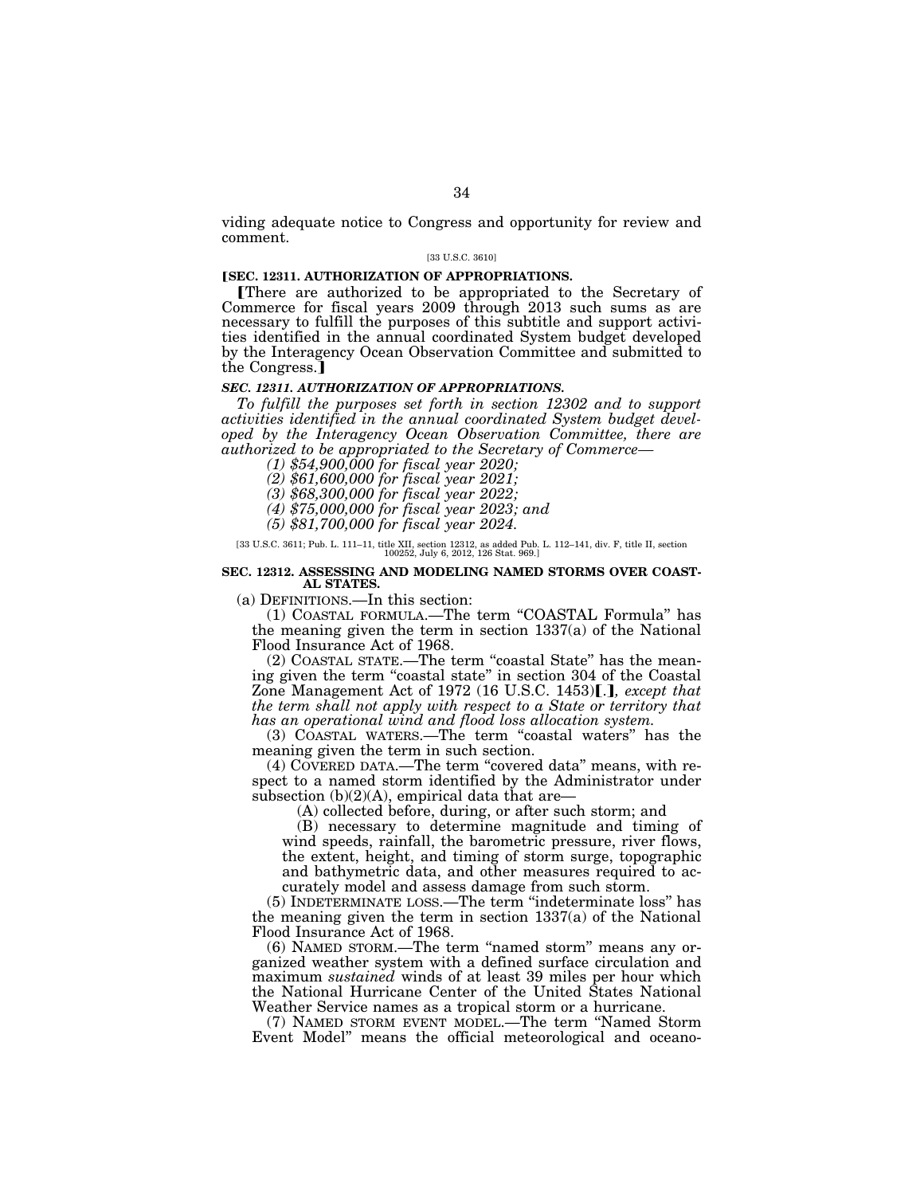viding adequate notice to Congress and opportunity for review and comment.

[33 U.S.C. 3610]

**[SEC. 12311. AUTHORIZATION OF APPROPRIATIONS.**

[There are authorized to be appropriated to the Secretary of Commerce for fiscal years 2009 through 2013 such sums as are necessary to fulfill the purposes of this subtitle and support activities identified in the annual coordinated System budget developed by the Interagency Ocean Observation Committee and submitted to the Congress.]

***SEC. 12311. AUTHORIZATION OF APPROPRIATIONS.***

*To fulfill the purposes set forth in section 12302 and to support activities identified in the annual coordinated System budget developed by the Interagency Ocean Observation Committee, there are authorized to be appropriated to the Secretary of Commerce—*

*(1) $54,900,000 for fiscal year 2020;*

*(2) $61,600,000 for fiscal year 2021;*

*(3) $68,300,000 for fiscal year 2022;*

*(4) $75,000,000 for fiscal year 2023; and*

*(5) $81,700,000 for fiscal year 2024.*

[33 U.S.C. 3611; Pub. L. 111–11, title XII, section 12312, as added Pub. L. 112–141, div. F, title II, section 100252, July 6, 2012, 126 Stat. 969.]

**SEC. 12312. ASSESSING AND MODELING NAMED STORMS OVER COASTAL STATES.**

(a) DEFINITIONS.—In this section:

(1) COASTAL FORMULA.—The term "COASTAL Formula" has the meaning given the term in section 1337(a) of the National Flood Insurance Act of 1968.

(2) COASTAL STATE.—The term "coastal State" has the meaning given the term "coastal state" in section 304 of the Coastal Zone Management Act of 1972 (16 U.S.C. 1453)[.]*, except that the term shall not apply with respect to a State or territory that has an operational wind and flood loss allocation system.*

(3) COASTAL WATERS.—The term "coastal waters" has the meaning given the term in such section.

(4) COVERED DATA.—The term "covered data" means, with respect to a named storm identified by the Administrator under subsection (b)(2)(A), empirical data that are—

(A) collected before, during, or after such storm; and

(B) necessary to determine magnitude and timing of wind speeds, rainfall, the barometric pressure, river flows, the extent, height, and timing of storm surge, topographic and bathymetric data, and other measures required to accurately model and assess damage from such storm.

(5) INDETERMINATE LOSS.—The term "indeterminate loss" has the meaning given the term in section 1337(a) of the National Flood Insurance Act of 1968.

(6) NAMED STORM.—The term "named storm" means any organized weather system with a defined surface circulation and maximum *sustained* winds of at least 39 miles per hour which the National Hurricane Center of the United States National Weather Service names as a tropical storm or a hurricane.

(7) NAMED STORM EVENT MODEL.—The term "Named Storm Event Model" means the official meteorological and oceano-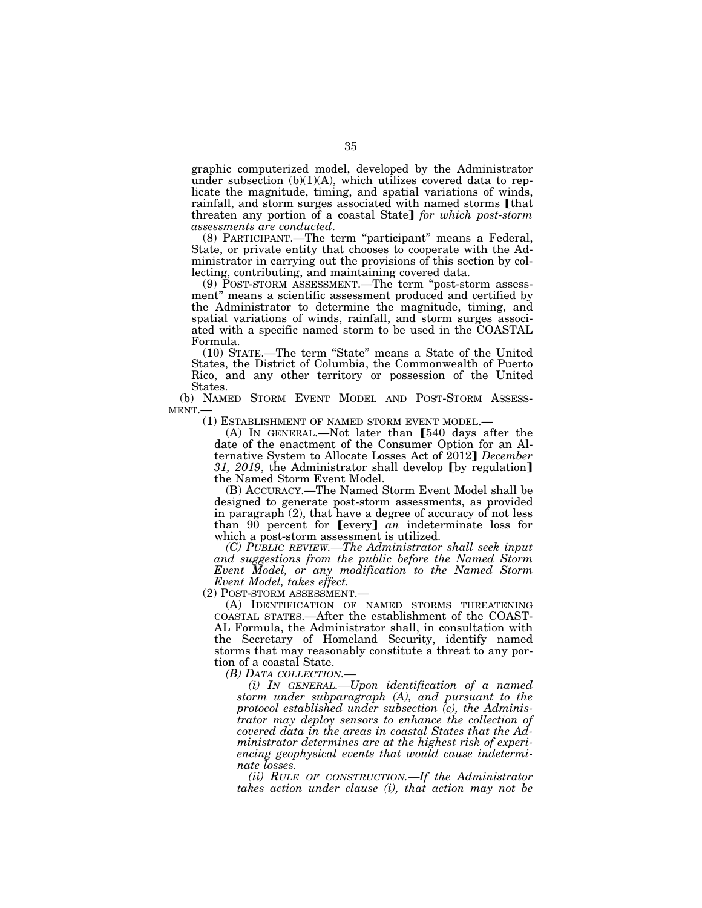graphic computerized model, developed by the Administrator under subsection (b)(1)(A), which utilizes covered data to replicate the magnitude, timing, and spatial variations of winds, rainfall, and storm surges associated with named storms [that threaten any portion of a coastal State] *for which post-storm assessments are conducted*.

(8) PARTICIPANT.—The term "participant" means a Federal, State, or private entity that chooses to cooperate with the Administrator in carrying out the provisions of this section by collecting, contributing, and maintaining covered data.

(9) POST-STORM ASSESSMENT.—The term "post-storm assessment" means a scientific assessment produced and certified by the Administrator to determine the magnitude, timing, and spatial variations of winds, rainfall, and storm surges associated with a specific named storm to be used in the COASTAL Formula.

(10) STATE.—The term "State" means a State of the United States, the District of Columbia, the Commonwealth of Puerto Rico, and any other territory or possession of the United States.

(b) NAMED STORM EVENT MODEL AND POST-STORM ASSESSMENT.—

(1) ESTABLISHMENT OF NAMED STORM EVENT MODEL.—

(A) IN GENERAL.—Not later than [540 days after the date of the enactment of the Consumer Option for an Alternative System to Allocate Losses Act of 2012] *December 31, 2019*, the Administrator shall develop [by regulation] the Named Storm Event Model.

(B) ACCURACY.—The Named Storm Event Model shall be designed to generate post-storm assessments, as provided in paragraph (2), that have a degree of accuracy of not less than 90 percent for [every] *an* indeterminate loss for which a post-storm assessment is utilized.

*(C) PUBLIC REVIEW.—The Administrator shall seek input and suggestions from the public before the Named Storm Event Model, or any modification to the Named Storm Event Model, takes effect.*

(2) POST-STORM ASSESSMENT.—

(A) IDENTIFICATION OF NAMED STORMS THREATENING COASTAL STATES.—After the establishment of the COASTAL Formula, the Administrator shall, in consultation with the Secretary of Homeland Security, identify named storms that may reasonably constitute a threat to any portion of a coastal State.

*(B) DATA COLLECTION.—*

*(i) IN GENERAL.—Upon identification of a named storm under subparagraph (A), and pursuant to the protocol established under subsection (c), the Administrator may deploy sensors to enhance the collection of covered data in the areas in coastal States that the Administrator determines are at the highest risk of experiencing geophysical events that would cause indeterminate losses.*

*(ii) RULE OF CONSTRUCTION.—If the Administrator takes action under clause (i), that action may not be*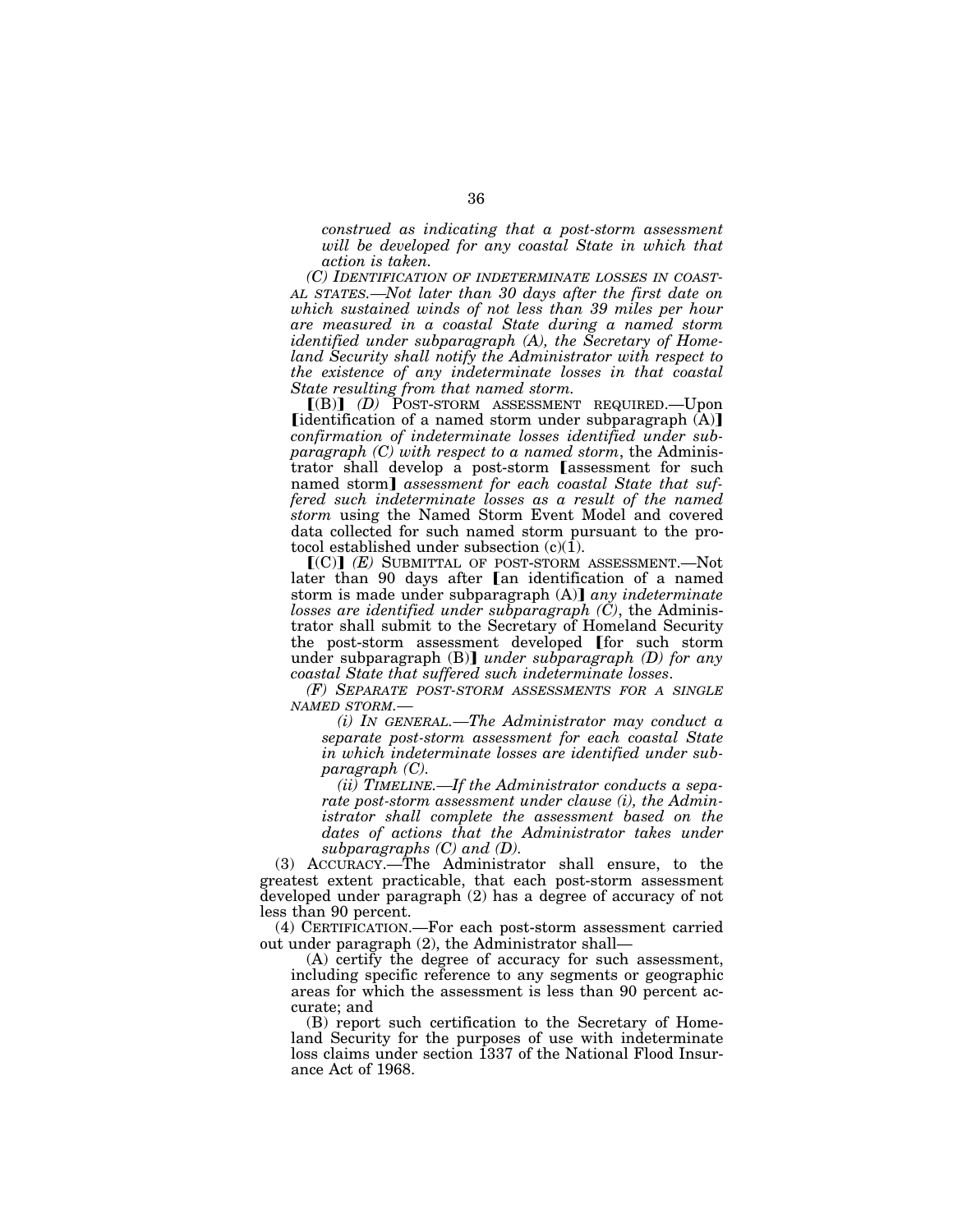*construed as indicating that a post-storm assessment will be developed for any coastal State in which that action is taken.*

*(C) IDENTIFICATION OF INDETERMINATE LOSSES IN COASTAL STATES.—Not later than 30 days after the first date on which sustained winds of not less than 39 miles per hour are measured in a coastal State during a named storm identified under subparagraph (A), the Secretary of Homeland Security shall notify the Administrator with respect to the existence of any indeterminate losses in that coastal State resulting from that named storm.*

【(B)】 *(D)* POST-STORM ASSESSMENT REQUIRED.—Upon 【identification of a named storm under subparagraph (A)】 *confirmation of indeterminate losses identified under subparagraph (C) with respect to a named storm*, the Administrator shall develop a post-storm 【assessment for such named storm】 *assessment for each coastal State that suffered such indeterminate losses as a result of the named storm* using the Named Storm Event Model and covered data collected for such named storm pursuant to the protocol established under subsection (c)(1).

【(C)】 *(E)* SUBMITTAL OF POST-STORM ASSESSMENT.—Not later than 90 days after 【an identification of a named storm is made under subparagraph (A)】 *any indeterminate losses are identified under subparagraph (C)*, the Administrator shall submit to the Secretary of Homeland Security the post-storm assessment developed 【for such storm under subparagraph (B)】 *under subparagraph (D) for any coastal State that suffered such indeterminate losses*.

*(F) SEPARATE POST-STORM ASSESSMENTS FOR A SINGLE NAMED STORM.—*

*(i) IN GENERAL.—The Administrator may conduct a separate post-storm assessment for each coastal State in which indeterminate losses are identified under subparagraph (C).*

*(ii) TIMELINE.—If the Administrator conducts a separate post-storm assessment under clause (i), the Administrator shall complete the assessment based on the dates of actions that the Administrator takes under subparagraphs (C) and (D).*

(3) ACCURACY.—The Administrator shall ensure, to the greatest extent practicable, that each post-storm assessment developed under paragraph (2) has a degree of accuracy of not less than 90 percent.

(4) CERTIFICATION.—For each post-storm assessment carried out under paragraph (2), the Administrator shall—

(A) certify the degree of accuracy for such assessment, including specific reference to any segments or geographic areas for which the assessment is less than 90 percent accurate; and

(B) report such certification to the Secretary of Homeland Security for the purposes of use with indeterminate loss claims under section 1337 of the National Flood Insurance Act of 1968.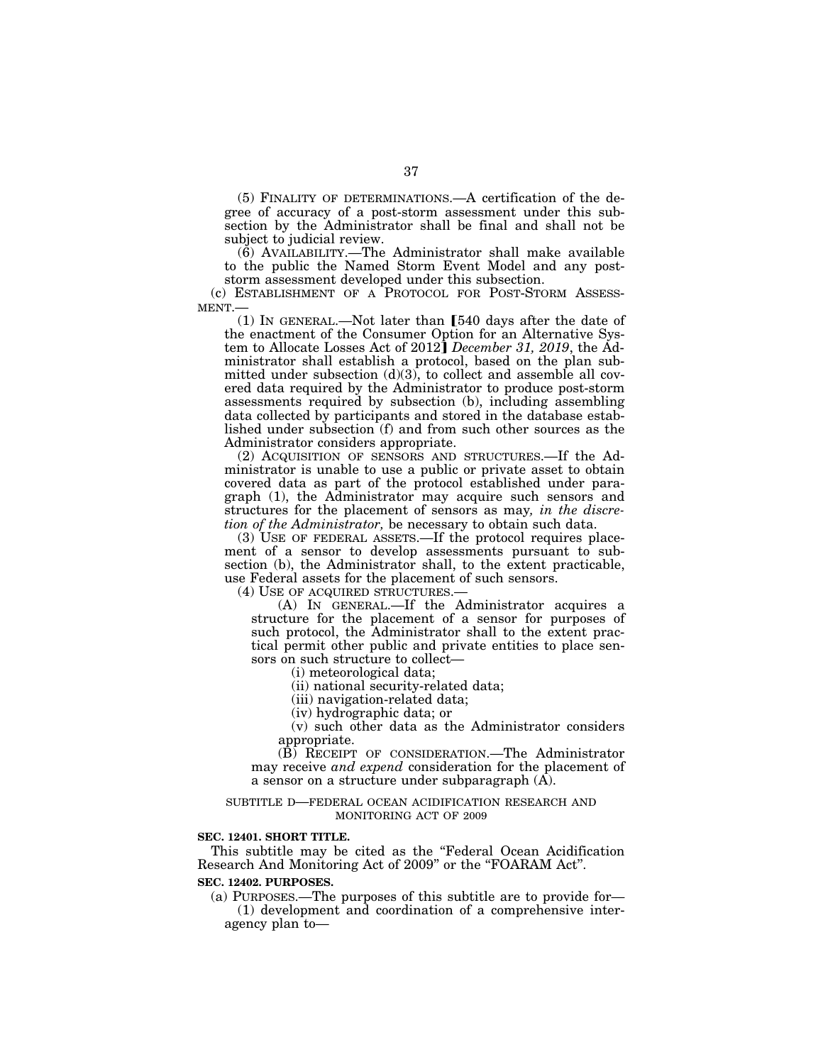(5) FINALITY OF DETERMINATIONS.—A certification of the degree of accuracy of a post-storm assessment under this subsection by the Administrator shall be final and shall not be subject to judicial review.

(6) AVAILABILITY.—The Administrator shall make available to the public the Named Storm Event Model and any post-storm assessment developed under this subsection.

(c) ESTABLISHMENT OF A PROTOCOL FOR POST-STORM ASSESSMENT.—

(1) IN GENERAL.—Not later than [540 days after the date of the enactment of the Consumer Option for an Alternative System to Allocate Losses Act of 2012] *December 31, 2019*, the Administrator shall establish a protocol, based on the plan submitted under subsection (d)(3), to collect and assemble all covered data required by the Administrator to produce post-storm assessments required by subsection (b), including assembling data collected by participants and stored in the database established under subsection (f) and from such other sources as the Administrator considers appropriate.

(2) ACQUISITION OF SENSORS AND STRUCTURES.—If the Administrator is unable to use a public or private asset to obtain covered data as part of the protocol established under paragraph (1), the Administrator may acquire such sensors and structures for the placement of sensors as may*, in the discretion of the Administrator,* be necessary to obtain such data.

(3) USE OF FEDERAL ASSETS.—If the protocol requires placement of a sensor to develop assessments pursuant to subsection (b), the Administrator shall, to the extent practicable, use Federal assets for the placement of such sensors.

(4) USE OF ACQUIRED STRUCTURES.—

(A) IN GENERAL.—If the Administrator acquires a structure for the placement of a sensor for purposes of such protocol, the Administrator shall to the extent practical permit other public and private entities to place sensors on such structure to collect—

(i) meteorological data;

(ii) national security-related data;

(iii) navigation-related data;

(iv) hydrographic data; or

(v) such other data as the Administrator considers appropriate.

(B) RECEIPT OF CONSIDERATION.—The Administrator may receive *and expend* consideration for the placement of a sensor on a structure under subparagraph (A).

SUBTITLE D—FEDERAL OCEAN ACIDIFICATION RESEARCH AND MONITORING ACT OF 2009

**SEC. 12401. SHORT TITLE.**

This subtitle may be cited as the "Federal Ocean Acidification Research And Monitoring Act of 2009" or the "FOARAM Act".

**SEC. 12402. PURPOSES.**

(a) PURPOSES.—The purposes of this subtitle are to provide for—

(1) development and coordination of a comprehensive interagency plan to—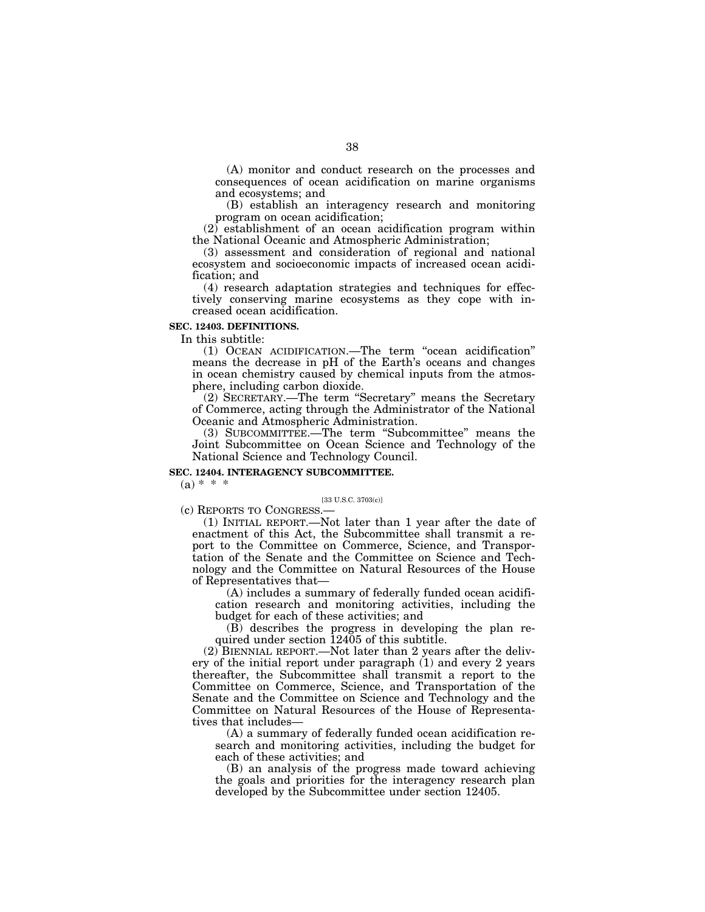(A) monitor and conduct research on the processes and consequences of ocean acidification on marine organisms and ecosystems; and

(B) establish an interagency research and monitoring program on ocean acidification;

(2) establishment of an ocean acidification program within the National Oceanic and Atmospheric Administration;

(3) assessment and consideration of regional and national ecosystem and socioeconomic impacts of increased ocean acidification; and

(4) research adaptation strategies and techniques for effectively conserving marine ecosystems as they cope with increased ocean acidification.

**SEC. 12403. DEFINITIONS.**

In this subtitle:

(1) OCEAN ACIDIFICATION.—The term "ocean acidification" means the decrease in pH of the Earth's oceans and changes in ocean chemistry caused by chemical inputs from the atmosphere, including carbon dioxide.

(2) SECRETARY.—The term "Secretary" means the Secretary of Commerce, acting through the Administrator of the National Oceanic and Atmospheric Administration.

(3) SUBCOMMITTEE.—The term "Subcommittee" means the Joint Subcommittee on Ocean Science and Technology of the National Science and Technology Council.

**SEC. 12404. INTERAGENCY SUBCOMMITTEE.**

(a) * * *

[33 U.S.C. 3703(c)]

(c) REPORTS TO CONGRESS.—

(1) INITIAL REPORT.—Not later than 1 year after the date of enactment of this Act, the Subcommittee shall transmit a report to the Committee on Commerce, Science, and Transportation of the Senate and the Committee on Science and Technology and the Committee on Natural Resources of the House of Representatives that—

(A) includes a summary of federally funded ocean acidification research and monitoring activities, including the budget for each of these activities; and

(B) describes the progress in developing the plan required under section 12405 of this subtitle.

(2) BIENNIAL REPORT.—Not later than 2 years after the delivery of the initial report under paragraph (1) and every 2 years thereafter, the Subcommittee shall transmit a report to the Committee on Commerce, Science, and Transportation of the Senate and the Committee on Science and Technology and the Committee on Natural Resources of the House of Representatives that includes—

(A) a summary of federally funded ocean acidification research and monitoring activities, including the budget for each of these activities; and

(B) an analysis of the progress made toward achieving the goals and priorities for the interagency research plan developed by the Subcommittee under section 12405.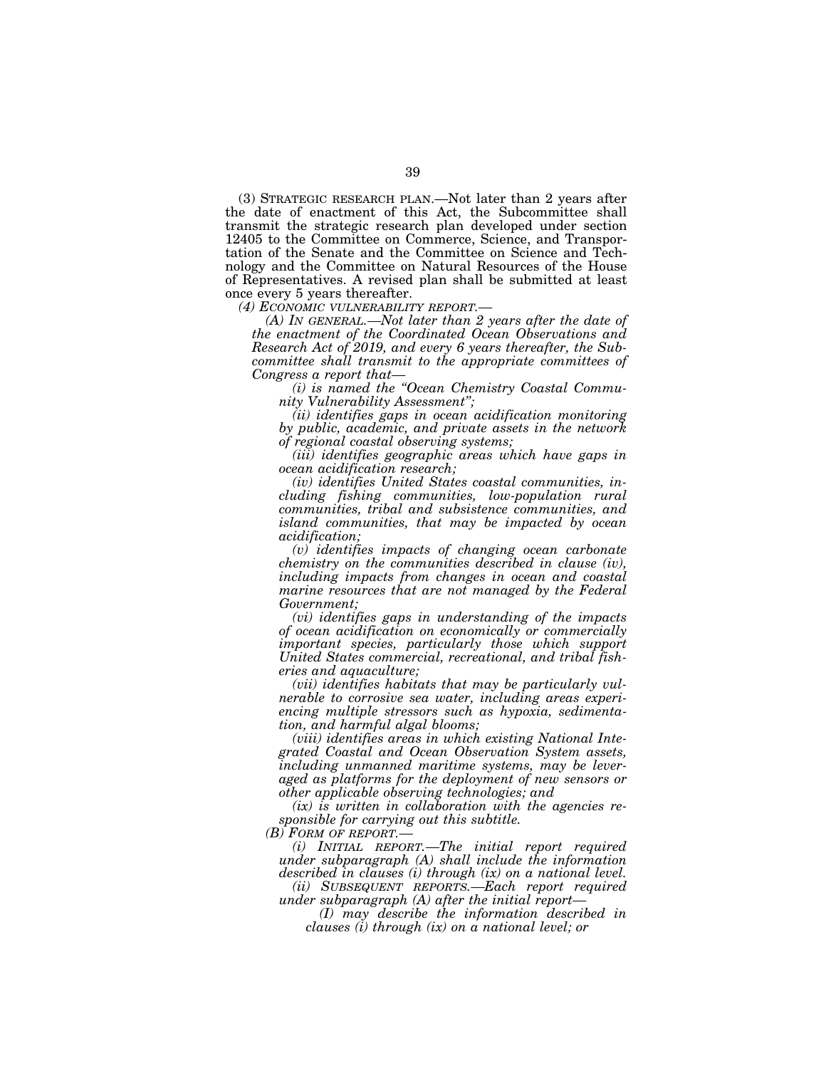(3) STRATEGIC RESEARCH PLAN.—Not later than 2 years after the date of enactment of this Act, the Subcommittee shall transmit the strategic research plan developed under section 12405 to the Committee on Commerce, Science, and Transportation of the Senate and the Committee on Science and Technology and the Committee on Natural Resources of the House of Representatives. A revised plan shall be submitted at least once every 5 years thereafter.

*(4) ECONOMIC VULNERABILITY REPORT.—*

*(A) IN GENERAL.—Not later than 2 years after the date of the enactment of the Coordinated Ocean Observations and Research Act of 2019, and every 6 years thereafter, the Subcommittee shall transmit to the appropriate committees of Congress a report that—*

*(i) is named the "Ocean Chemistry Coastal Community Vulnerability Assessment";*

*(ii) identifies gaps in ocean acidification monitoring by public, academic, and private assets in the network of regional coastal observing systems;*

*(iii) identifies geographic areas which have gaps in ocean acidification research;*

*(iv) identifies United States coastal communities, including fishing communities, low-population rural communities, tribal and subsistence communities, and island communities, that may be impacted by ocean acidification;*

*(v) identifies impacts of changing ocean carbonate chemistry on the communities described in clause (iv), including impacts from changes in ocean and coastal marine resources that are not managed by the Federal Government;*

*(vi) identifies gaps in understanding of the impacts of ocean acidification on economically or commercially important species, particularly those which support United States commercial, recreational, and tribal fisheries and aquaculture;*

*(vii) identifies habitats that may be particularly vulnerable to corrosive sea water, including areas experiencing multiple stressors such as hypoxia, sedimentation, and harmful algal blooms;*

*(viii) identifies areas in which existing National Integrated Coastal and Ocean Observation System assets, including unmanned maritime systems, may be leveraged as platforms for the deployment of new sensors or other applicable observing technologies; and*

*(ix) is written in collaboration with the agencies responsible for carrying out this subtitle.*

*(B) FORM OF REPORT.—*

*(i) INITIAL REPORT.—The initial report required under subparagraph (A) shall include the information described in clauses (i) through (ix) on a national level.*

*(ii) SUBSEQUENT REPORTS.—Each report required under subparagraph (A) after the initial report—*

*(I) may describe the information described in clauses (i) through (ix) on a national level; or*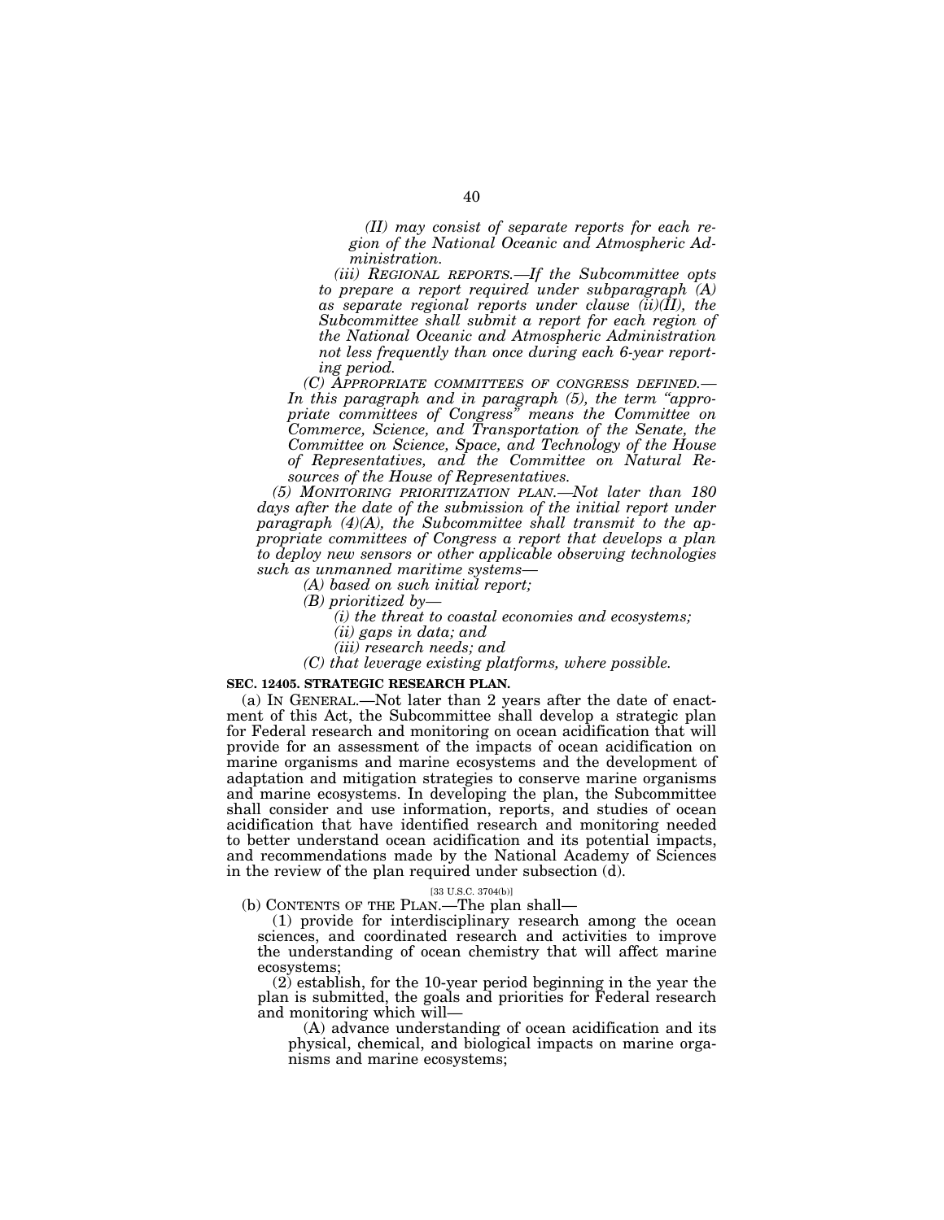*(II) may consist of separate reports for each region of the National Oceanic and Atmospheric Administration.*

*(iii) REGIONAL REPORTS.—If the Subcommittee opts to prepare a report required under subparagraph (A) as separate regional reports under clause (ii)(II), the Subcommittee shall submit a report for each region of the National Oceanic and Atmospheric Administration not less frequently than once during each 6-year reporting period.*

*(C) APPROPRIATE COMMITTEES OF CONGRESS DEFINED.—In this paragraph and in paragraph (5), the term "appropriate committees of Congress" means the Committee on Commerce, Science, and Transportation of the Senate, the Committee on Science, Space, and Technology of the House of Representatives, and the Committee on Natural Resources of the House of Representatives.*

*(5) MONITORING PRIORITIZATION PLAN.—Not later than 180 days after the date of the submission of the initial report under paragraph (4)(A), the Subcommittee shall transmit to the appropriate committees of Congress a report that develops a plan to deploy new sensors or other applicable observing technologies such as unmanned maritime systems—*

*(A) based on such initial report;*

*(B) prioritized by—*

*(i) the threat to coastal economies and ecosystems;*

*(ii) gaps in data; and*

*(iii) research needs; and*

*(C) that leverage existing platforms, where possible.*

**SEC. 12405. STRATEGIC RESEARCH PLAN.**

(a) IN GENERAL.—Not later than 2 years after the date of enactment of this Act, the Subcommittee shall develop a strategic plan for Federal research and monitoring on ocean acidification that will provide for an assessment of the impacts of ocean acidification on marine organisms and marine ecosystems and the development of adaptation and mitigation strategies to conserve marine organisms and marine ecosystems. In developing the plan, the Subcommittee shall consider and use information, reports, and studies of ocean acidification that have identified research and monitoring needed to better understand ocean acidification and its potential impacts, and recommendations made by the National Academy of Sciences in the review of the plan required under subsection (d).

[33 U.S.C. 3704(b)]

(b) CONTENTS OF THE PLAN.—The plan shall—

(1) provide for interdisciplinary research among the ocean sciences, and coordinated research and activities to improve the understanding of ocean chemistry that will affect marine ecosystems;

(2) establish, for the 10-year period beginning in the year the plan is submitted, the goals and priorities for Federal research and monitoring which will—

(A) advance understanding of ocean acidification and its physical, chemical, and biological impacts on marine organisms and marine ecosystems;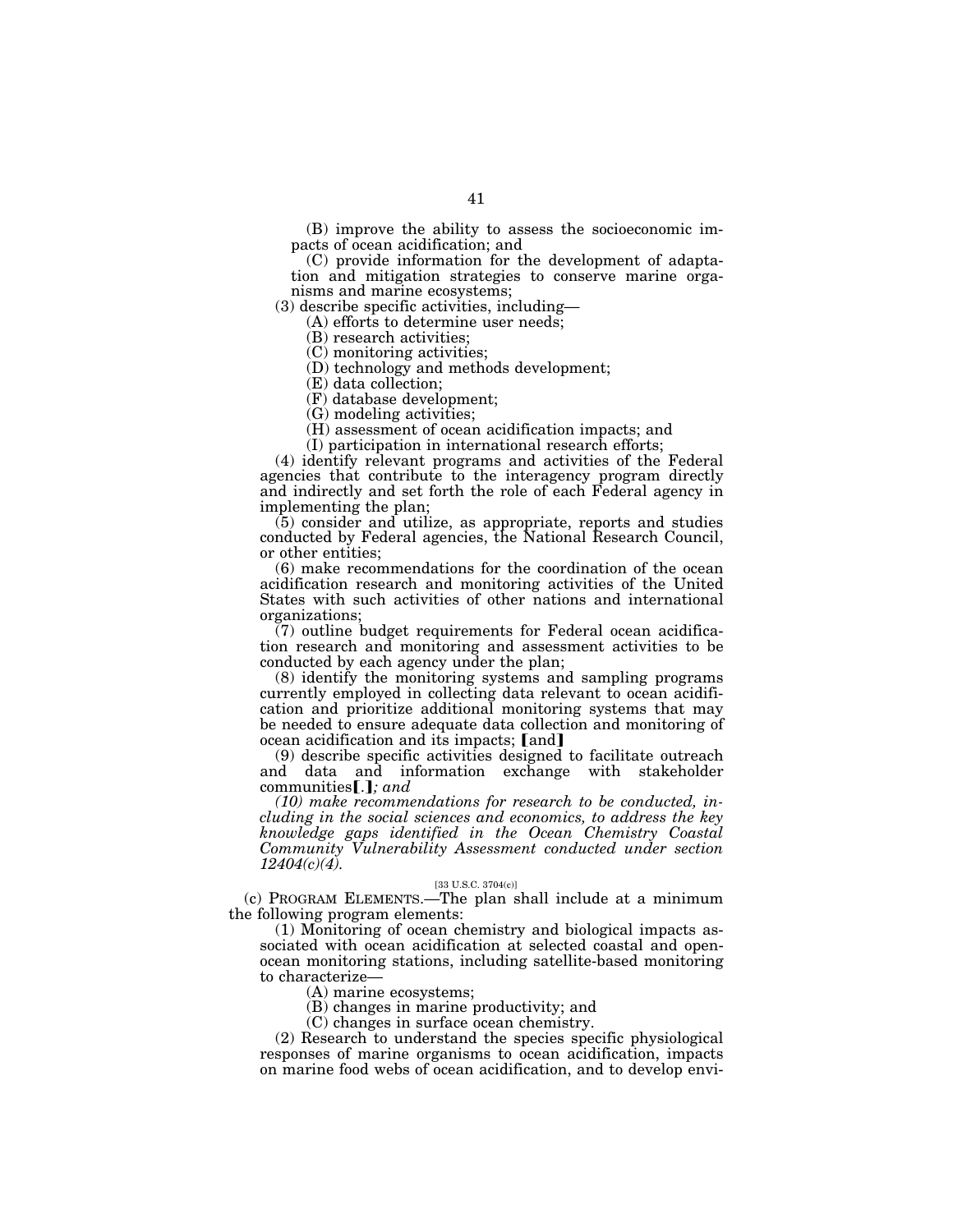(B) improve the ability to assess the socioeconomic impacts of ocean acidification; and

(C) provide information for the development of adaptation and mitigation strategies to conserve marine organisms and marine ecosystems;

(3) describe specific activities, including—

(A) efforts to determine user needs;

(B) research activities;

(C) monitoring activities;

(D) technology and methods development;

(E) data collection;

(F) database development;

(G) modeling activities;

(H) assessment of ocean acidification impacts; and

(I) participation in international research efforts;

(4) identify relevant programs and activities of the Federal agencies that contribute to the interagency program directly and indirectly and set forth the role of each Federal agency in implementing the plan;

(5) consider and utilize, as appropriate, reports and studies conducted by Federal agencies, the National Research Council, or other entities;

(6) make recommendations for the coordination of the ocean acidification research and monitoring activities of the United States with such activities of other nations and international organizations;

(7) outline budget requirements for Federal ocean acidification research and monitoring and assessment activities to be conducted by each agency under the plan;

(8) identify the monitoring systems and sampling programs currently employed in collecting data relevant to ocean acidification and prioritize additional monitoring systems that may be needed to ensure adequate data collection and monitoring of ocean acidification and its impacts; 【and】

(9) describe specific activities designed to facilitate outreach and data and information exchange with stakeholder communities【.】*; and*

*(10) make recommendations for research to be conducted, including in the social sciences and economics, to address the key knowledge gaps identified in the Ocean Chemistry Coastal Community Vulnerability Assessment conducted under section 12404(c)(4).*

[33 U.S.C. 3704(c)]

(c) PROGRAM ELEMENTS.—The plan shall include at a minimum the following program elements:

(1) Monitoring of ocean chemistry and biological impacts associated with ocean acidification at selected coastal and open-ocean monitoring stations, including satellite-based monitoring to characterize—

(A) marine ecosystems;

(B) changes in marine productivity; and

(C) changes in surface ocean chemistry.

(2) Research to understand the species specific physiological responses of marine organisms to ocean acidification, impacts on marine food webs of ocean acidification, and to develop envi-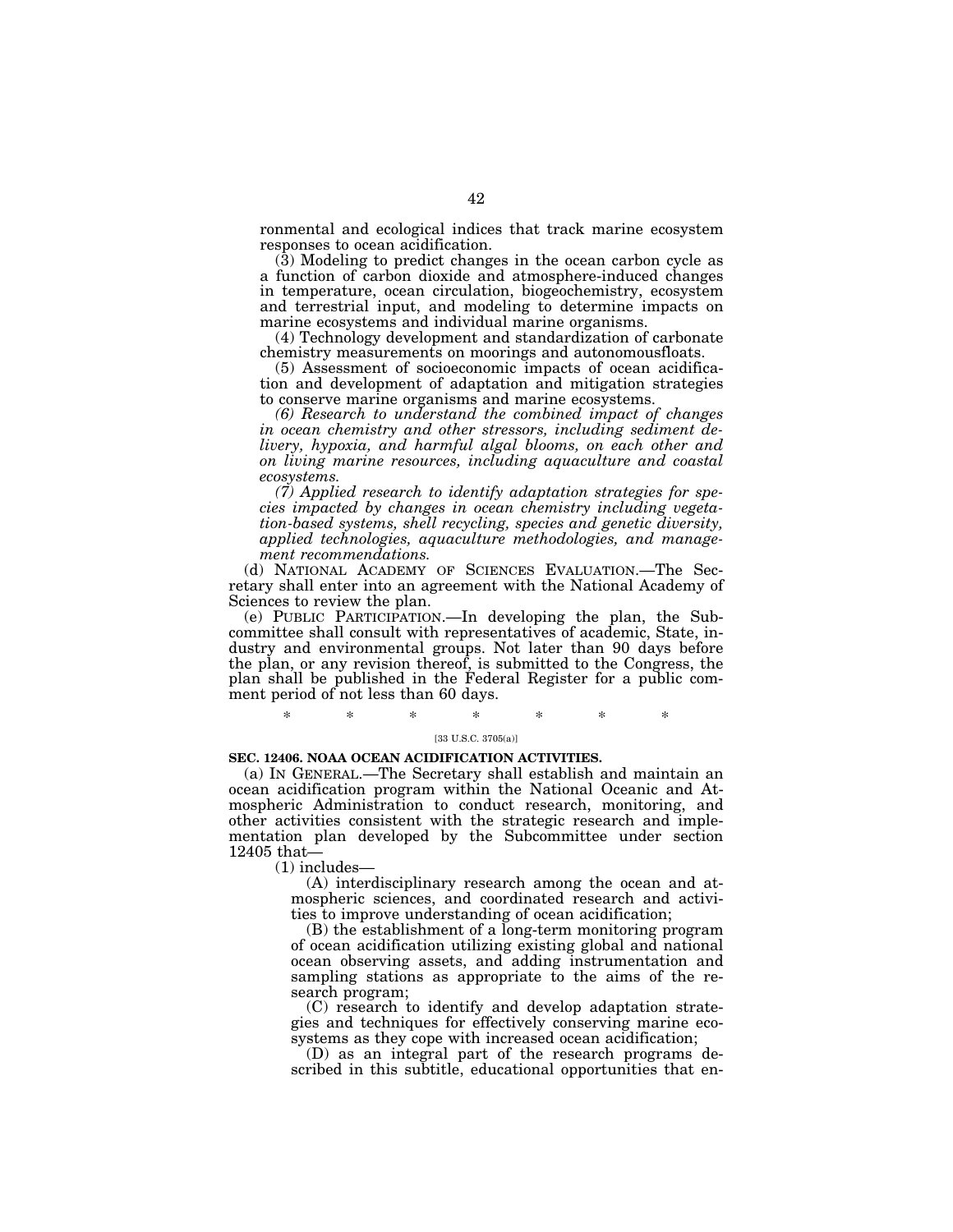ronmental and ecological indices that track marine ecosystem responses to ocean acidification.

(3) Modeling to predict changes in the ocean carbon cycle as a function of carbon dioxide and atmosphere-induced changes in temperature, ocean circulation, biogeochemistry, ecosystem and terrestrial input, and modeling to determine impacts on marine ecosystems and individual marine organisms.

(4) Technology development and standardization of carbonate chemistry measurements on moorings and autonomousfloats.

(5) Assessment of socioeconomic impacts of ocean acidification and development of adaptation and mitigation strategies to conserve marine organisms and marine ecosystems.

*(6) Research to understand the combined impact of changes in ocean chemistry and other stressors, including sediment delivery, hypoxia, and harmful algal blooms, on each other and on living marine resources, including aquaculture and coastal ecosystems.*

*(7) Applied research to identify adaptation strategies for species impacted by changes in ocean chemistry including vegetation-based systems, shell recycling, species and genetic diversity, applied technologies, aquaculture methodologies, and management recommendations.*

(d) NATIONAL ACADEMY OF SCIENCES EVALUATION.—The Secretary shall enter into an agreement with the National Academy of Sciences to review the plan.

(e) PUBLIC PARTICIPATION.—In developing the plan, the Subcommittee shall consult with representatives of academic, State, industry and environmental groups. Not later than 90 days before the plan, or any revision thereof, is submitted to the Congress, the plan shall be published in the Federal Register for a public comment period of not less than 60 days.

\* \* \* \* \* \* \*

[33 U.S.C. 3705(a)]

**SEC. 12406. NOAA OCEAN ACIDIFICATION ACTIVITIES.**

(a) IN GENERAL.—The Secretary shall establish and maintain an ocean acidification program within the National Oceanic and Atmospheric Administration to conduct research, monitoring, and other activities consistent with the strategic research and implementation plan developed by the Subcommittee under section 12405 that—

(1) includes—

(A) interdisciplinary research among the ocean and atmospheric sciences, and coordinated research and activities to improve understanding of ocean acidification;

(B) the establishment of a long-term monitoring program of ocean acidification utilizing existing global and national ocean observing assets, and adding instrumentation and sampling stations as appropriate to the aims of the research program;

(C) research to identify and develop adaptation strategies and techniques for effectively conserving marine ecosystems as they cope with increased ocean acidification;

(D) as an integral part of the research programs described in this subtitle, educational opportunities that en-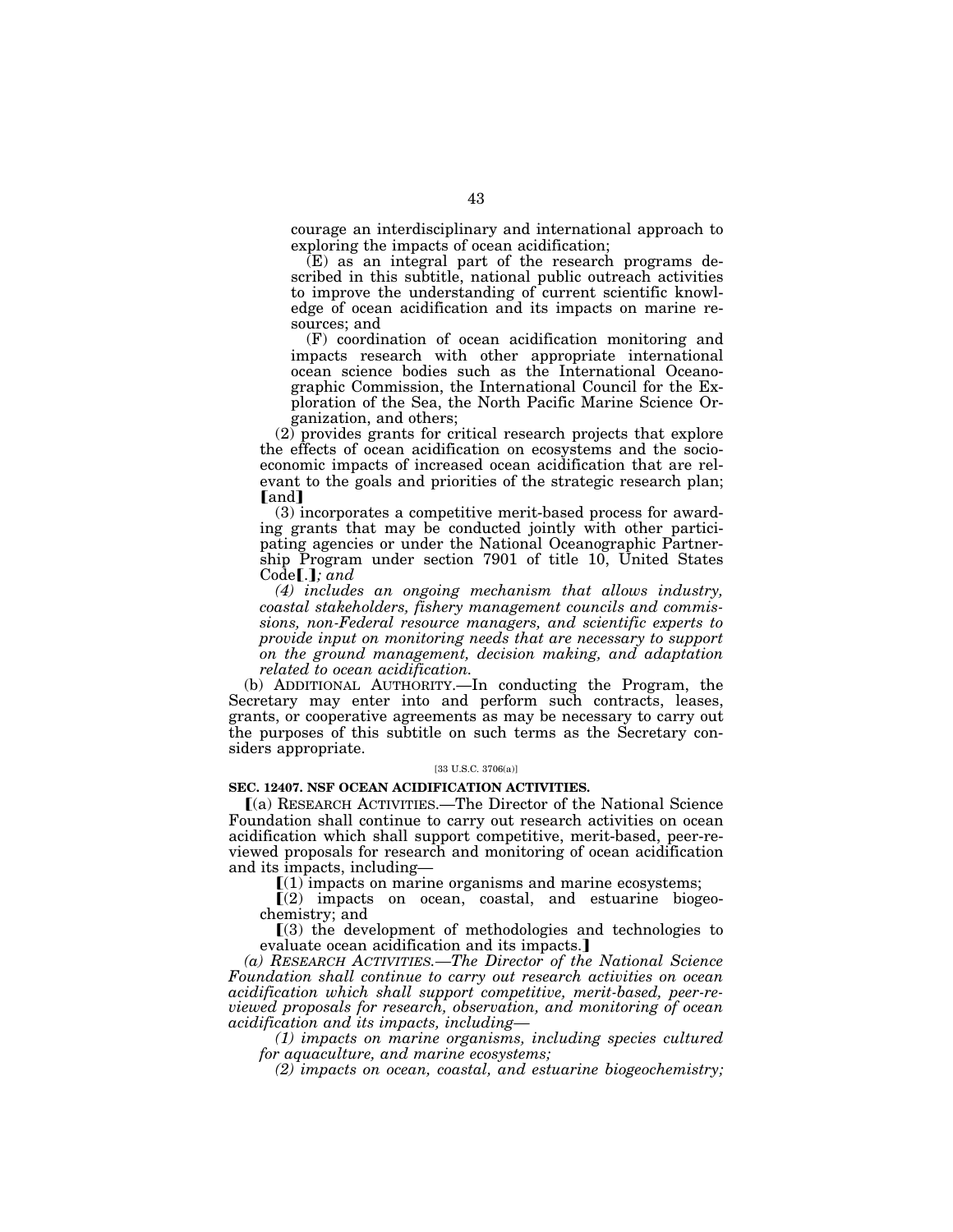courage an interdisciplinary and international approach to exploring the impacts of ocean acidification;

(E) as an integral part of the research programs described in this subtitle, national public outreach activities to improve the understanding of current scientific knowledge of ocean acidification and its impacts on marine resources; and

(F) coordination of ocean acidification monitoring and impacts research with other appropriate international ocean science bodies such as the International Oceanographic Commission, the International Council for the Exploration of the Sea, the North Pacific Marine Science Organization, and others;

(2) provides grants for critical research projects that explore the effects of ocean acidification on ecosystems and the socioeconomic impacts of increased ocean acidification that are relevant to the goals and priorities of the strategic research plan; ⟦and⟧

(3) incorporates a competitive merit-based process for awarding grants that may be conducted jointly with other participating agencies or under the National Oceanographic Partnership Program under section 7901 of title 10, United States Code⟦.⟧*; and*

*(4) includes an ongoing mechanism that allows industry, coastal stakeholders, fishery management councils and commissions, non-Federal resource managers, and scientific experts to provide input on monitoring needs that are necessary to support on the ground management, decision making, and adaptation related to ocean acidification.*

(b) ADDITIONAL AUTHORITY.—In conducting the Program, the Secretary may enter into and perform such contracts, leases, grants, or cooperative agreements as may be necessary to carry out the purposes of this subtitle on such terms as the Secretary considers appropriate.

[33 U.S.C. 3706(a)]

**SEC. 12407. NSF OCEAN ACIDIFICATION ACTIVITIES.**

⟦(a) RESEARCH ACTIVITIES.—The Director of the National Science Foundation shall continue to carry out research activities on ocean acidification which shall support competitive, merit-based, peer-reviewed proposals for research and monitoring of ocean acidification and its impacts, including—

⟦(1) impacts on marine organisms and marine ecosystems;

⟦(2) impacts on ocean, coastal, and estuarine biogeochemistry; and

⟦(3) the development of methodologies and technologies to evaluate ocean acidification and its impacts.⟧

*(a) RESEARCH ACTIVITIES.—The Director of the National Science Foundation shall continue to carry out research activities on ocean acidification which shall support competitive, merit-based, peer-reviewed proposals for research, observation, and monitoring of ocean acidification and its impacts, including—*

*(1) impacts on marine organisms, including species cultured for aquaculture, and marine ecosystems;*

*(2) impacts on ocean, coastal, and estuarine biogeochemistry;*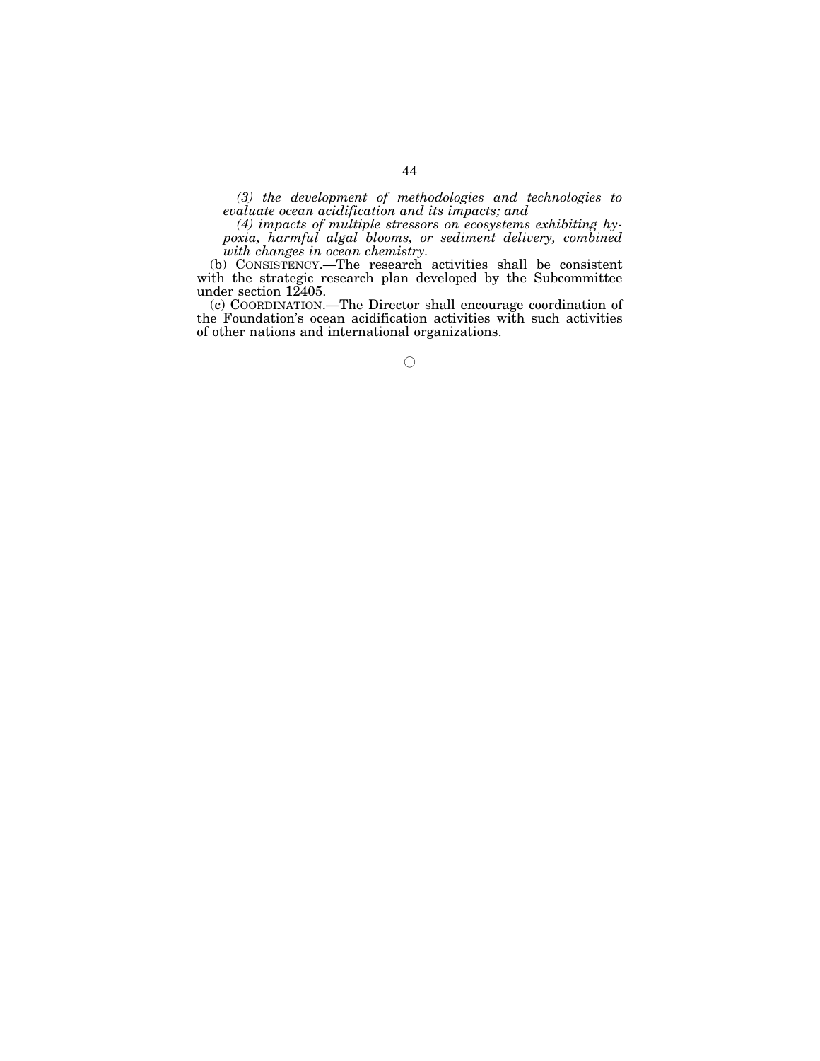*(3) the development of methodologies and technologies to evaluate ocean acidification and its impacts; and*

*(4) impacts of multiple stressors on ecosystems exhibiting hypoxia, harmful algal blooms, or sediment delivery, combined with changes in ocean chemistry.*

(b) CONSISTENCY.—The research activities shall be consistent with the strategic research plan developed by the Subcommittee under section 12405.

(c) COORDINATION.—The Director shall encourage coordination of the Foundation's ocean acidification activities with such activities of other nations and international organizations.

○